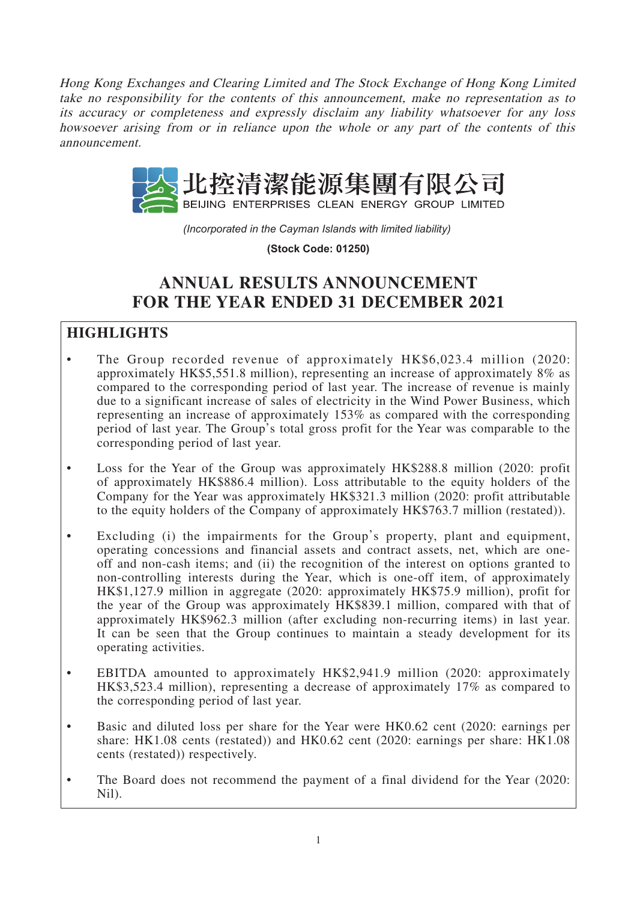*Hong Kong Exchanges and Clearing Limited and The Stock Exchange of Hong Kong Limited take no responsibility for the contents of this announcement, make no representation as to its accuracy or completeness and expressly disclaim any liability whatsoever for any loss howsoever arising from or in reliance upon the whole or any part of the contents of this announcement.*

北控清潔能源集團有限公司
BEIJING ENTERPRISES CLEAN ENERGY GROUP LIMITED

*(Incorporated in the Cayman Islands with limited liability)*

**(Stock Code: 01250)**

# ANNUAL RESULTS ANNOUNCEMENT FOR THE YEAR ENDED 31 DECEMBER 2021

## HIGHLIGHTS

- The Group recorded revenue of approximately HK$6,023.4 million (2020: approximately HK$5,551.8 million), representing an increase of approximately 8% as compared to the corresponding period of last year. The increase of revenue is mainly due to a significant increase of sales of electricity in the Wind Power Business, which representing an increase of approximately 153% as compared with the corresponding period of last year. The Group's total gross profit for the Year was comparable to the corresponding period of last year.
- Loss for the Year of the Group was approximately HK$288.8 million (2020: profit of approximately HK$886.4 million). Loss attributable to the equity holders of the Company for the Year was approximately HK$321.3 million (2020: profit attributable to the equity holders of the Company of approximately HK$763.7 million (restated)).
- Excluding (i) the impairments for the Group's property, plant and equipment, operating concessions and financial assets and contract assets, net, which are one-off and non-cash items; and (ii) the recognition of the interest on options granted to non-controlling interests during the Year, which is one-off item, of approximately HK$1,127.9 million in aggregate (2020: approximately HK$75.9 million), profit for the year of the Group was approximately HK$839.1 million, compared with that of approximately HK$962.3 million (after excluding non-recurring items) in last year. It can be seen that the Group continues to maintain a steady development for its operating activities.
- EBITDA amounted to approximately HK$2,941.9 million (2020: approximately HK$3,523.4 million), representing a decrease of approximately 17% as compared to the corresponding period of last year.
- Basic and diluted loss per share for the Year were HK0.62 cent (2020: earnings per share: HK1.08 cents (restated)) and HK0.62 cent (2020: earnings per share: HK1.08 cents (restated)) respectively.
- The Board does not recommend the payment of a final dividend for the Year (2020: Nil).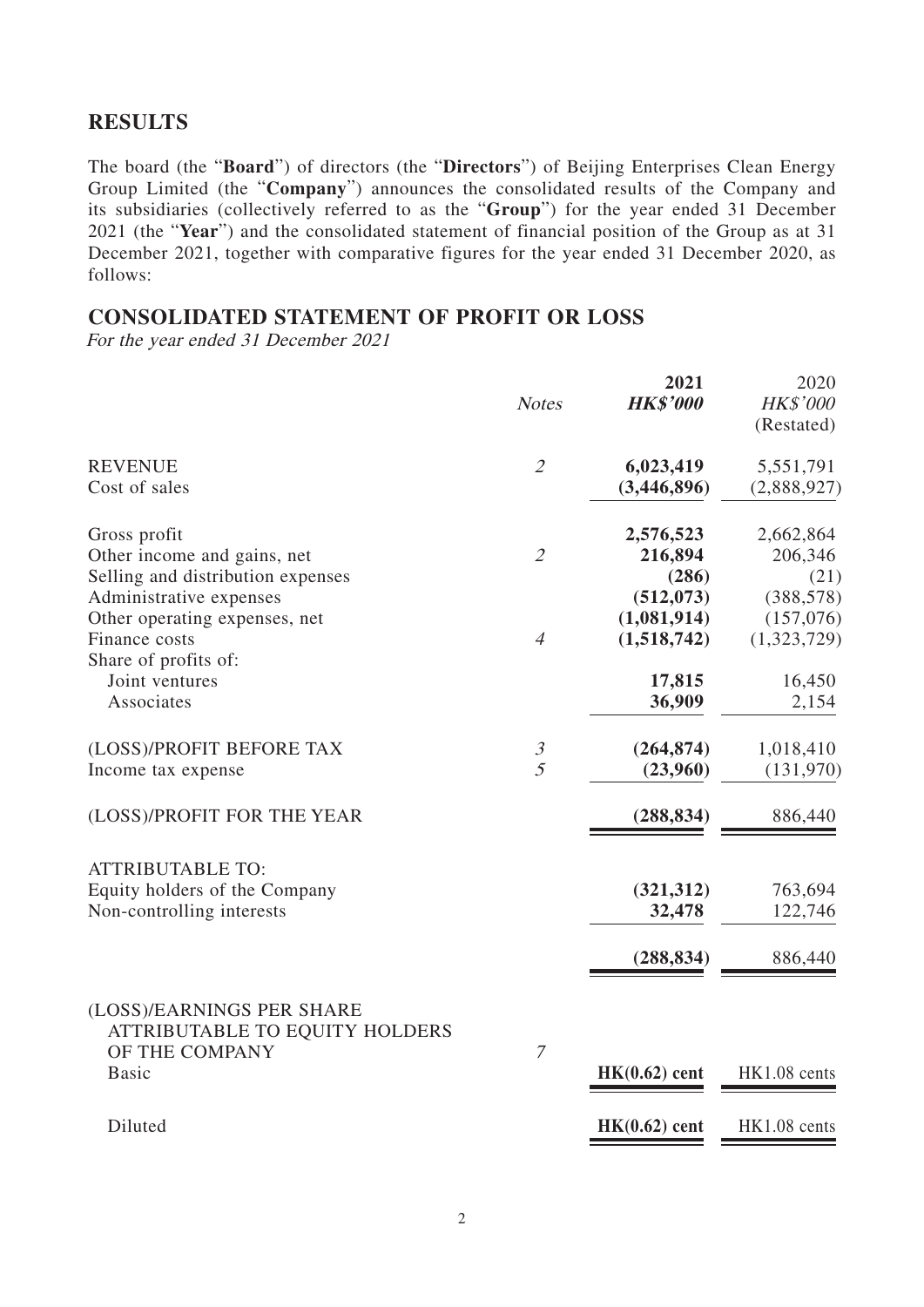## RESULTS

The board (the "**Board**") of directors (the "**Directors**") of Beijing Enterprises Clean Energy Group Limited (the "**Company**") announces the consolidated results of the Company and its subsidiaries (collectively referred to as the "**Group**") for the year ended 31 December 2021 (the "**Year**") and the consolidated statement of financial position of the Group as at 31 December 2021, together with comparative figures for the year ended 31 December 2020, as follows:

## CONSOLIDATED STATEMENT OF PROFIT OR LOSS

*For the year ended 31 December 2021*

| | *Notes* | **2021** | 2020 |
|---|---|---|---|
| | | ***HK$'000*** | *HK$'000* |
| | | | (Restated) |
| REVENUE | *2* | **6,023,419** | 5,551,791 |
| Cost of sales | | **(3,446,896)** | (2,888,927) |
| Gross profit | | **2,576,523** | 2,662,864 |
| Other income and gains, net | *2* | **216,894** | 206,346 |
| Selling and distribution expenses | | **(286)** | (21) |
| Administrative expenses | | **(512,073)** | (388,578) |
| Other operating expenses, net | | **(1,081,914)** | (157,076) |
| Finance costs | *4* | **(1,518,742)** | (1,323,729) |
| Share of profits of: | | | |
| Joint ventures | | **17,815** | 16,450 |
| Associates | | **36,909** | 2,154 |
| (LOSS)/PROFIT BEFORE TAX | *3* | **(264,874)** | 1,018,410 |
| Income tax expense | *5* | **(23,960)** | (131,970) |
| (LOSS)/PROFIT FOR THE YEAR | | **(288,834)** | 886,440 |
| ATTRIBUTABLE TO: | | | |
| Equity holders of the Company | | **(321,312)** | 763,694 |
| Non-controlling interests | | **32,478** | 122,746 |
| | | **(288,834)** | 886,440 |
| (LOSS)/EARNINGS PER SHARE ATTRIBUTABLE TO EQUITY HOLDERS OF THE COMPANY | *7* | | |
| Basic | | **HK(0.62) cent** | HK1.08 cents |
| Diluted | | **HK(0.62) cent** | HK1.08 cents |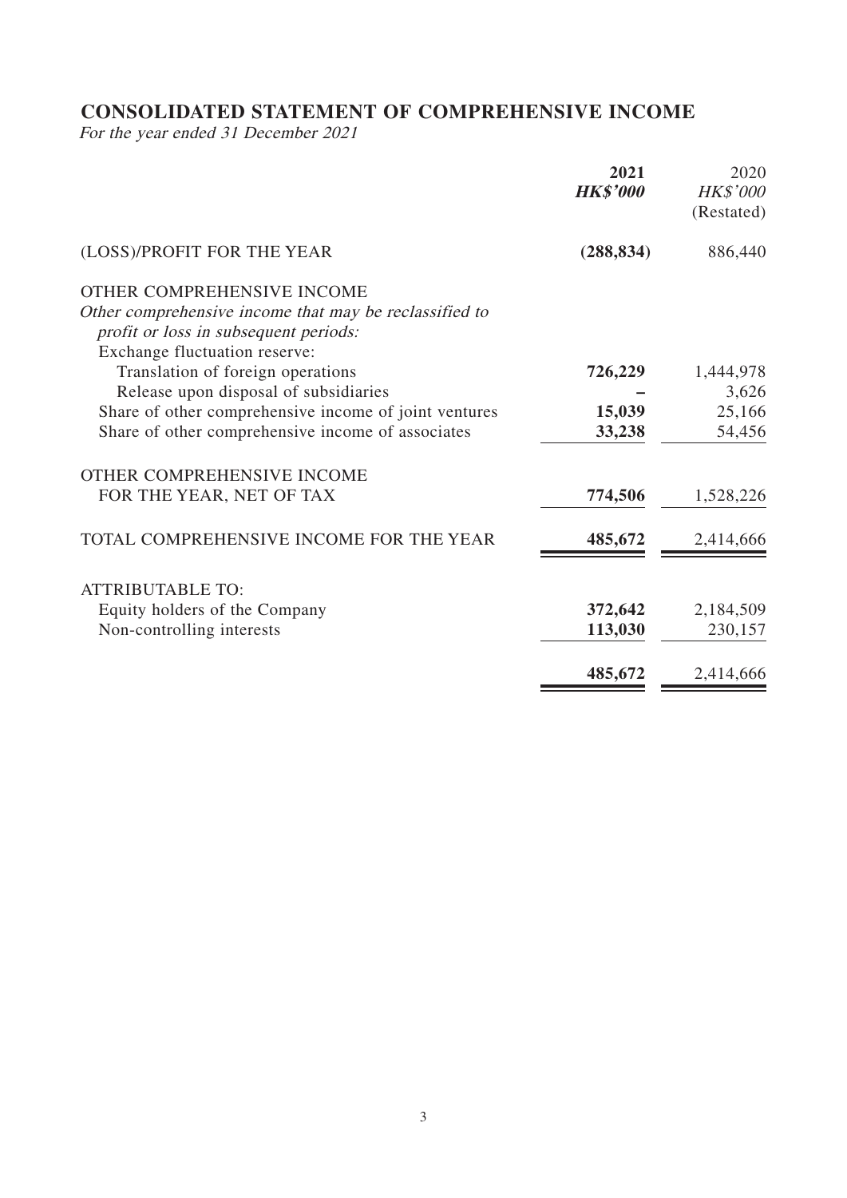# CONSOLIDATED STATEMENT OF COMPREHENSIVE INCOME

*For the year ended 31 December 2021*

| | **2021** | 2020 |
|---|---|---|
| | ***HK$'000*** | *HK$'000* |
| | | (Restated) |
| (LOSS)/PROFIT FOR THE YEAR | **(288,834)** | 886,440 |
| OTHER COMPREHENSIVE INCOME | | |
| *Other comprehensive income that may be reclassified to profit or loss in subsequent periods:* | | |
| Exchange fluctuation reserve: | | |
| Translation of foreign operations | **726,229** | 1,444,978 |
| Release upon disposal of subsidiaries | **–** | 3,626 |
| Share of other comprehensive income of joint ventures | **15,039** | 25,166 |
| Share of other comprehensive income of associates | **33,238** | 54,456 |
| OTHER COMPREHENSIVE INCOME FOR THE YEAR, NET OF TAX | **774,506** | 1,528,226 |
| TOTAL COMPREHENSIVE INCOME FOR THE YEAR | **485,672** | 2,414,666 |
| ATTRIBUTABLE TO: | | |
| Equity holders of the Company | **372,642** | 2,184,509 |
| Non-controlling interests | **113,030** | 230,157 |
| | **485,672** | 2,414,666 |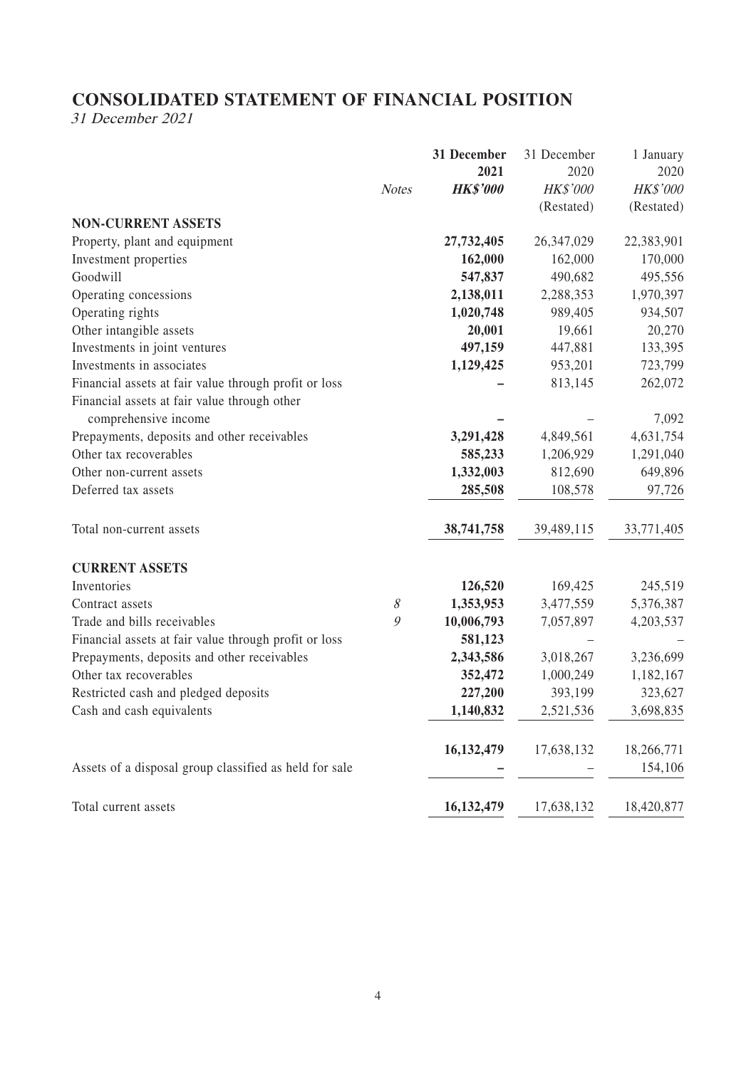# CONSOLIDATED STATEMENT OF FINANCIAL POSITION

*31 December 2021*

| | Notes | 31 December 2021 | 31 December 2020 | 1 January 2020 |
|---|---|---|---|---|
| | | ***HK$'000*** | *HK$'000* | *HK$'000* |
| | | | (Restated) | (Restated) |
| **NON-CURRENT ASSETS** | | | | |
| Property, plant and equipment | | **27,732,405** | 26,347,029 | 22,383,901 |
| Investment properties | | **162,000** | 162,000 | 170,000 |
| Goodwill | | **547,837** | 490,682 | 495,556 |
| Operating concessions | | **2,138,011** | 2,288,353 | 1,970,397 |
| Operating rights | | **1,020,748** | 989,405 | 934,507 |
| Other intangible assets | | **20,001** | 19,661 | 20,270 |
| Investments in joint ventures | | **497,159** | 447,881 | 133,395 |
| Investments in associates | | **1,129,425** | 953,201 | 723,799 |
| Financial assets at fair value through profit or loss | | **–** | 813,145 | 262,072 |
| Financial assets at fair value through other comprehensive income | | **–** | – | 7,092 |
| Prepayments, deposits and other receivables | | **3,291,428** | 4,849,561 | 4,631,754 |
| Other tax recoverables | | **585,233** | 1,206,929 | 1,291,040 |
| Other non-current assets | | **1,332,003** | 812,690 | 649,896 |
| Deferred tax assets | | **285,508** | 108,578 | 97,726 |
| Total non-current assets | | **38,741,758** | 39,489,115 | 33,771,405 |
| **CURRENT ASSETS** | | | | |
| Inventories | | **126,520** | 169,425 | 245,519 |
| Contract assets | *8* | **1,353,953** | 3,477,559 | 5,376,387 |
| Trade and bills receivables | *9* | **10,006,793** | 7,057,897 | 4,203,537 |
| Financial assets at fair value through profit or loss | | **581,123** | – | – |
| Prepayments, deposits and other receivables | | **2,343,586** | 3,018,267 | 3,236,699 |
| Other tax recoverables | | **352,472** | 1,000,249 | 1,182,167 |
| Restricted cash and pledged deposits | | **227,200** | 393,199 | 323,627 |
| Cash and cash equivalents | | **1,140,832** | 2,521,536 | 3,698,835 |
| | | **16,132,479** | 17,638,132 | 18,266,771 |
| Assets of a disposal group classified as held for sale | | **–** | – | 154,106 |
| Total current assets | | **16,132,479** | 17,638,132 | 18,420,877 |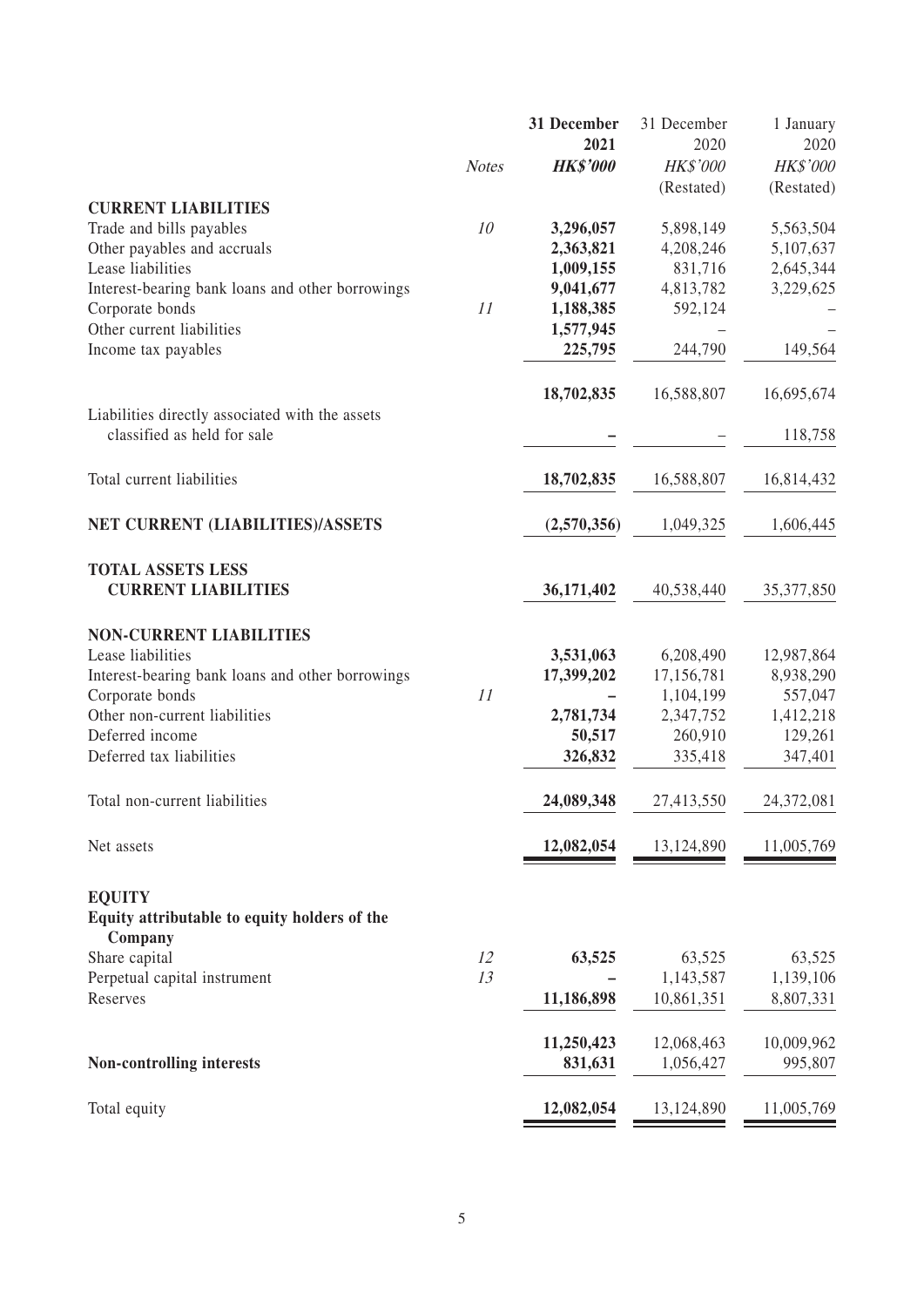| | Notes | **31 December 2021 HK$'000** | 31 December 2020 HK$'000 (Restated) | 1 January 2020 HK$'000 (Restated) |
|---|---|---|---|---|
| **CURRENT LIABILITIES** | | | | |
| Trade and bills payables | 10 | **3,296,057** | 5,898,149 | 5,563,504 |
| Other payables and accruals | | **2,363,821** | 4,208,246 | 5,107,637 |
| Lease liabilities | | **1,009,155** | 831,716 | 2,645,344 |
| Interest-bearing bank loans and other borrowings | | **9,041,677** | 4,813,782 | 3,229,625 |
| Corporate bonds | 11 | **1,188,385** | 592,124 | – |
| Other current liabilities | | **1,577,945** | – | – |
| Income tax payables | | **225,795** | 244,790 | 149,564 |
| | | **18,702,835** | 16,588,807 | 16,695,674 |
| Liabilities directly associated with the assets classified as held for sale | | **–** | – | 118,758 |
| Total current liabilities | | **18,702,835** | 16,588,807 | 16,814,432 |
| **NET CURRENT (LIABILITIES)/ASSETS** | | **(2,570,356)** | 1,049,325 | 1,606,445 |
| **TOTAL ASSETS LESS CURRENT LIABILITIES** | | **36,171,402** | 40,538,440 | 35,377,850 |
| **NON-CURRENT LIABILITIES** | | | | |
| Lease liabilities | | **3,531,063** | 6,208,490 | 12,987,864 |
| Interest-bearing bank loans and other borrowings | | **17,399,202** | 17,156,781 | 8,938,290 |
| Corporate bonds | 11 | **–** | 1,104,199 | 557,047 |
| Other non-current liabilities | | **2,781,734** | 2,347,752 | 1,412,218 |
| Deferred income | | **50,517** | 260,910 | 129,261 |
| Deferred tax liabilities | | **326,832** | 335,418 | 347,401 |
| Total non-current liabilities | | **24,089,348** | 27,413,550 | 24,372,081 |
| Net assets | | **12,082,054** | 13,124,890 | 11,005,769 |
| **EQUITY** | | | | |
| **Equity attributable to equity holders of the Company** | | | | |
| Share capital | 12 | **63,525** | 63,525 | 63,525 |
| Perpetual capital instrument | 13 | **–** | 1,143,587 | 1,139,106 |
| Reserves | | **11,186,898** | 10,861,351 | 8,807,331 |
| | | **11,250,423** | 12,068,463 | 10,009,962 |
| **Non-controlling interests** | | **831,631** | 1,056,427 | 995,807 |
| Total equity | | **12,082,054** | 13,124,890 | 11,005,769 |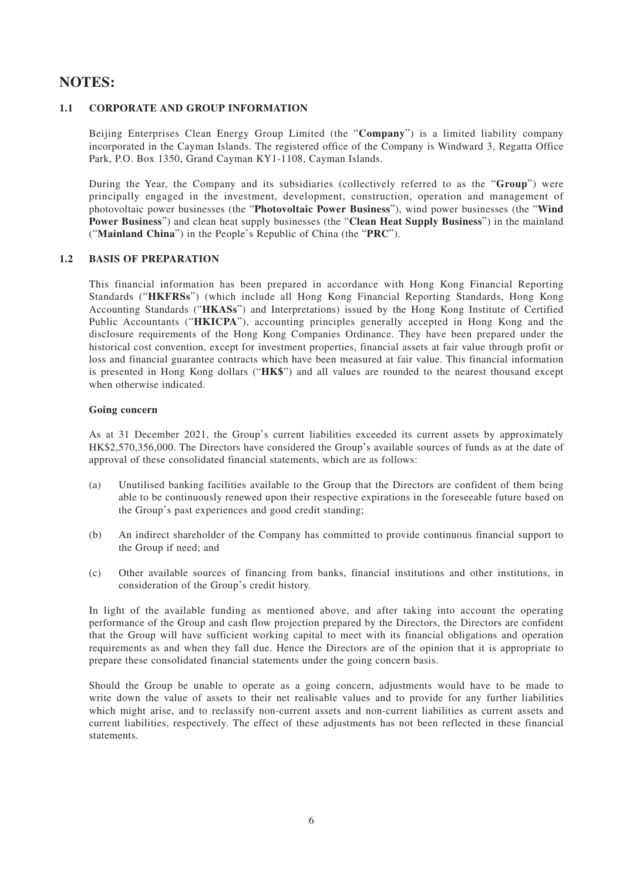# NOTES:

## 1.1 CORPORATE AND GROUP INFORMATION

Beijing Enterprises Clean Energy Group Limited (the "**Company**") is a limited liability company incorporated in the Cayman Islands. The registered office of the Company is Windward 3, Regatta Office Park, P.O. Box 1350, Grand Cayman KY1-1108, Cayman Islands.

During the Year, the Company and its subsidiaries (collectively referred to as the "**Group**") were principally engaged in the investment, development, construction, operation and management of photovoltaic power businesses (the "**Photovoltaic Power Business**"), wind power businesses (the "**Wind Power Business**") and clean heat supply businesses (the "**Clean Heat Supply Business**") in the mainland ("**Mainland China**") in the People's Republic of China (the "**PRC**").

## 1.2 BASIS OF PREPARATION

This financial information has been prepared in accordance with Hong Kong Financial Reporting Standards ("**HKFRSs**") (which include all Hong Kong Financial Reporting Standards, Hong Kong Accounting Standards ("**HKASs**") and Interpretations) issued by the Hong Kong Institute of Certified Public Accountants ("**HKICPA**"), accounting principles generally accepted in Hong Kong and the disclosure requirements of the Hong Kong Companies Ordinance. They have been prepared under the historical cost convention, except for investment properties, financial assets at fair value through profit or loss and financial guarantee contracts which have been measured at fair value. This financial information is presented in Hong Kong dollars ("**HK$**") and all values are rounded to the nearest thousand except when otherwise indicated.

**Going concern**

As at 31 December 2021, the Group's current liabilities exceeded its current assets by approximately HK$2,570,356,000. The Directors have considered the Group's available sources of funds as at the date of approval of these consolidated financial statements, which are as follows:

(a) Unutilised banking facilities available to the Group that the Directors are confident of them being able to be continuously renewed upon their respective expirations in the foreseeable future based on the Group's past experiences and good credit standing;

(b) An indirect shareholder of the Company has committed to provide continuous financial support to the Group if need; and

(c) Other available sources of financing from banks, financial institutions and other institutions, in consideration of the Group's credit history.

In light of the available funding as mentioned above, and after taking into account the operating performance of the Group and cash flow projection prepared by the Directors, the Directors are confident that the Group will have sufficient working capital to meet with its financial obligations and operation requirements as and when they fall due. Hence the Directors are of the opinion that it is appropriate to prepare these consolidated financial statements under the going concern basis.

Should the Group be unable to operate as a going concern, adjustments would have to be made to write down the value of assets to their net realisable values and to provide for any further liabilities which might arise, and to reclassify non-current assets and non-current liabilities as current assets and current liabilities, respectively. The effect of these adjustments has not been reflected in these financial statements.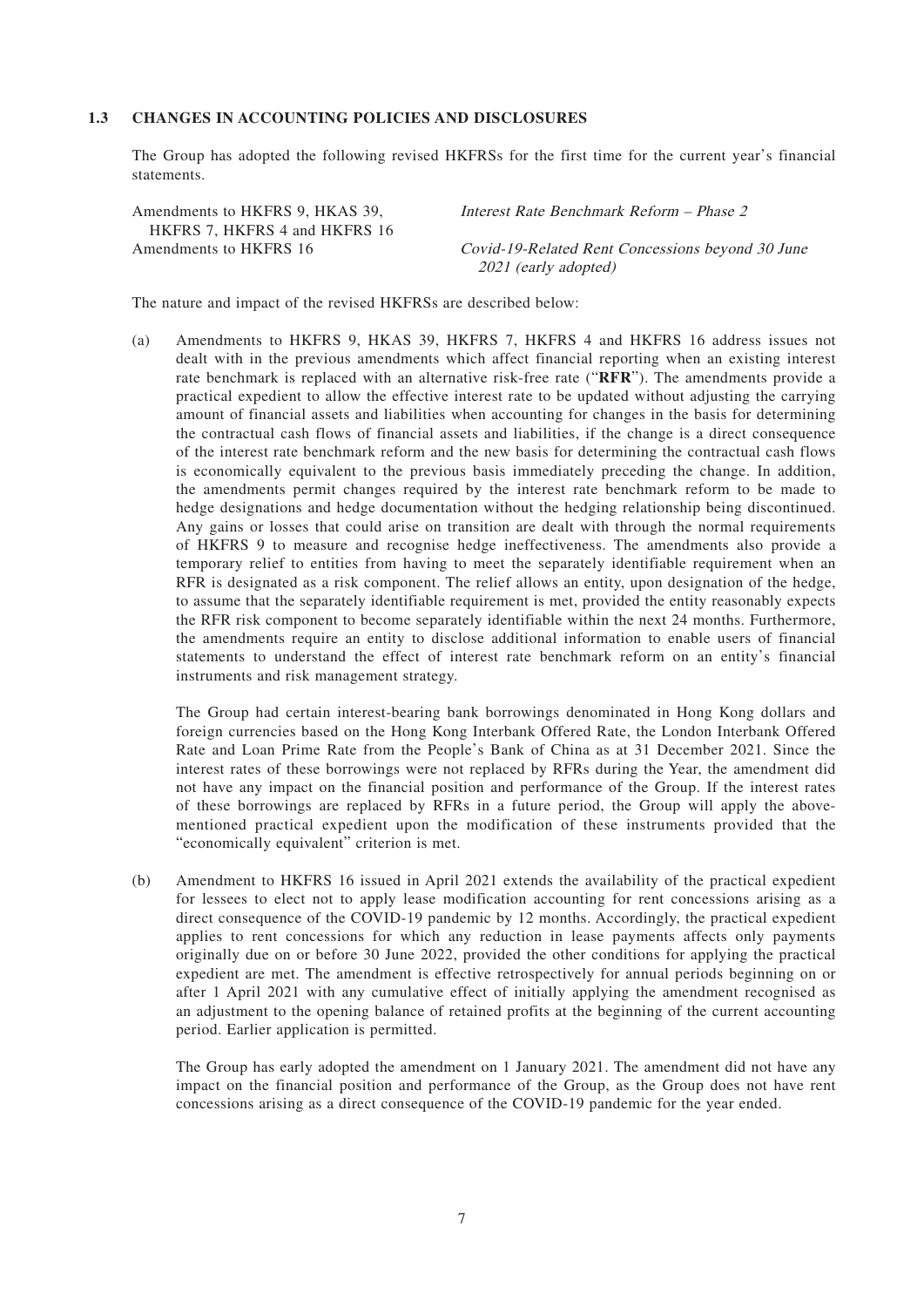### 1.3 CHANGES IN ACCOUNTING POLICIES AND DISCLOSURES

The Group has adopted the following revised HKFRSs for the first time for the current year's financial statements.

| | |
|---|---|
| Amendments to HKFRS 9, HKAS 39, HKFRS 7, HKFRS 4 and HKFRS 16 | *Interest Rate Benchmark Reform – Phase 2* |
| Amendments to HKFRS 16 | *Covid-19-Related Rent Concessions beyond 30 June 2021 (early adopted)* |

The nature and impact of the revised HKFRSs are described below:

(a) Amendments to HKFRS 9, HKAS 39, HKFRS 7, HKFRS 4 and HKFRS 16 address issues not dealt with in the previous amendments which affect financial reporting when an existing interest rate benchmark is replaced with an alternative risk-free rate ("**RFR**"). The amendments provide a practical expedient to allow the effective interest rate to be updated without adjusting the carrying amount of financial assets and liabilities when accounting for changes in the basis for determining the contractual cash flows of financial assets and liabilities, if the change is a direct consequence of the interest rate benchmark reform and the new basis for determining the contractual cash flows is economically equivalent to the previous basis immediately preceding the change. In addition, the amendments permit changes required by the interest rate benchmark reform to be made to hedge designations and hedge documentation without the hedging relationship being discontinued. Any gains or losses that could arise on transition are dealt with through the normal requirements of HKFRS 9 to measure and recognise hedge ineffectiveness. The amendments also provide a temporary relief to entities from having to meet the separately identifiable requirement when an RFR is designated as a risk component. The relief allows an entity, upon designation of the hedge, to assume that the separately identifiable requirement is met, provided the entity reasonably expects the RFR risk component to become separately identifiable within the next 24 months. Furthermore, the amendments require an entity to disclose additional information to enable users of financial statements to understand the effect of interest rate benchmark reform on an entity's financial instruments and risk management strategy.

The Group had certain interest-bearing bank borrowings denominated in Hong Kong dollars and foreign currencies based on the Hong Kong Interbank Offered Rate, the London Interbank Offered Rate and Loan Prime Rate from the People's Bank of China as at 31 December 2021. Since the interest rates of these borrowings were not replaced by RFRs during the Year, the amendment did not have any impact on the financial position and performance of the Group. If the interest rates of these borrowings are replaced by RFRs in a future period, the Group will apply the above-mentioned practical expedient upon the modification of these instruments provided that the "economically equivalent" criterion is met.

(b) Amendment to HKFRS 16 issued in April 2021 extends the availability of the practical expedient for lessees to elect not to apply lease modification accounting for rent concessions arising as a direct consequence of the COVID-19 pandemic by 12 months. Accordingly, the practical expedient applies to rent concessions for which any reduction in lease payments affects only payments originally due on or before 30 June 2022, provided the other conditions for applying the practical expedient are met. The amendment is effective retrospectively for annual periods beginning on or after 1 April 2021 with any cumulative effect of initially applying the amendment recognised as an adjustment to the opening balance of retained profits at the beginning of the current accounting period. Earlier application is permitted.

The Group has early adopted the amendment on 1 January 2021. The amendment did not have any impact on the financial position and performance of the Group, as the Group does not have rent concessions arising as a direct consequence of the COVID-19 pandemic for the year ended.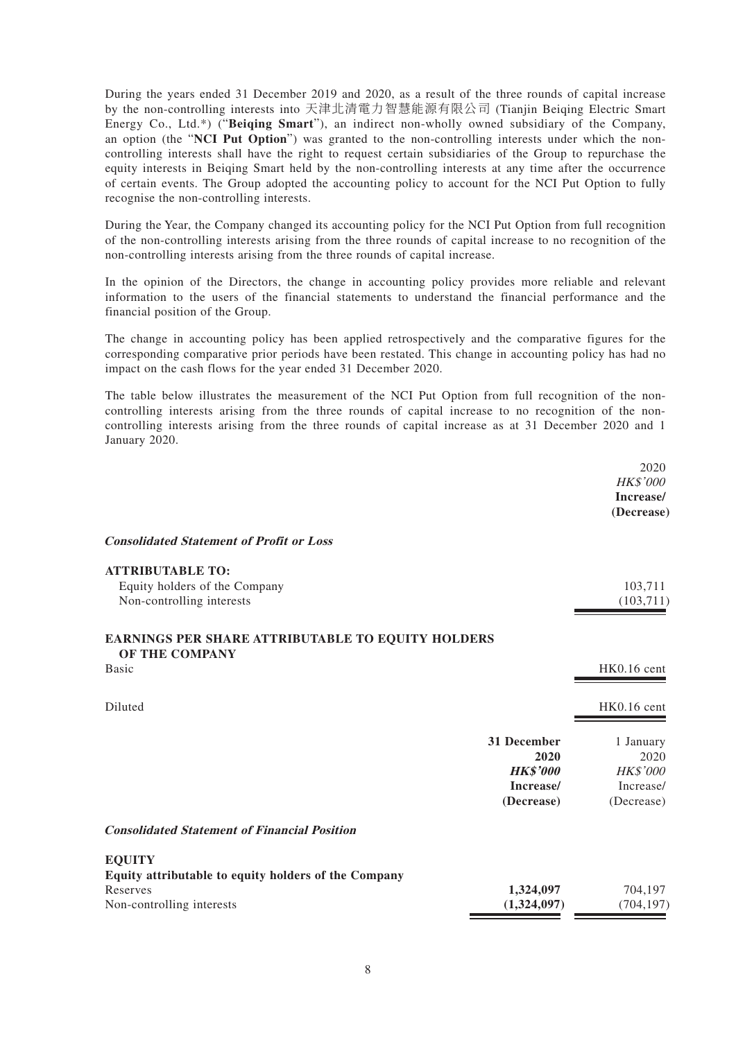During the years ended 31 December 2019 and 2020, as a result of the three rounds of capital increase by the non-controlling interests into 天津北清電力智慧能源有限公司 (Tianjin Beiqing Electric Smart Energy Co., Ltd.*) ("**Beiqing Smart**"), an indirect non-wholly owned subsidiary of the Company, an option (the "**NCI Put Option**") was granted to the non-controlling interests under which the non-controlling interests shall have the right to request certain subsidiaries of the Group to repurchase the equity interests in Beiqing Smart held by the non-controlling interests at any time after the occurrence of certain events. The Group adopted the accounting policy to account for the NCI Put Option to fully recognise the non-controlling interests.

During the Year, the Company changed its accounting policy for the NCI Put Option from full recognition of the non-controlling interests arising from the three rounds of capital increase to no recognition of the non-controlling interests arising from the three rounds of capital increase.

In the opinion of the Directors, the change in accounting policy provides more reliable and relevant information to the users of the financial statements to understand the financial performance and the financial position of the Group.

The change in accounting policy has been applied retrospectively and the comparative figures for the corresponding comparative prior periods have been restated. This change in accounting policy has had no impact on the cash flows for the year ended 31 December 2020.

The table below illustrates the measurement of the NCI Put Option from full recognition of the non-controlling interests arising from the three rounds of capital increase to no recognition of the non-controlling interests arising from the three rounds of capital increase as at 31 December 2020 and 1 January 2020.

| | 2020<br>*HK$'000*<br>**Increase/<br>(Decrease)** |
|---|---|
| ***Consolidated Statement of Profit or Loss*** | |
| **ATTRIBUTABLE TO:** | |
| Equity holders of the Company | 103,711 |
| Non-controlling interests | (103,711) |
| **EARNINGS PER SHARE ATTRIBUTABLE TO EQUITY HOLDERS OF THE COMPANY** | |
| Basic | HK0.16 cent |
| Diluted | HK0.16 cent |

| | **31 December<br>2020<br>*HK$'000*<br>Increase/<br>(Decrease)** | 1 January<br>2020<br>*HK$'000*<br>Increase/<br>(Decrease) |
|---|---|---|
| ***Consolidated Statement of Financial Position*** | | |
| **EQUITY** | | |
| **Equity attributable to equity holders of the Company** | | |
| Reserves | **1,324,097** | 704,197 |
| Non-controlling interests | **(1,324,097)** | (704,197) |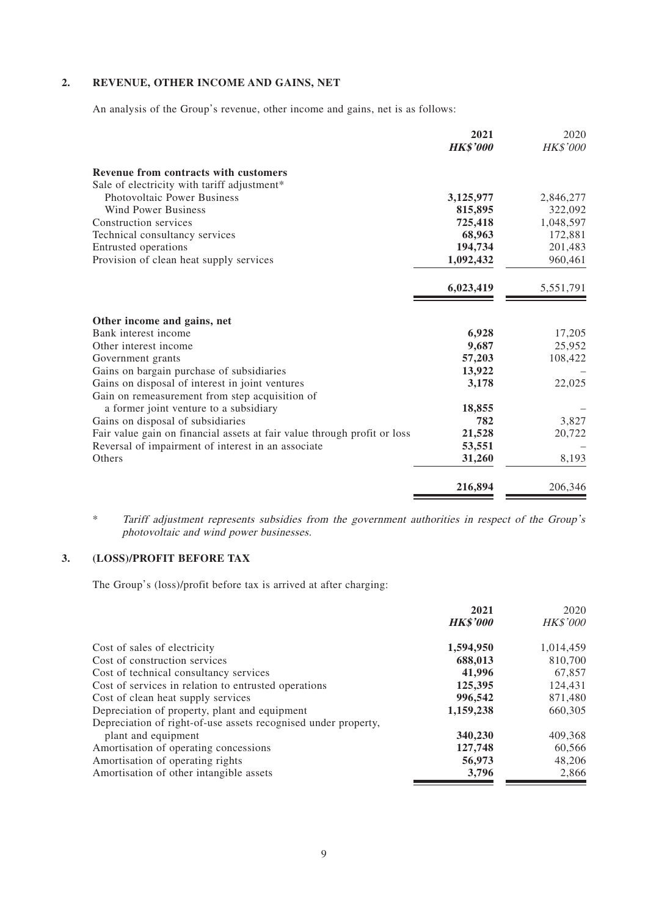## 2. REVENUE, OTHER INCOME AND GAINS, NET

An analysis of the Group's revenue, other income and gains, net is as follows:

| | 2021<br>*HK$'000* | 2020<br>*HK$'000* |
|---|---|---|
| **Revenue from contracts with customers** | | |
| Sale of electricity with tariff adjustment* | | |
| Photovoltaic Power Business | **3,125,977** | 2,846,277 |
| Wind Power Business | **815,895** | 322,092 |
| Construction services | **725,418** | 1,048,597 |
| Technical consultancy services | **68,963** | 172,881 |
| Entrusted operations | **194,734** | 201,483 |
| Provision of clean heat supply services | **1,092,432** | 960,461 |
| | **6,023,419** | 5,551,791 |
| **Other income and gains, net** | | |
| Bank interest income | **6,928** | 17,205 |
| Other interest income | **9,687** | 25,952 |
| Government grants | **57,203** | 108,422 |
| Gains on bargain purchase of subsidiaries | **13,922** | – |
| Gains on disposal of interest in joint ventures | **3,178** | 22,025 |
| Gain on remeasurement from step acquisition of a former joint venture to a subsidiary | **18,855** | – |
| Gains on disposal of subsidiaries | **782** | 3,827 |
| Fair value gain on financial assets at fair value through profit or loss | **21,528** | 20,722 |
| Reversal of impairment of interest in an associate | **53,551** | – |
| Others | **31,260** | 8,193 |
| | **216,894** | 206,346 |

\* *Tariff adjustment represents subsidies from the government authorities in respect of the Group's photovoltaic and wind power businesses.*

## 3. (LOSS)/PROFIT BEFORE TAX

The Group's (loss)/profit before tax is arrived at after charging:

| | 2021<br>*HK$'000* | 2020<br>*HK$'000* |
|---|---|---|
| Cost of sales of electricity | **1,594,950** | 1,014,459 |
| Cost of construction services | **688,013** | 810,700 |
| Cost of technical consultancy services | **41,996** | 67,857 |
| Cost of services in relation to entrusted operations | **125,395** | 124,431 |
| Cost of clean heat supply services | **996,542** | 871,480 |
| Depreciation of property, plant and equipment | **1,159,238** | 660,305 |
| Depreciation of right-of-use assets recognised under property, plant and equipment | **340,230** | 409,368 |
| Amortisation of operating concessions | **127,748** | 60,566 |
| Amortisation of operating rights | **56,973** | 48,206 |
| Amortisation of other intangible assets | **3,796** | 2,866 |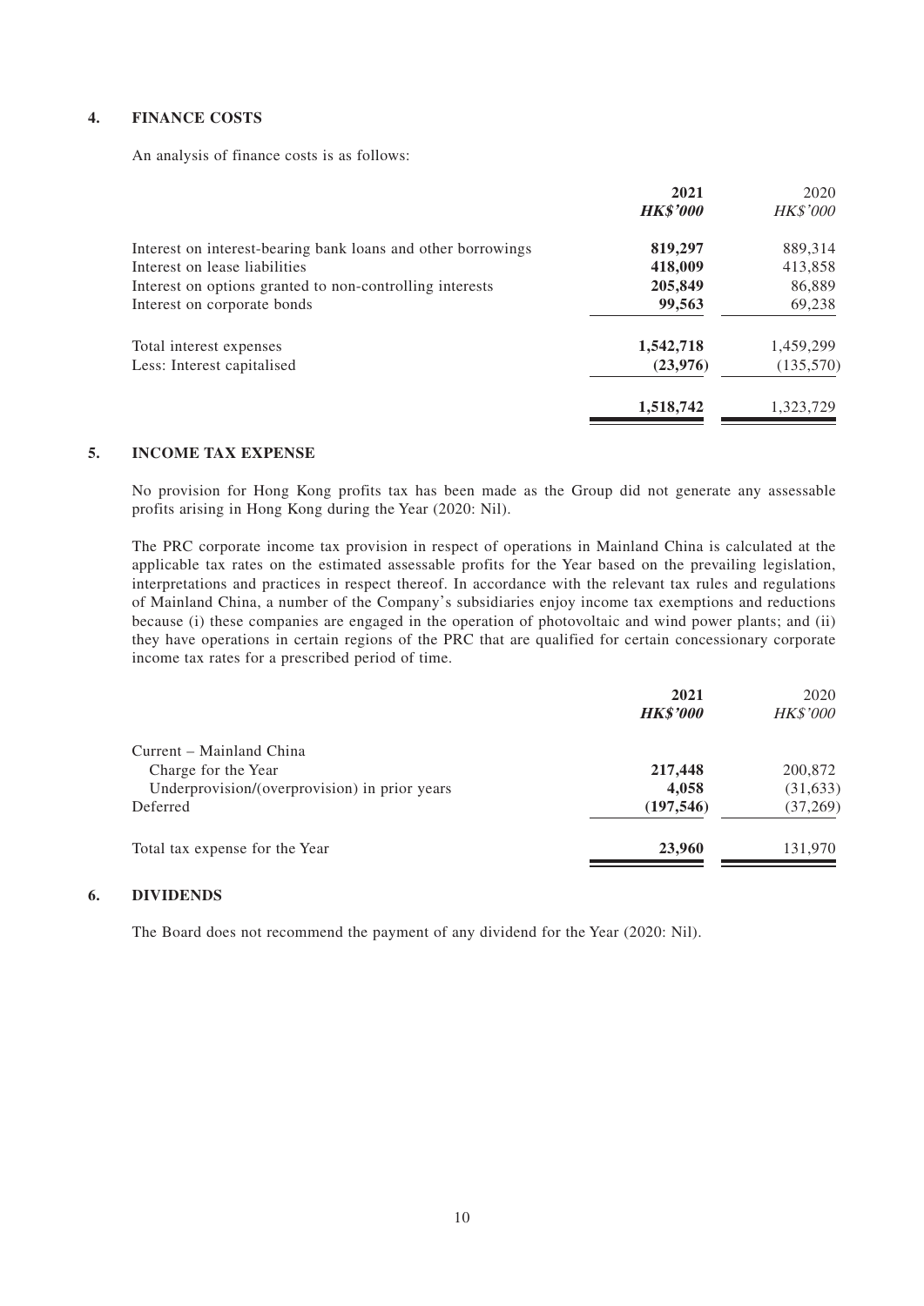## 4. FINANCE COSTS

An analysis of finance costs is as follows:

| | 2021 | 2020 |
|---|---|---|
| | ***HK$'000*** | *HK$'000* |
| Interest on interest-bearing bank loans and other borrowings | **819,297** | 889,314 |
| Interest on lease liabilities | **418,009** | 413,858 |
| Interest on options granted to non-controlling interests | **205,849** | 86,889 |
| Interest on corporate bonds | **99,563** | 69,238 |
| Total interest expenses | **1,542,718** | 1,459,299 |
| Less: Interest capitalised | **(23,976)** | (135,570) |
| | **1,518,742** | 1,323,729 |

## 5. INCOME TAX EXPENSE

No provision for Hong Kong profits tax has been made as the Group did not generate any assessable profits arising in Hong Kong during the Year (2020: Nil).

The PRC corporate income tax provision in respect of operations in Mainland China is calculated at the applicable tax rates on the estimated assessable profits for the Year based on the prevailing legislation, interpretations and practices in respect thereof. In accordance with the relevant tax rules and regulations of Mainland China, a number of the Company's subsidiaries enjoy income tax exemptions and reductions because (i) these companies are engaged in the operation of photovoltaic and wind power plants; and (ii) they have operations in certain regions of the PRC that are qualified for certain concessionary corporate income tax rates for a prescribed period of time.

| | 2021 | 2020 |
|---|---|---|
| | ***HK$'000*** | *HK$'000* |
| Current – Mainland China | | |
| Charge for the Year | **217,448** | 200,872 |
| Underprovision/(overprovision) in prior years | **4,058** | (31,633) |
| Deferred | **(197,546)** | (37,269) |
| Total tax expense for the Year | **23,960** | 131,970 |

## 6. DIVIDENDS

The Board does not recommend the payment of any dividend for the Year (2020: Nil).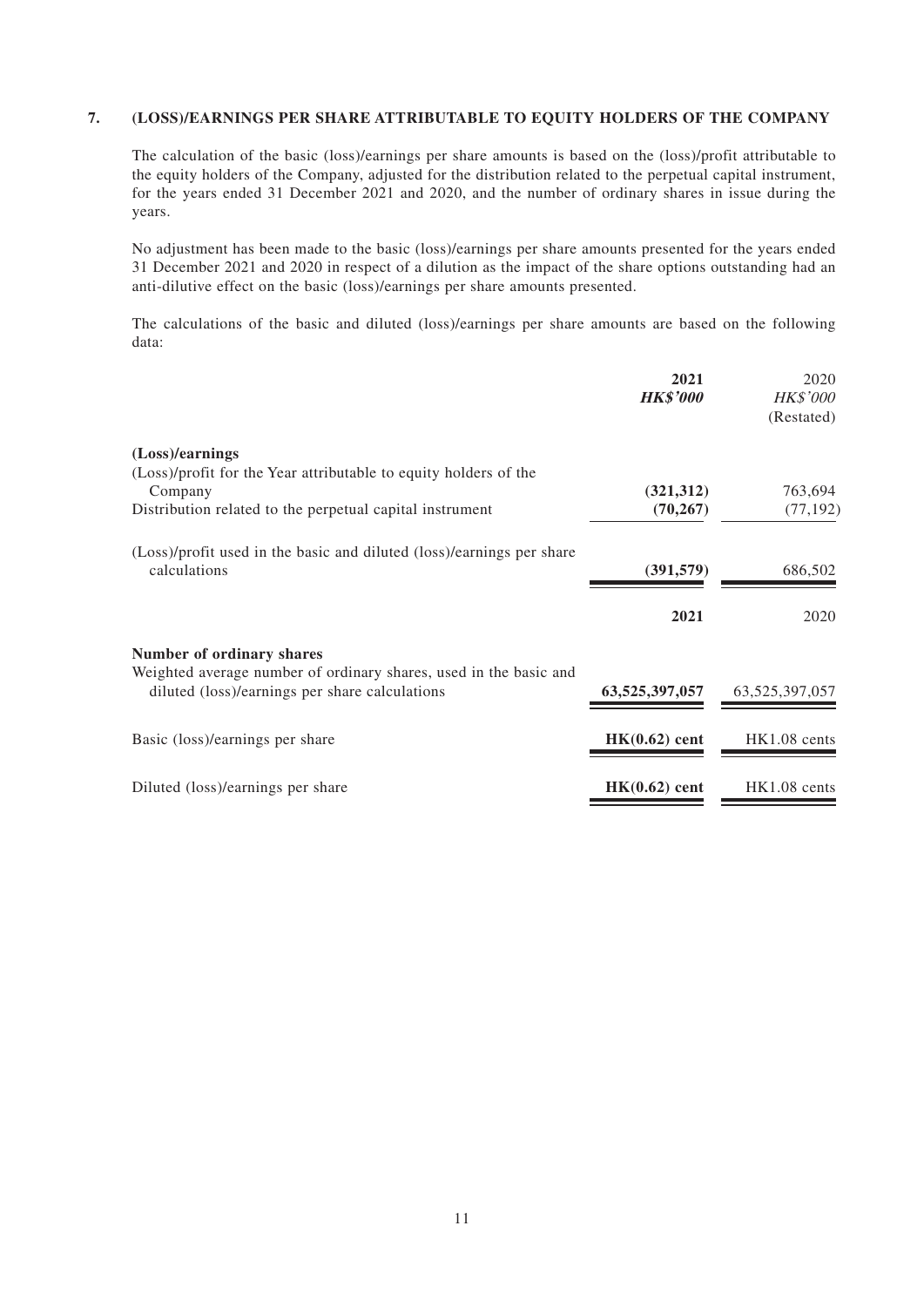## 7. (LOSS)/EARNINGS PER SHARE ATTRIBUTABLE TO EQUITY HOLDERS OF THE COMPANY

The calculation of the basic (loss)/earnings per share amounts is based on the (loss)/profit attributable to the equity holders of the Company, adjusted for the distribution related to the perpetual capital instrument, for the years ended 31 December 2021 and 2020, and the number of ordinary shares in issue during the years.

No adjustment has been made to the basic (loss)/earnings per share amounts presented for the years ended 31 December 2021 and 2020 in respect of a dilution as the impact of the share options outstanding had an anti-dilutive effect on the basic (loss)/earnings per share amounts presented.

The calculations of the basic and diluted (loss)/earnings per share amounts are based on the following data:

| | **2021** | 2020 |
|---|---|---|
| | ***HK$'000*** | *HK$'000* |
| | | (Restated) |
| **(Loss)/earnings** | | |
| (Loss)/profit for the Year attributable to equity holders of the Company | **(321,312)** | 763,694 |
| Distribution related to the perpetual capital instrument | **(70,267)** | (77,192) |
| (Loss)/profit used in the basic and diluted (loss)/earnings per share calculations | **(391,579)** | 686,502 |

| | **2021** | 2020 |
|---|---|---|
| **Number of ordinary shares** | | |
| Weighted average number of ordinary shares, used in the basic and diluted (loss)/earnings per share calculations | **63,525,397,057** | 63,525,397,057 |
| Basic (loss)/earnings per share | **HK(0.62) cent** | HK1.08 cents |
| Diluted (loss)/earnings per share | **HK(0.62) cent** | HK1.08 cents |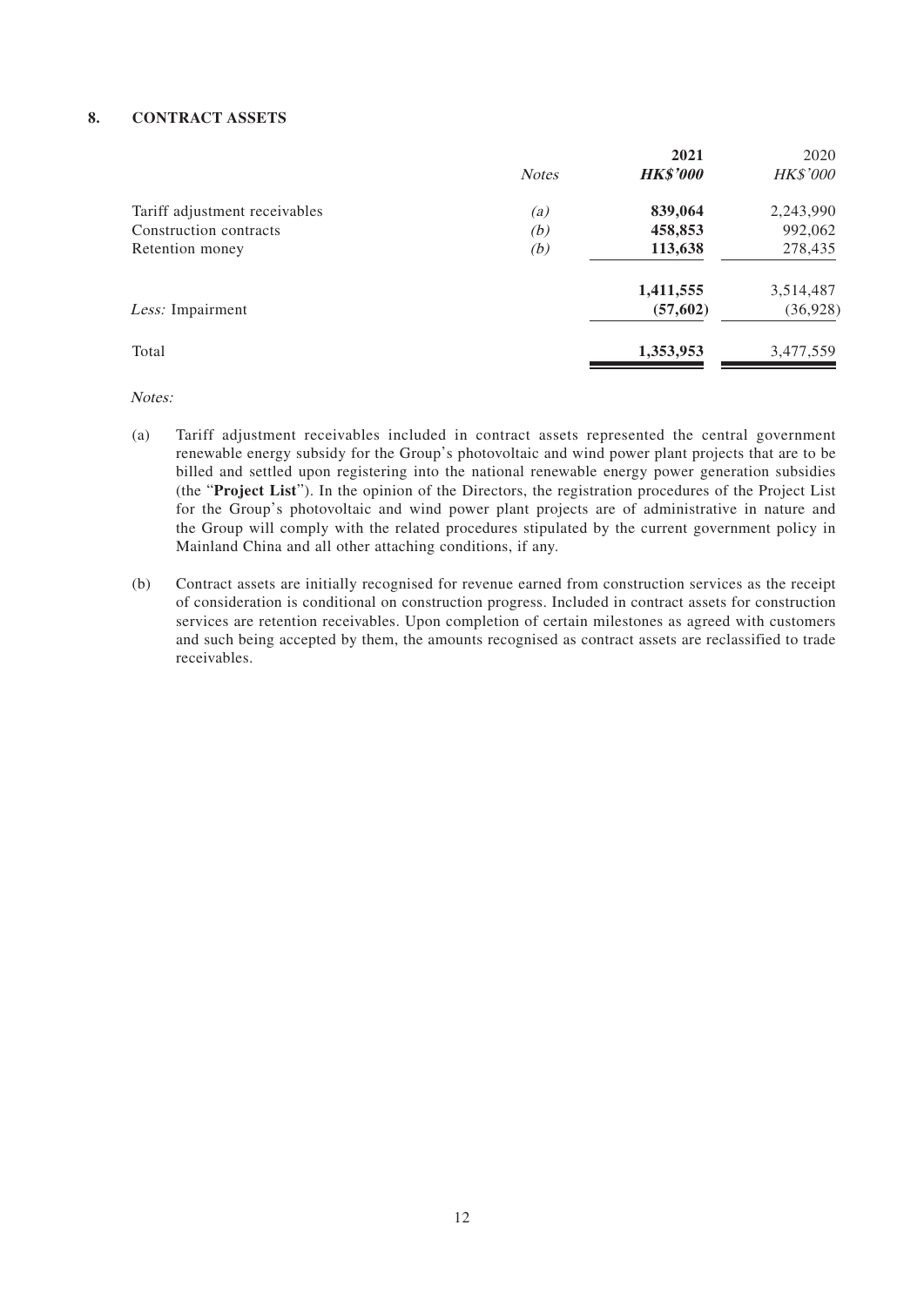## 8. CONTRACT ASSETS

| | *Notes* | **2021** | 2020 |
|---|---|---|---|
| | | ***HK$'000*** | *HK$'000* |
| Tariff adjustment receivables | *(a)* | **839,064** | 2,243,990 |
| Construction contracts | *(b)* | **458,853** | 992,062 |
| Retention money | *(b)* | **113,638** | 278,435 |
| | | **1,411,555** | 3,514,487 |
| *Less:* Impairment | | **(57,602)** | (36,928) |
| Total | | **1,353,953** | 3,477,559 |

*Notes:*

(a) Tariff adjustment receivables included in contract assets represented the central government renewable energy subsidy for the Group's photovoltaic and wind power plant projects that are to be billed and settled upon registering into the national renewable energy power generation subsidies (the "**Project List**"). In the opinion of the Directors, the registration procedures of the Project List for the Group's photovoltaic and wind power plant projects are of administrative in nature and the Group will comply with the related procedures stipulated by the current government policy in Mainland China and all other attaching conditions, if any.

(b) Contract assets are initially recognised for revenue earned from construction services as the receipt of consideration is conditional on construction progress. Included in contract assets for construction services are retention receivables. Upon completion of certain milestones as agreed with customers and such being accepted by them, the amounts recognised as contract assets are reclassified to trade receivables.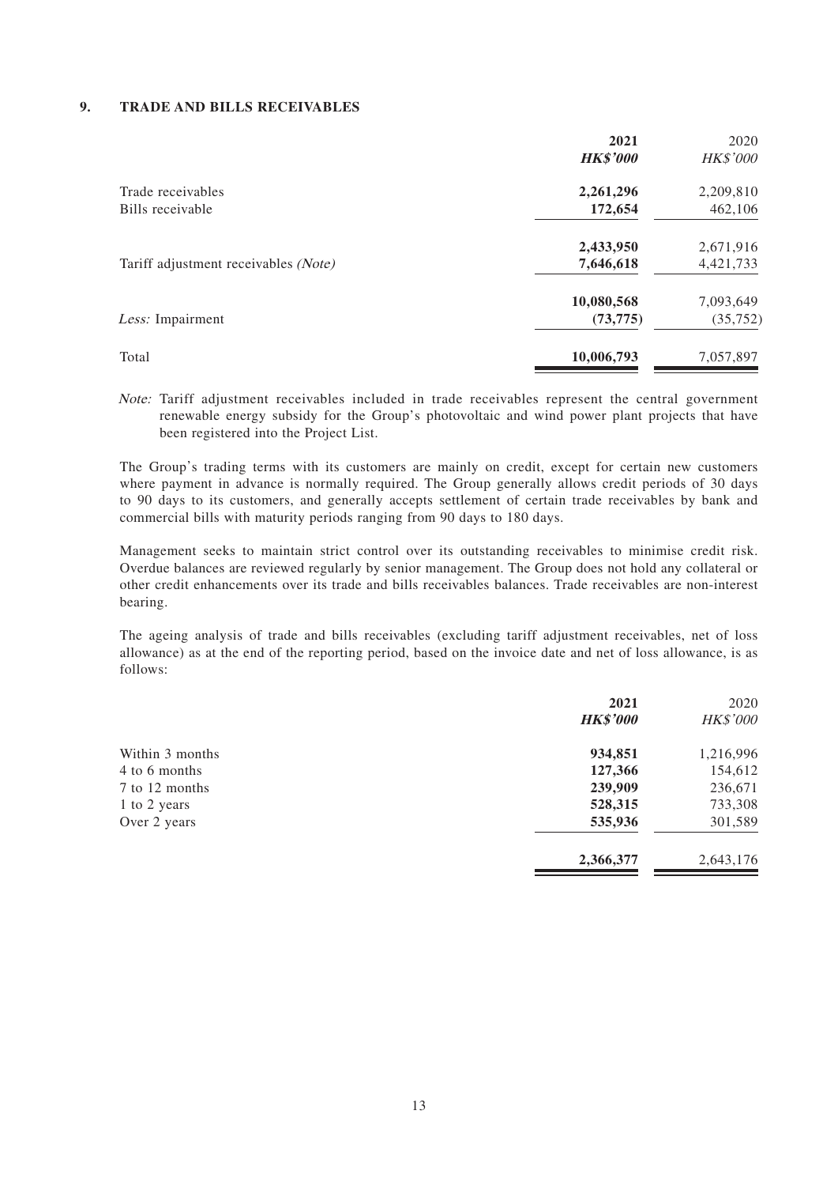## 9. TRADE AND BILLS RECEIVABLES

| | **2021** | 2020 |
|---|---|---|
| | ***HK$'000*** | *HK$'000* |
| Trade receivables | **2,261,296** | 2,209,810 |
| Bills receivable | **172,654** | 462,106 |
| | **2,433,950** | 2,671,916 |
| Tariff adjustment receivables *(Note)* | **7,646,618** | 4,421,733 |
| | **10,080,568** | 7,093,649 |
| *Less:* Impairment | **(73,775)** | (35,752) |
| Total | **10,006,793** | 7,057,897 |

*Note:* Tariff adjustment receivables included in trade receivables represent the central government renewable energy subsidy for the Group's photovoltaic and wind power plant projects that have been registered into the Project List.

The Group's trading terms with its customers are mainly on credit, except for certain new customers where payment in advance is normally required. The Group generally allows credit periods of 30 days to 90 days to its customers, and generally accepts settlement of certain trade receivables by bank and commercial bills with maturity periods ranging from 90 days to 180 days.

Management seeks to maintain strict control over its outstanding receivables to minimise credit risk. Overdue balances are reviewed regularly by senior management. The Group does not hold any collateral or other credit enhancements over its trade and bills receivables balances. Trade receivables are non-interest bearing.

The ageing analysis of trade and bills receivables (excluding tariff adjustment receivables, net of loss allowance) as at the end of the reporting period, based on the invoice date and net of loss allowance, is as follows:

| | **2021** | 2020 |
|---|---|---|
| | ***HK$'000*** | *HK$'000* |
| Within 3 months | **934,851** | 1,216,996 |
| 4 to 6 months | **127,366** | 154,612 |
| 7 to 12 months | **239,909** | 236,671 |
| 1 to 2 years | **528,315** | 733,308 |
| Over 2 years | **535,936** | 301,589 |
| | **2,366,377** | 2,643,176 |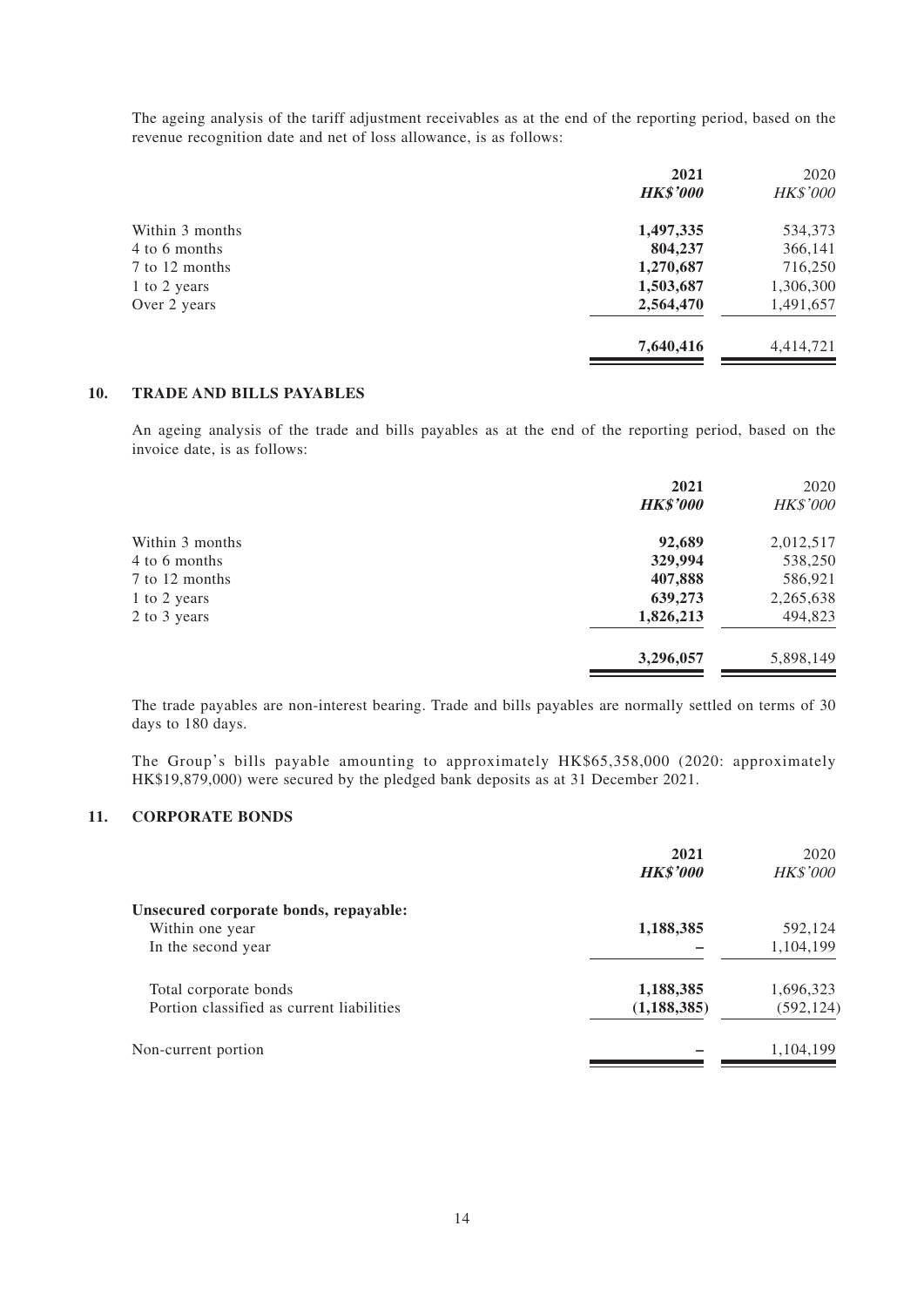The ageing analysis of the tariff adjustment receivables as at the end of the reporting period, based on the revenue recognition date and net of loss allowance, is as follows:

| | 2021 | 2020 |
|---|---|---|
| | ***HK$'000*** | *HK$'000* |
| Within 3 months | **1,497,335** | 534,373 |
| 4 to 6 months | **804,237** | 366,141 |
| 7 to 12 months | **1,270,687** | 716,250 |
| 1 to 2 years | **1,503,687** | 1,306,300 |
| Over 2 years | **2,564,470** | 1,491,657 |
| | **7,640,416** | 4,414,721 |

## 10. TRADE AND BILLS PAYABLES

An ageing analysis of the trade and bills payables as at the end of the reporting period, based on the invoice date, is as follows:

| | 2021 | 2020 |
|---|---|---|
| | ***HK$'000*** | *HK$'000* |
| Within 3 months | **92,689** | 2,012,517 |
| 4 to 6 months | **329,994** | 538,250 |
| 7 to 12 months | **407,888** | 586,921 |
| 1 to 2 years | **639,273** | 2,265,638 |
| 2 to 3 years | **1,826,213** | 494,823 |
| | **3,296,057** | 5,898,149 |

The trade payables are non-interest bearing. Trade and bills payables are normally settled on terms of 30 days to 180 days.

The Group's bills payable amounting to approximately HK$65,358,000 (2020: approximately HK$19,879,000) were secured by the pledged bank deposits as at 31 December 2021.

## 11. CORPORATE BONDS

| | 2021 | 2020 |
|---|---|---|
| | ***HK$'000*** | *HK$'000* |
| **Unsecured corporate bonds, repayable:** | | |
| Within one year | **1,188,385** | 592,124 |
| In the second year | **–** | 1,104,199 |
| Total corporate bonds | **1,188,385** | 1,696,323 |
| Portion classified as current liabilities | **(1,188,385)** | (592,124) |
| Non-current portion | **–** | 1,104,199 |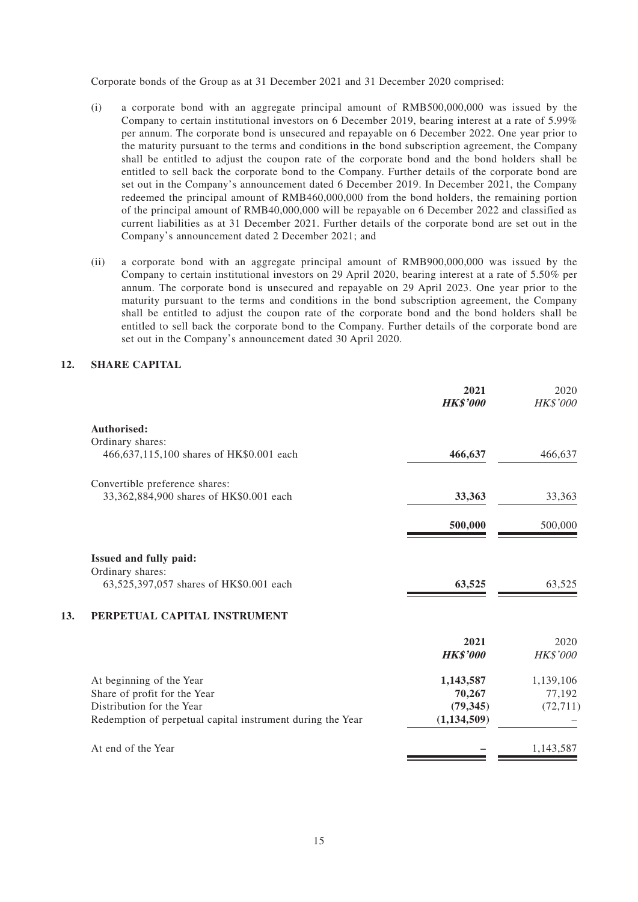Corporate bonds of the Group as at 31 December 2021 and 31 December 2020 comprised:

(i) a corporate bond with an aggregate principal amount of RMB500,000,000 was issued by the Company to certain institutional investors on 6 December 2019, bearing interest at a rate of 5.99% per annum. The corporate bond is unsecured and repayable on 6 December 2022. One year prior to the maturity pursuant to the terms and conditions in the bond subscription agreement, the Company shall be entitled to adjust the coupon rate of the corporate bond and the bond holders shall be entitled to sell back the corporate bond to the Company. Further details of the corporate bond are set out in the Company's announcement dated 6 December 2019. In December 2021, the Company redeemed the principal amount of RMB460,000,000 from the bond holders, the remaining portion of the principal amount of RMB40,000,000 will be repayable on 6 December 2022 and classified as current liabilities as at 31 December 2021. Further details of the corporate bond are set out in the Company's announcement dated 2 December 2021; and

(ii) a corporate bond with an aggregate principal amount of RMB900,000,000 was issued by the Company to certain institutional investors on 29 April 2020, bearing interest at a rate of 5.50% per annum. The corporate bond is unsecured and repayable on 29 April 2023. One year prior to the maturity pursuant to the terms and conditions in the bond subscription agreement, the Company shall be entitled to adjust the coupon rate of the corporate bond and the bond holders shall be entitled to sell back the corporate bond to the Company. Further details of the corporate bond are set out in the Company's announcement dated 30 April 2020.

## 12. SHARE CAPITAL

| | **2021** | 2020 |
|---|---|---|
| | ***HK$'000*** | *HK$'000* |
| **Authorised:** | | |
| Ordinary shares: | | |
| 466,637,115,100 shares of HK$0.001 each | **466,637** | 466,637 |
| Convertible preference shares: | | |
| 33,362,884,900 shares of HK$0.001 each | **33,363** | 33,363 |
| | **500,000** | 500,000 |
| **Issued and fully paid:** | | |
| Ordinary shares: | | |
| 63,525,397,057 shares of HK$0.001 each | **63,525** | 63,525 |

## 13. PERPETUAL CAPITAL INSTRUMENT

| | **2021** | 2020 |
|---|---|---|
| | ***HK$'000*** | *HK$'000* |
| At beginning of the Year | **1,143,587** | 1,139,106 |
| Share of profit for the Year | **70,267** | 77,192 |
| Distribution for the Year | **(79,345)** | (72,711) |
| Redemption of perpetual capital instrument during the Year | **(1,134,509)** | – |
| At end of the Year | **–** | 1,143,587 |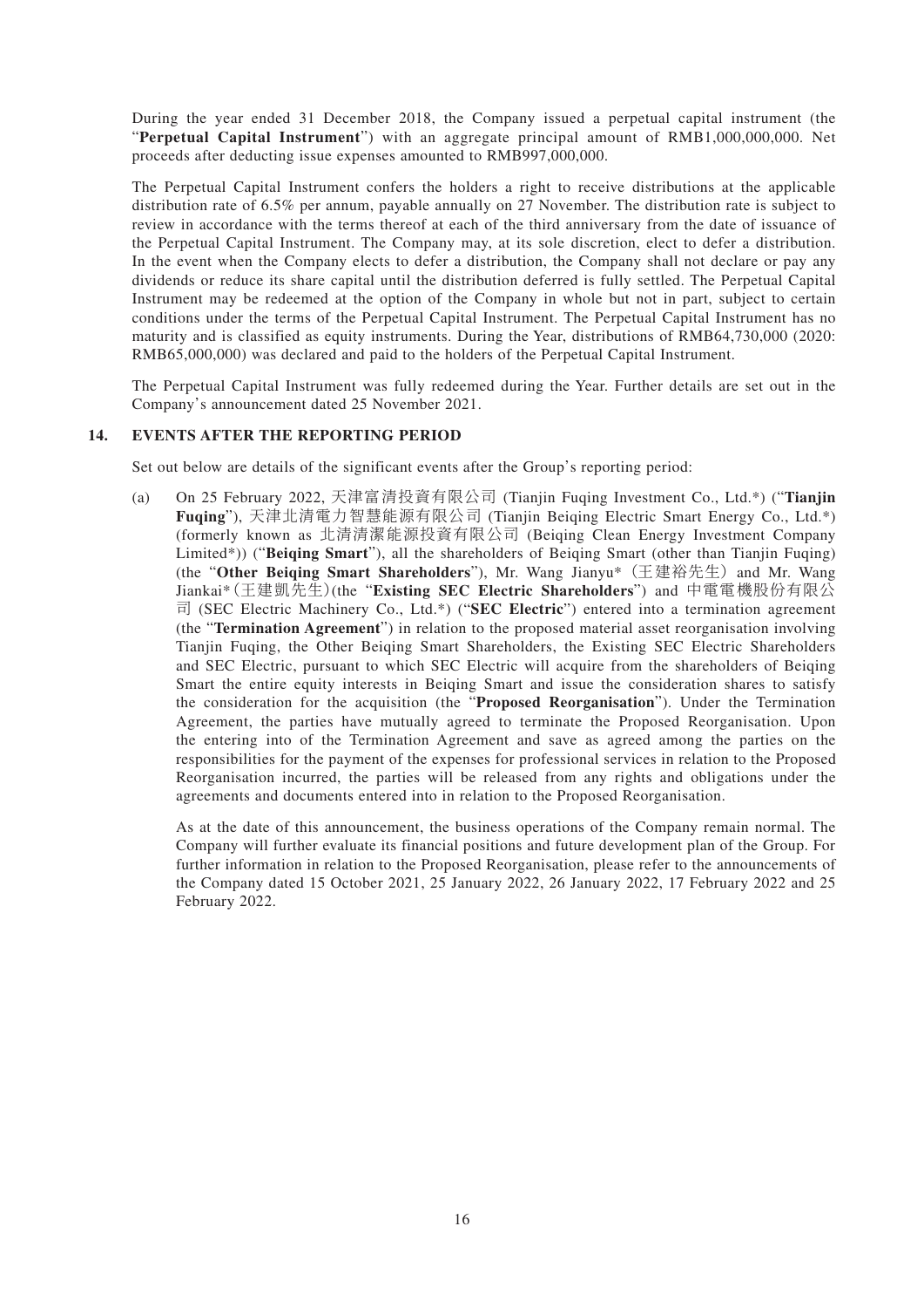During the year ended 31 December 2018, the Company issued a perpetual capital instrument (the "**Perpetual Capital Instrument**") with an aggregate principal amount of RMB1,000,000,000. Net proceeds after deducting issue expenses amounted to RMB997,000,000.

The Perpetual Capital Instrument confers the holders a right to receive distributions at the applicable distribution rate of 6.5% per annum, payable annually on 27 November. The distribution rate is subject to review in accordance with the terms thereof at each of the third anniversary from the date of issuance of the Perpetual Capital Instrument. The Company may, at its sole discretion, elect to defer a distribution. In the event when the Company elects to defer a distribution, the Company shall not declare or pay any dividends or reduce its share capital until the distribution deferred is fully settled. The Perpetual Capital Instrument may be redeemed at the option of the Company in whole but not in part, subject to certain conditions under the terms of the Perpetual Capital Instrument. The Perpetual Capital Instrument has no maturity and is classified as equity instruments. During the Year, distributions of RMB64,730,000 (2020: RMB65,000,000) was declared and paid to the holders of the Perpetual Capital Instrument.

The Perpetual Capital Instrument was fully redeemed during the Year. Further details are set out in the Company's announcement dated 25 November 2021.

## 14. EVENTS AFTER THE REPORTING PERIOD

Set out below are details of the significant events after the Group's reporting period:

(a) On 25 February 2022, 天津富清投資有限公司 (Tianjin Fuqing Investment Co., Ltd.*) ("**Tianjin Fuqing**"), 天津北清電力智慧能源有限公司 (Tianjin Beiqing Electric Smart Energy Co., Ltd.*) (formerly known as 北清清潔能源投資有限公司 (Beiqing Clean Energy Investment Company Limited*)) ("**Beiqing Smart**"), all the shareholders of Beiqing Smart (other than Tianjin Fuqing) (the "**Other Beiqing Smart Shareholders**"), Mr. Wang Jianyu*（王建裕先生）and Mr. Wang Jiankai*（王建凱先生）(the "**Existing SEC Electric Shareholders**") and 中電電機股份有限公司 (SEC Electric Machinery Co., Ltd.*) ("**SEC Electric**") entered into a termination agreement (the "**Termination Agreement**") in relation to the proposed material asset reorganisation involving Tianjin Fuqing, the Other Beiqing Smart Shareholders, the Existing SEC Electric Shareholders and SEC Electric, pursuant to which SEC Electric will acquire from the shareholders of Beiqing Smart the entire equity interests in Beiqing Smart and issue the consideration shares to satisfy the consideration for the acquisition (the "**Proposed Reorganisation**"). Under the Termination Agreement, the parties have mutually agreed to terminate the Proposed Reorganisation. Upon the entering into of the Termination Agreement and save as agreed among the parties on the responsibilities for the payment of the expenses for professional services in relation to the Proposed Reorganisation incurred, the parties will be released from any rights and obligations under the agreements and documents entered into in relation to the Proposed Reorganisation.

As at the date of this announcement, the business operations of the Company remain normal. The Company will further evaluate its financial positions and future development plan of the Group. For further information in relation to the Proposed Reorganisation, please refer to the announcements of the Company dated 15 October 2021, 25 January 2022, 26 January 2022, 17 February 2022 and 25 February 2022.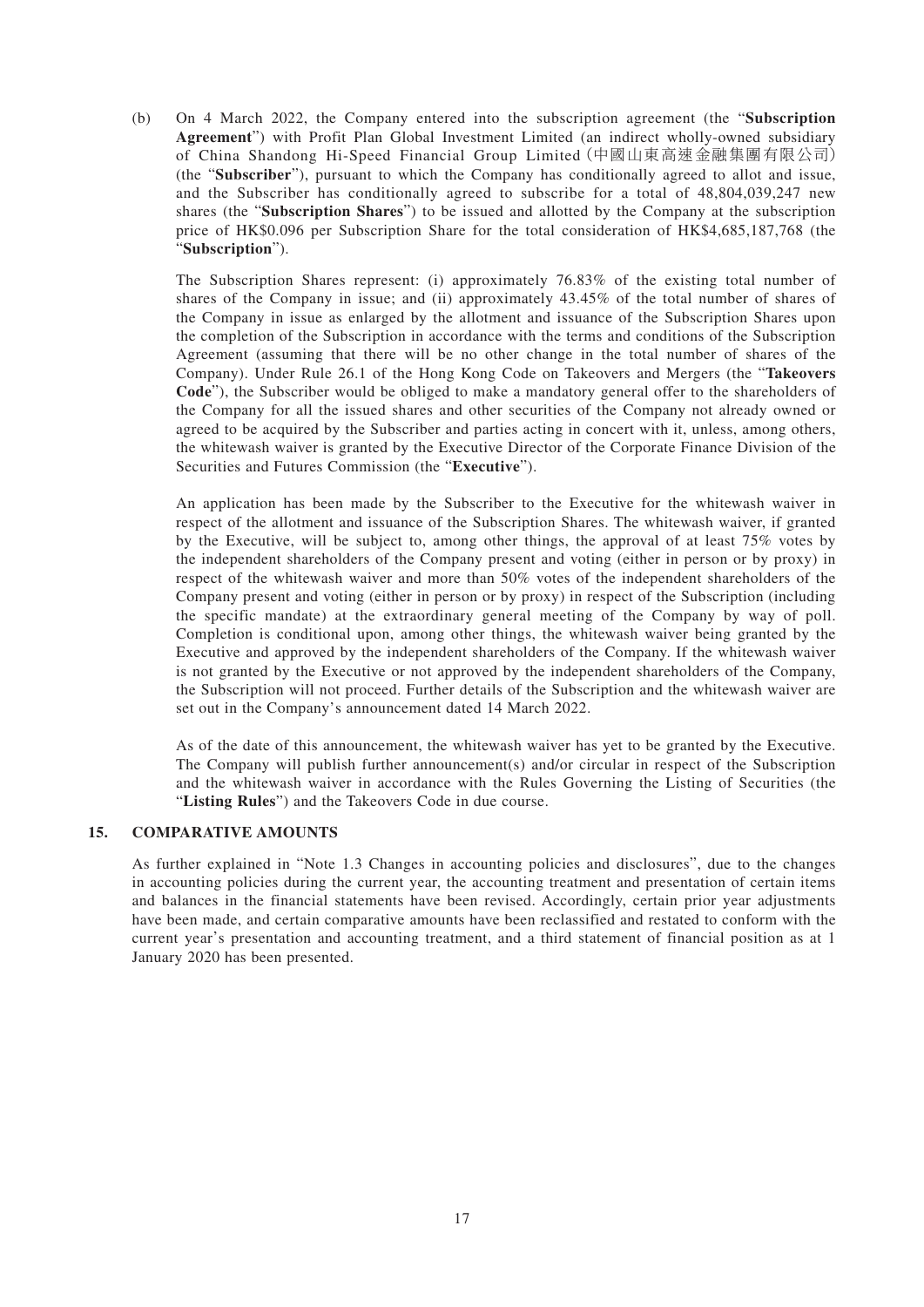(b) On 4 March 2022, the Company entered into the subscription agreement (the "**Subscription Agreement**") with Profit Plan Global Investment Limited (an indirect wholly-owned subsidiary of China Shandong Hi-Speed Financial Group Limited (中國山東高速金融集團有限公司) (the "**Subscriber**"), pursuant to which the Company has conditionally agreed to allot and issue, and the Subscriber has conditionally agreed to subscribe for a total of 48,804,039,247 new shares (the "**Subscription Shares**") to be issued and allotted by the Company at the subscription price of HK$0.096 per Subscription Share for the total consideration of HK$4,685,187,768 (the "**Subscription**").

The Subscription Shares represent: (i) approximately 76.83% of the existing total number of shares of the Company in issue; and (ii) approximately 43.45% of the total number of shares of the Company in issue as enlarged by the allotment and issuance of the Subscription Shares upon the completion of the Subscription in accordance with the terms and conditions of the Subscription Agreement (assuming that there will be no other change in the total number of shares of the Company). Under Rule 26.1 of the Hong Kong Code on Takeovers and Mergers (the "**Takeovers Code**"), the Subscriber would be obliged to make a mandatory general offer to the shareholders of the Company for all the issued shares and other securities of the Company not already owned or agreed to be acquired by the Subscriber and parties acting in concert with it, unless, among others, the whitewash waiver is granted by the Executive Director of the Corporate Finance Division of the Securities and Futures Commission (the "**Executive**").

An application has been made by the Subscriber to the Executive for the whitewash waiver in respect of the allotment and issuance of the Subscription Shares. The whitewash waiver, if granted by the Executive, will be subject to, among other things, the approval of at least 75% votes by the independent shareholders of the Company present and voting (either in person or by proxy) in respect of the whitewash waiver and more than 50% votes of the independent shareholders of the Company present and voting (either in person or by proxy) in respect of the Subscription (including the specific mandate) at the extraordinary general meeting of the Company by way of poll. Completion is conditional upon, among other things, the whitewash waiver being granted by the Executive and approved by the independent shareholders of the Company. If the whitewash waiver is not granted by the Executive or not approved by the independent shareholders of the Company, the Subscription will not proceed. Further details of the Subscription and the whitewash waiver are set out in the Company's announcement dated 14 March 2022.

As of the date of this announcement, the whitewash waiver has yet to be granted by the Executive. The Company will publish further announcement(s) and/or circular in respect of the Subscription and the whitewash waiver in accordance with the Rules Governing the Listing of Securities (the "**Listing Rules**") and the Takeovers Code in due course.

## 15. COMPARATIVE AMOUNTS

As further explained in "Note 1.3 Changes in accounting policies and disclosures", due to the changes in accounting policies during the current year, the accounting treatment and presentation of certain items and balances in the financial statements have been revised. Accordingly, certain prior year adjustments have been made, and certain comparative amounts have been reclassified and restated to conform with the current year's presentation and accounting treatment, and a third statement of financial position as at 1 January 2020 has been presented.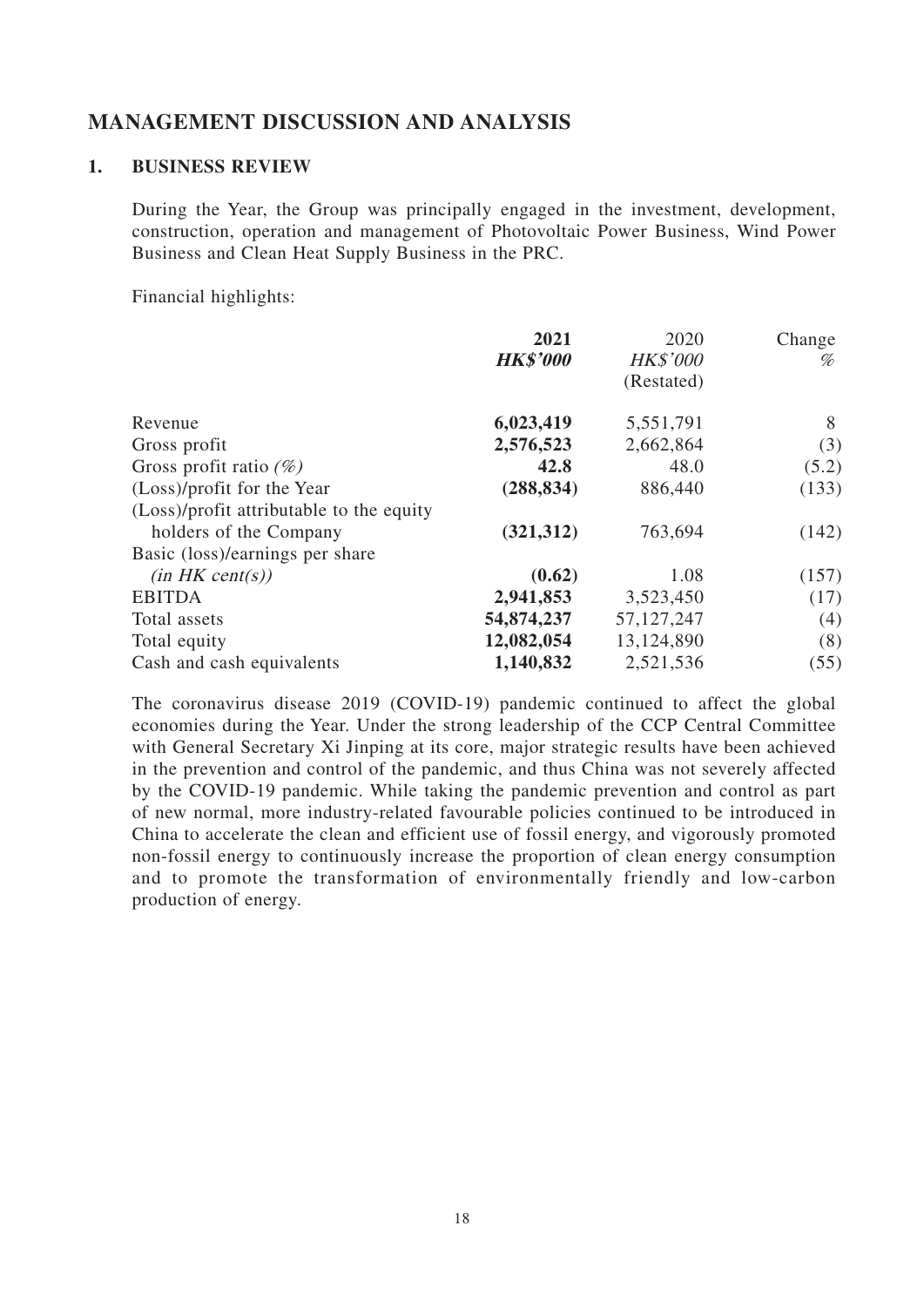# MANAGEMENT DISCUSSION AND ANALYSIS

## 1. BUSINESS REVIEW

During the Year, the Group was principally engaged in the investment, development, construction, operation and management of Photovoltaic Power Business, Wind Power Business and Clean Heat Supply Business in the PRC.

Financial highlights:

| | **2021** | 2020 | Change |
|---|---|---|---|
| | ***HK$'000*** | *HK$'000* | *%* |
| | | (Restated) | |
| Revenue | **6,023,419** | 5,551,791 | 8 |
| Gross profit | **2,576,523** | 2,662,864 | (3) |
| Gross profit ratio *(%)* | **42.8** | 48.0 | (5.2) |
| (Loss)/profit for the Year | **(288,834)** | 886,440 | (133) |
| (Loss)/profit attributable to the equity holders of the Company | **(321,312)** | 763,694 | (142) |
| Basic (loss)/earnings per share *(in HK cent(s))* | **(0.62)** | 1.08 | (157) |
| EBITDA | **2,941,853** | 3,523,450 | (17) |
| Total assets | **54,874,237** | 57,127,247 | (4) |
| Total equity | **12,082,054** | 13,124,890 | (8) |
| Cash and cash equivalents | **1,140,832** | 2,521,536 | (55) |

The coronavirus disease 2019 (COVID-19) pandemic continued to affect the global economies during the Year. Under the strong leadership of the CCP Central Committee with General Secretary Xi Jinping at its core, major strategic results have been achieved in the prevention and control of the pandemic, and thus China was not severely affected by the COVID-19 pandemic. While taking the pandemic prevention and control as part of new normal, more industry-related favourable policies continued to be introduced in China to accelerate the clean and efficient use of fossil energy, and vigorously promoted non-fossil energy to continuously increase the proportion of clean energy consumption and to promote the transformation of environmentally friendly and low-carbon production of energy.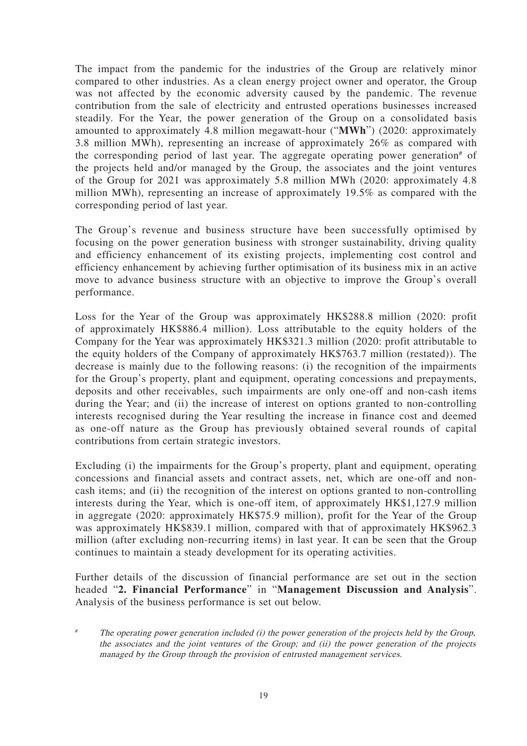The impact from the pandemic for the industries of the Group are relatively minor compared to other industries. As a clean energy project owner and operator, the Group was not affected by the economic adversity caused by the pandemic. The revenue contribution from the sale of electricity and entrusted operations businesses increased steadily. For the Year, the power generation of the Group on a consolidated basis amounted to approximately 4.8 million megawatt-hour ("**MWh**") (2020: approximately 3.8 million MWh), representing an increase of approximately 26% as compared with the corresponding period of last year. The aggregate operating power generation[#] of the projects held and/or managed by the Group, the associates and the joint ventures of the Group for 2021 was approximately 5.8 million MWh (2020: approximately 4.8 million MWh), representing an increase of approximately 19.5% as compared with the corresponding period of last year.

The Group's revenue and business structure have been successfully optimised by focusing on the power generation business with stronger sustainability, driving quality and efficiency enhancement of its existing projects, implementing cost control and efficiency enhancement by achieving further optimisation of its business mix in an active move to advance business structure with an objective to improve the Group's overall performance.

Loss for the Year of the Group was approximately HK$288.8 million (2020: profit of approximately HK$886.4 million). Loss attributable to the equity holders of the Company for the Year was approximately HK$321.3 million (2020: profit attributable to the equity holders of the Company of approximately HK$763.7 million (restated)). The decrease is mainly due to the following reasons: (i) the recognition of the impairments for the Group's property, plant and equipment, operating concessions and prepayments, deposits and other receivables, such impairments are only one-off and non-cash items during the Year; and (ii) the increase of interest on options granted to non-controlling interests recognised during the Year resulting the increase in finance cost and deemed as one-off nature as the Group has previously obtained several rounds of capital contributions from certain strategic investors.

Excluding (i) the impairments for the Group's property, plant and equipment, operating concessions and financial assets and contract assets, net, which are one-off and non-cash items; and (ii) the recognition of the interest on options granted to non-controlling interests during the Year, which is one-off item, of approximately HK$1,127.9 million in aggregate (2020: approximately HK$75.9 million), profit for the Year of the Group was approximately HK$839.1 million, compared with that of approximately HK$962.3 million (after excluding non-recurring items) in last year. It can be seen that the Group continues to maintain a steady development for its operating activities.

Further details of the discussion of financial performance are set out in the section headed "**2. Financial Performance**" in "**Management Discussion and Analysis**". Analysis of the business performance is set out below.

[#] *The operating power generation included (i) the power generation of the projects held by the Group, the associates and the joint ventures of the Group; and (ii) the power generation of the projects managed by the Group through the provision of entrusted management services.*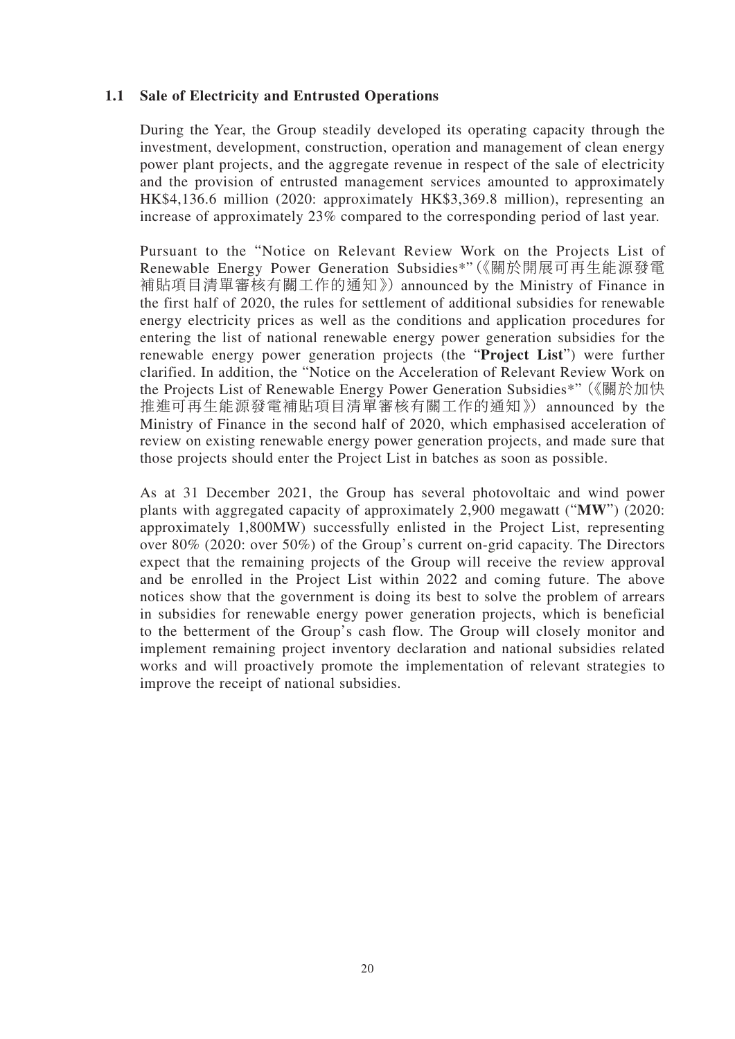### 1.1 Sale of Electricity and Entrusted Operations

During the Year, the Group steadily developed its operating capacity through the investment, development, construction, operation and management of clean energy power plant projects, and the aggregate revenue in respect of the sale of electricity and the provision of entrusted management services amounted to approximately HK$4,136.6 million (2020: approximately HK$3,369.8 million), representing an increase of approximately 23% compared to the corresponding period of last year.

Pursuant to the "Notice on Relevant Review Work on the Projects List of Renewable Energy Power Generation Subsidies*"(《關於開展可再生能源發電補貼項目清單審核有關工作的通知》) announced by the Ministry of Finance in the first half of 2020, the rules for settlement of additional subsidies for renewable energy electricity prices as well as the conditions and application procedures for entering the list of national renewable energy power generation subsidies for the renewable energy power generation projects (the "**Project List**") were further clarified. In addition, the "Notice on the Acceleration of Relevant Review Work on the Projects List of Renewable Energy Power Generation Subsidies*"(《關於加快推進可再生能源發電補貼項目清單審核有關工作的通知》) announced by the Ministry of Finance in the second half of 2020, which emphasised acceleration of review on existing renewable energy power generation projects, and made sure that those projects should enter the Project List in batches as soon as possible.

As at 31 December 2021, the Group has several photovoltaic and wind power plants with aggregated capacity of approximately 2,900 megawatt ("**MW**") (2020: approximately 1,800MW) successfully enlisted in the Project List, representing over 80% (2020: over 50%) of the Group's current on-grid capacity. The Directors expect that the remaining projects of the Group will receive the review approval and be enrolled in the Project List within 2022 and coming future. The above notices show that the government is doing its best to solve the problem of arrears in subsidies for renewable energy power generation projects, which is beneficial to the betterment of the Group's cash flow. The Group will closely monitor and implement remaining project inventory declaration and national subsidies related works and will proactively promote the implementation of relevant strategies to improve the receipt of national subsidies.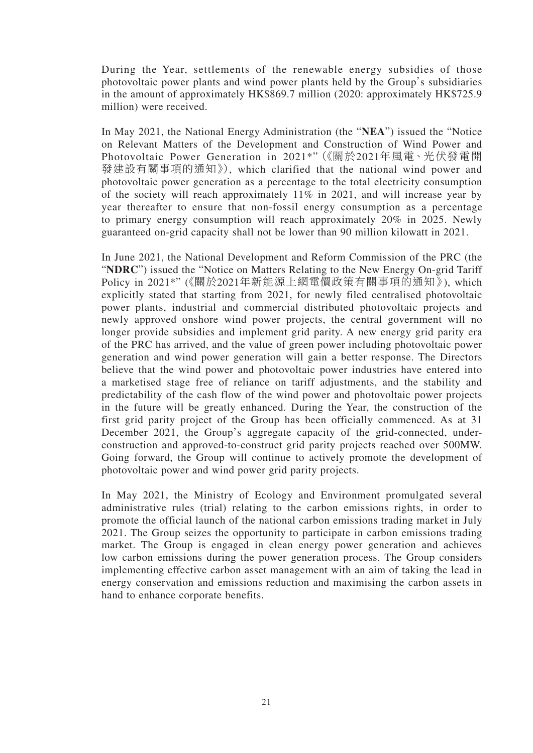During the Year, settlements of the renewable energy subsidies of those photovoltaic power plants and wind power plants held by the Group's subsidiaries in the amount of approximately HK$869.7 million (2020: approximately HK$725.9 million) were received.

In May 2021, the National Energy Administration (the "**NEA**") issued the "Notice on Relevant Matters of the Development and Construction of Wind Power and Photovoltaic Power Generation in 2021*" (《關於2021年風電、光伏發電開發建設有關事項的通知》), which clarified that the national wind power and photovoltaic power generation as a percentage to the total electricity consumption of the society will reach approximately 11% in 2021, and will increase year by year thereafter to ensure that non-fossil energy consumption as a percentage to primary energy consumption will reach approximately 20% in 2025. Newly guaranteed on-grid capacity shall not be lower than 90 million kilowatt in 2021.

In June 2021, the National Development and Reform Commission of the PRC (the "**NDRC**") issued the "Notice on Matters Relating to the New Energy On-grid Tariff Policy in 2021*" (《關於2021年新能源上網電價政策有關事項的通知》), which explicitly stated that starting from 2021, for newly filed centralised photovoltaic power plants, industrial and commercial distributed photovoltaic projects and newly approved onshore wind power projects, the central government will no longer provide subsidies and implement grid parity. A new energy grid parity era of the PRC has arrived, and the value of green power including photovoltaic power generation and wind power generation will gain a better response. The Directors believe that the wind power and photovoltaic power industries have entered into a marketised stage free of reliance on tariff adjustments, and the stability and predictability of the cash flow of the wind power and photovoltaic power projects in the future will be greatly enhanced. During the Year, the construction of the first grid parity project of the Group has been officially commenced. As at 31 December 2021, the Group's aggregate capacity of the grid-connected, under-construction and approved-to-construct grid parity projects reached over 500MW. Going forward, the Group will continue to actively promote the development of photovoltaic power and wind power grid parity projects.

In May 2021, the Ministry of Ecology and Environment promulgated several administrative rules (trial) relating to the carbon emissions rights, in order to promote the official launch of the national carbon emissions trading market in July 2021. The Group seizes the opportunity to participate in carbon emissions trading market. The Group is engaged in clean energy power generation and achieves low carbon emissions during the power generation process. The Group considers implementing effective carbon asset management with an aim of taking the lead in energy conservation and emissions reduction and maximising the carbon assets in hand to enhance corporate benefits.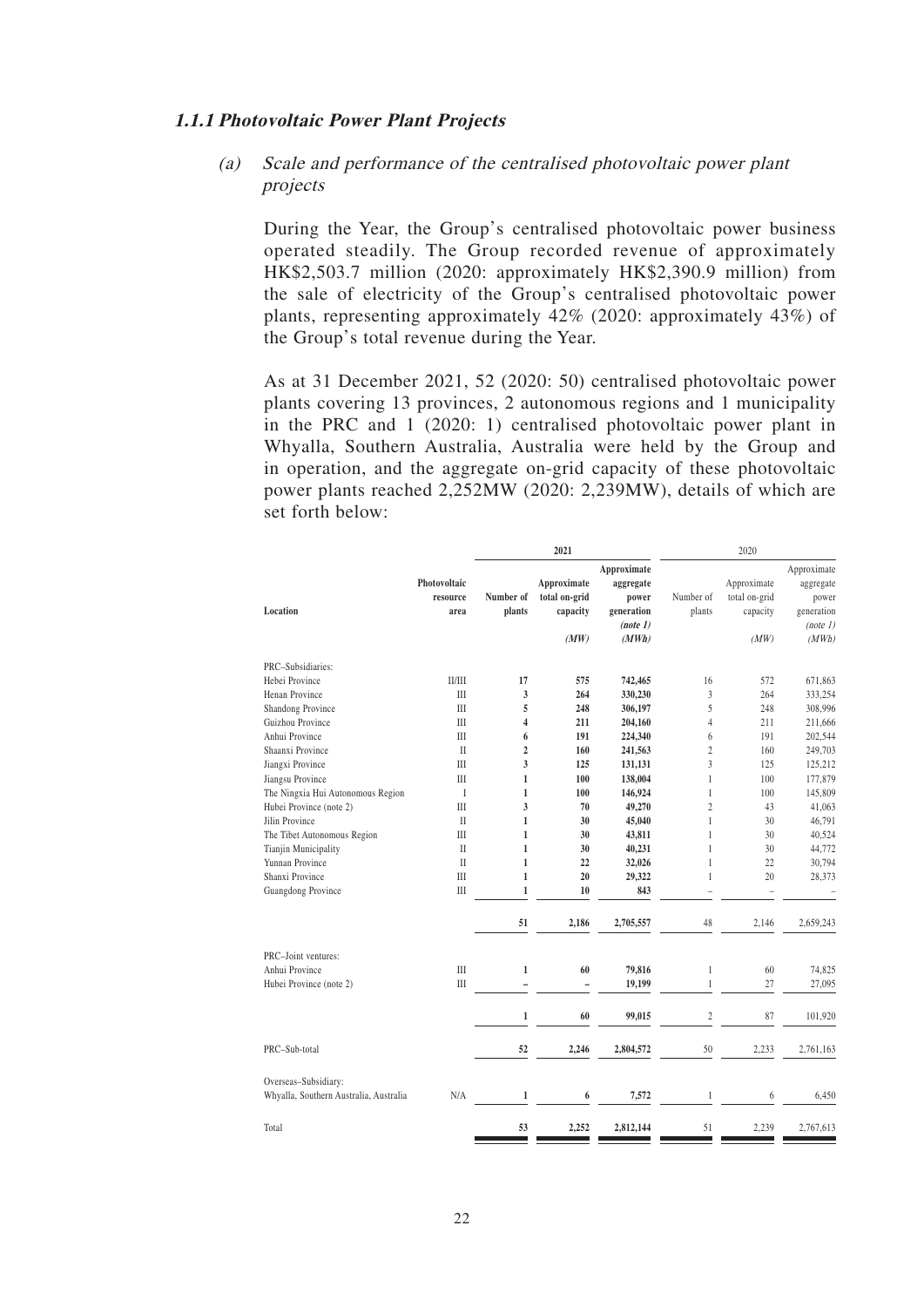### 1.1.1 Photovoltaic Power Plant Projects

#### (a) Scale and performance of the centralised photovoltaic power plant projects

During the Year, the Group's centralised photovoltaic power business operated steadily. The Group recorded revenue of approximately HK$2,503.7 million (2020: approximately HK$2,390.9 million) from the sale of electricity of the Group's centralised photovoltaic power plants, representing approximately 42% (2020: approximately 43%) of the Group's total revenue during the Year.

As at 31 December 2021, 52 (2020: 50) centralised photovoltaic power plants covering 13 provinces, 2 autonomous regions and 1 municipality in the PRC and 1 (2020: 1) centralised photovoltaic power plant in Whyalla, Southern Australia, Australia were held by the Group and in operation, and the aggregate on-grid capacity of these photovoltaic power plants reached 2,252MW (2020: 2,239MW), details of which are set forth below:

| Location | Photovoltaic resource area | 2021 | | | 2020 | | |
|---|---|---|---|---|---|---|---|
| | | Number of plants | Approximate total on-grid capacity (MW) | Approximate aggregate power generation (note 1) (MWh) | Number of plants | Approximate total on-grid capacity (MW) | Approximate aggregate power generation (note 1) (MWh) |
| PRC–Subsidiaries: | | | | | | | |
| Hebei Province | II/III | 17 | 575 | 742,465 | 16 | 572 | 671,863 |
| Henan Province | III | 3 | 264 | 330,230 | 3 | 264 | 333,254 |
| Shandong Province | III | 5 | 248 | 306,197 | 5 | 248 | 308,996 |
| Guizhou Province | III | 4 | 211 | 204,160 | 4 | 211 | 211,666 |
| Anhui Province | III | 6 | 191 | 224,340 | 6 | 191 | 202,544 |
| Shaanxi Province | II | 2 | 160 | 241,563 | 2 | 160 | 249,703 |
| Jiangxi Province | III | 3 | 125 | 131,131 | 3 | 125 | 125,212 |
| Jiangsu Province | III | 1 | 100 | 138,004 | 1 | 100 | 177,879 |
| The Ningxia Hui Autonomous Region | I | 1 | 100 | 146,924 | 1 | 100 | 145,809 |
| Hubei Province (note 2) | III | 3 | 70 | 49,270 | 2 | 43 | 41,063 |
| Jilin Province | II | 1 | 30 | 45,040 | 1 | 30 | 46,791 |
| The Tibet Autonomous Region | III | 1 | 30 | 43,811 | 1 | 30 | 40,524 |
| Tianjin Municipality | II | 1 | 30 | 40,231 | 1 | 30 | 44,772 |
| Yunnan Province | II | 1 | 22 | 32,026 | 1 | 22 | 30,794 |
| Shanxi Province | III | 1 | 20 | 29,322 | 1 | 20 | 28,373 |
| Guangdong Province | III | 1 | 10 | 843 | – | – | – |
| | | 51 | 2,186 | 2,705,557 | 48 | 2,146 | 2,659,243 |
| PRC–Joint ventures: | | | | | | | |
| Anhui Province | III | 1 | 60 | 79,816 | 1 | 60 | 74,825 |
| Hubei Province (note 2) | III | – | – | 19,199 | 1 | 27 | 27,095 |
| | | 1 | 60 | 99,015 | 2 | 87 | 101,920 |
| PRC–Sub-total | | 52 | 2,246 | 2,804,572 | 50 | 2,233 | 2,761,163 |
| Overseas–Subsidiary: | | | | | | | |
| Whyalla, Southern Australia, Australia | N/A | 1 | 6 | 7,572 | 1 | 6 | 6,450 |
| Total | | 53 | 2,252 | 2,812,144 | 51 | 2,239 | 2,767,613 |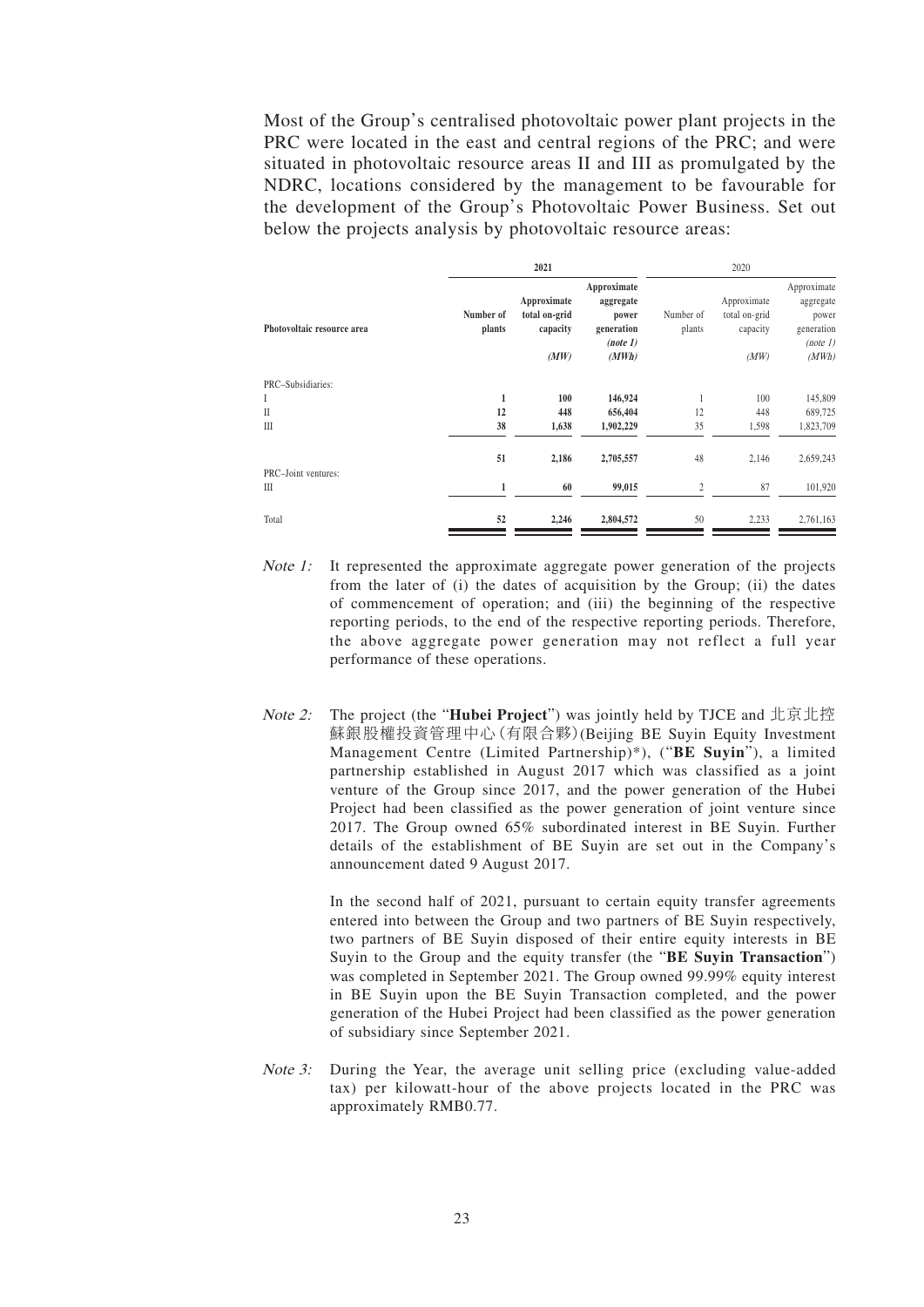Most of the Group's centralised photovoltaic power plant projects in the PRC were located in the east and central regions of the PRC; and were situated in photovoltaic resource areas II and III as promulgated by the NDRC, locations considered by the management to be favourable for the development of the Group's Photovoltaic Power Business. Set out below the projects analysis by photovoltaic resource areas:

| Photovoltaic resource area | **2021** | | | 2020 | | |
|---|---|---|---|---|---|---|
| | **Number of plants** | **Approximate total on-grid capacity** *(MW)* | **Approximate aggregate power generation** *(note 1)* *(MWh)* | Number of plants | Approximate total on-grid capacity *(MW)* | Approximate aggregate power generation *(note 1)* *(MWh)* |
| PRC–Subsidiaries: | | | | | | |
| I | **1** | **100** | **146,924** | 1 | 100 | 145,809 |
| II | **12** | **448** | **656,404** | 12 | 448 | 689,725 |
| III | **38** | **1,638** | **1,902,229** | 35 | 1,598 | 1,823,709 |
| | **51** | **2,186** | **2,705,557** | 48 | 2,146 | 2,659,243 |
| PRC–Joint ventures: | | | | | | |
| III | **1** | **60** | **99,015** | 2 | 87 | 101,920 |
| Total | **52** | **2,246** | **2,804,572** | 50 | 2,233 | 2,761,163 |

*Note 1:* It represented the approximate aggregate power generation of the projects from the later of (i) the dates of acquisition by the Group; (ii) the dates of commencement of operation; and (iii) the beginning of the respective reporting periods, to the end of the respective reporting periods. Therefore, the above aggregate power generation may not reflect a full year performance of these operations.

*Note 2:* The project (the "**Hubei Project**") was jointly held by TJCE and 北京北控蘇銀股權投資管理中心(有限合夥)(Beijing BE Suyin Equity Investment Management Centre (Limited Partnership)*), ("**BE Suyin**"), a limited partnership established in August 2017 which was classified as a joint venture of the Group since 2017, and the power generation of the Hubei Project had been classified as the power generation of joint venture since 2017. The Group owned 65% subordinated interest in BE Suyin. Further details of the establishment of BE Suyin are set out in the Company's announcement dated 9 August 2017.

In the second half of 2021, pursuant to certain equity transfer agreements entered into between the Group and two partners of BE Suyin respectively, two partners of BE Suyin disposed of their entire equity interests in BE Suyin to the Group and the equity transfer (the "**BE Suyin Transaction**") was completed in September 2021. The Group owned 99.99% equity interest in BE Suyin upon the BE Suyin Transaction completed, and the power generation of the Hubei Project had been classified as the power generation of subsidiary since September 2021.

*Note 3:* During the Year, the average unit selling price (excluding value-added tax) per kilowatt-hour of the above projects located in the PRC was approximately RMB0.77.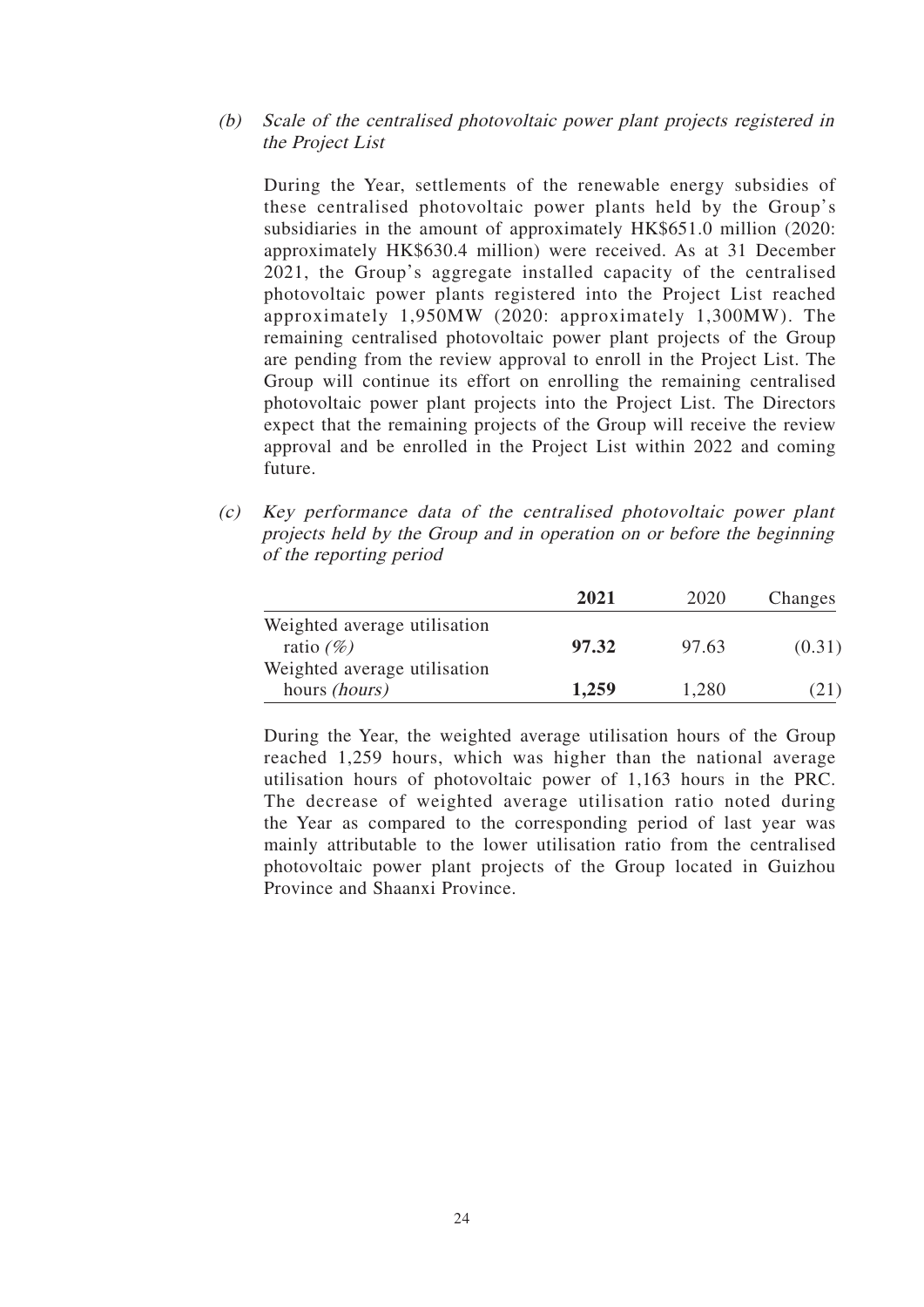(b) *Scale of the centralised photovoltaic power plant projects registered in the Project List*

During the Year, settlements of the renewable energy subsidies of these centralised photovoltaic power plants held by the Group's subsidiaries in the amount of approximately HK$651.0 million (2020: approximately HK$630.4 million) were received. As at 31 December 2021, the Group's aggregate installed capacity of the centralised photovoltaic power plants registered into the Project List reached approximately 1,950MW (2020: approximately 1,300MW). The remaining centralised photovoltaic power plant projects of the Group are pending from the review approval to enroll in the Project List. The Group will continue its effort on enrolling the remaining centralised photovoltaic power plant projects into the Project List. The Directors expect that the remaining projects of the Group will receive the review approval and be enrolled in the Project List within 2022 and coming future.

(c) *Key performance data of the centralised photovoltaic power plant projects held by the Group and in operation on or before the beginning of the reporting period*

| | **2021** | 2020 | Changes |
|---|---|---|---|
| Weighted average utilisation ratio *(%)* | **97.32** | 97.63 | (0.31) |
| Weighted average utilisation hours *(hours)* | **1,259** | 1,280 | (21) |

During the Year, the weighted average utilisation hours of the Group reached 1,259 hours, which was higher than the national average utilisation hours of photovoltaic power of 1,163 hours in the PRC. The decrease of weighted average utilisation ratio noted during the Year as compared to the corresponding period of last year was mainly attributable to the lower utilisation ratio from the centralised photovoltaic power plant projects of the Group located in Guizhou Province and Shaanxi Province.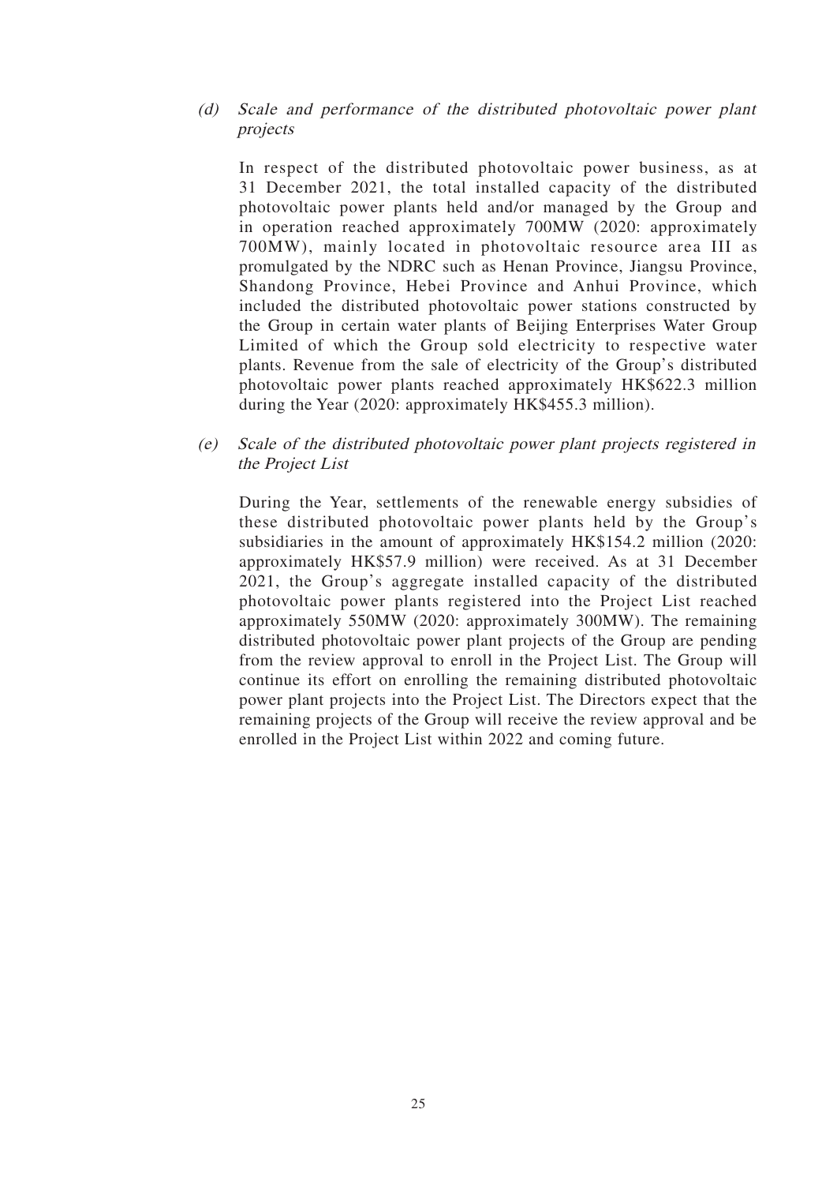*(d) Scale and performance of the distributed photovoltaic power plant projects*

In respect of the distributed photovoltaic power business, as at 31 December 2021, the total installed capacity of the distributed photovoltaic power plants held and/or managed by the Group and in operation reached approximately 700MW (2020: approximately 700MW), mainly located in photovoltaic resource area III as promulgated by the NDRC such as Henan Province, Jiangsu Province, Shandong Province, Hebei Province and Anhui Province, which included the distributed photovoltaic power stations constructed by the Group in certain water plants of Beijing Enterprises Water Group Limited of which the Group sold electricity to respective water plants. Revenue from the sale of electricity of the Group's distributed photovoltaic power plants reached approximately HK$622.3 million during the Year (2020: approximately HK$455.3 million).

*(e) Scale of the distributed photovoltaic power plant projects registered in the Project List*

During the Year, settlements of the renewable energy subsidies of these distributed photovoltaic power plants held by the Group's subsidiaries in the amount of approximately HK$154.2 million (2020: approximately HK$57.9 million) were received. As at 31 December 2021, the Group's aggregate installed capacity of the distributed photovoltaic power plants registered into the Project List reached approximately 550MW (2020: approximately 300MW). The remaining distributed photovoltaic power plant projects of the Group are pending from the review approval to enroll in the Project List. The Group will continue its effort on enrolling the remaining distributed photovoltaic power plant projects into the Project List. The Directors expect that the remaining projects of the Group will receive the review approval and be enrolled in the Project List within 2022 and coming future.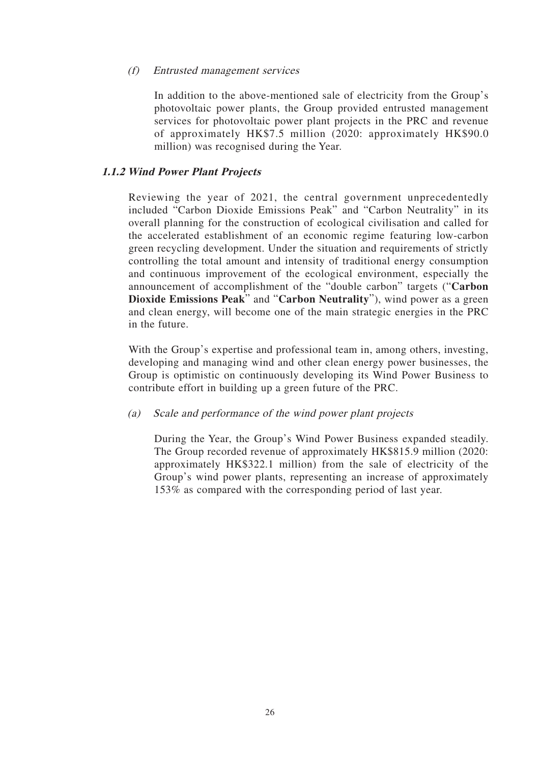*(f) Entrusted management services*

In addition to the above-mentioned sale of electricity from the Group's photovoltaic power plants, the Group provided entrusted management services for photovoltaic power plant projects in the PRC and revenue of approximately HK$7.5 million (2020: approximately HK$90.0 million) was recognised during the Year.

### *1.1.2 Wind Power Plant Projects*

Reviewing the year of 2021, the central government unprecedentedly included "Carbon Dioxide Emissions Peak" and "Carbon Neutrality" in its overall planning for the construction of ecological civilisation and called for the accelerated establishment of an economic regime featuring low-carbon green recycling development. Under the situation and requirements of strictly controlling the total amount and intensity of traditional energy consumption and continuous improvement of the ecological environment, especially the announcement of accomplishment of the "double carbon" targets ("**Carbon Dioxide Emissions Peak**" and "**Carbon Neutrality**"), wind power as a green and clean energy, will become one of the main strategic energies in the PRC in the future.

With the Group's expertise and professional team in, among others, investing, developing and managing wind and other clean energy power businesses, the Group is optimistic on continuously developing its Wind Power Business to contribute effort in building up a green future of the PRC.

*(a) Scale and performance of the wind power plant projects*

During the Year, the Group's Wind Power Business expanded steadily. The Group recorded revenue of approximately HK$815.9 million (2020: approximately HK$322.1 million) from the sale of electricity of the Group's wind power plants, representing an increase of approximately 153% as compared with the corresponding period of last year.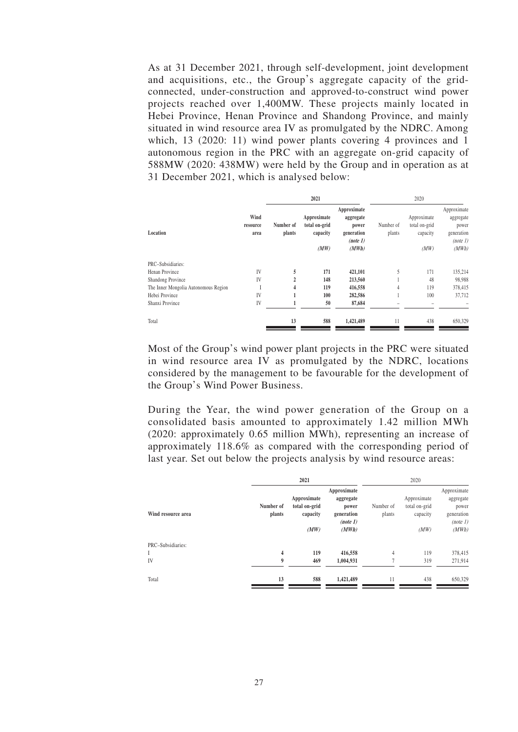As at 31 December 2021, through self-development, joint development and acquisitions, etc., the Group's aggregate capacity of the grid-connected, under-construction and approved-to-construct wind power projects reached over 1,400MW. These projects mainly located in Hebei Province, Henan Province and Shandong Province, and mainly situated in wind resource area IV as promulgated by the NDRC. Among which, 13 (2020: 11) wind power plants covering 4 provinces and 1 autonomous region in the PRC with an aggregate on-grid capacity of 588MW (2020: 438MW) were held by the Group and in operation as at 31 December 2021, which is analysed below:

| Location | Wind resource area | 2021 | | | 2020 | | |
|---|---|---|---|---|---|---|---|
| | | **Number of plants** | **Approximate total on-grid capacity** *(MW)* | **Approximate aggregate power generation** *(note 1)* *(MWh)* | Number of plants | Approximate total on-grid capacity *(MW)* | Approximate aggregate power generation *(note 1)* *(MWh)* |
| PRC–Subsidiaries: | | | | | | | |
| Henan Province | IV | **5** | **171** | **421,101** | 5 | 171 | 135,214 |
| Shandong Province | IV | **2** | **148** | **213,560** | 1 | 48 | 98,988 |
| The Inner Mongolia Autonomous Region | I | **4** | **119** | **416,558** | 4 | 119 | 378,415 |
| Hebei Province | IV | **1** | **100** | **282,586** | 1 | 100 | 37,712 |
| Shanxi Province | IV | **1** | **50** | **87,684** | – | – | – |
| Total | | **13** | **588** | **1,421,489** | 11 | 438 | 650,329 |

Most of the Group's wind power plant projects in the PRC were situated in wind resource area IV as promulgated by the NDRC, locations considered by the management to be favourable for the development of the Group's Wind Power Business.

During the Year, the wind power generation of the Group on a consolidated basis amounted to approximately 1.42 million MWh (2020: approximately 0.65 million MWh), representing an increase of approximately 118.6% as compared with the corresponding period of last year. Set out below the projects analysis by wind resource areas:

| Wind resource area | 2021 | | | 2020 | | |
|---|---|---|---|---|---|---|
| | **Number of plants** | **Approximate total on-grid capacity** *(MW)* | **Approximate aggregate power generation** *(note 1)* *(MWh)* | Number of plants | Approximate total on-grid capacity *(MW)* | Approximate aggregate power generation *(note 1)* *(MWh)* |
| PRC–Subsidiaries: | | | | | | |
| I | **4** | **119** | **416,558** | 4 | 119 | 378,415 |
| IV | **9** | **469** | **1,004,931** | 7 | 319 | 271,914 |
| Total | **13** | **588** | **1,421,489** | 11 | 438 | 650,329 |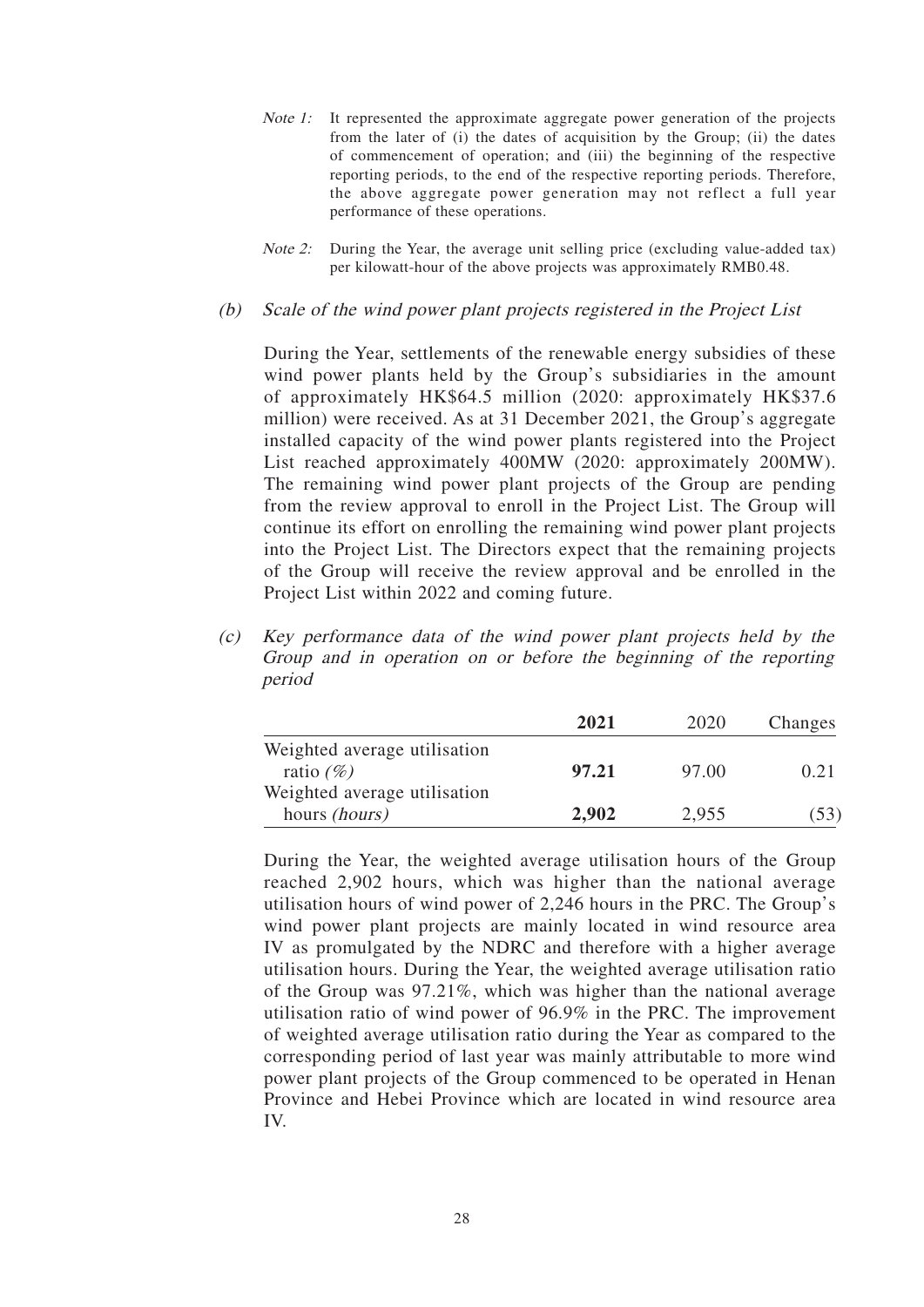*Note 1:* It represented the approximate aggregate power generation of the projects from the later of (i) the dates of acquisition by the Group; (ii) the dates of commencement of operation; and (iii) the beginning of the respective reporting periods, to the end of the respective reporting periods. Therefore, the above aggregate power generation may not reflect a full year performance of these operations.

*Note 2:* During the Year, the average unit selling price (excluding value-added tax) per kilowatt-hour of the above projects was approximately RMB0.48.

*(b) Scale of the wind power plant projects registered in the Project List*

During the Year, settlements of the renewable energy subsidies of these wind power plants held by the Group's subsidiaries in the amount of approximately HK$64.5 million (2020: approximately HK$37.6 million) were received. As at 31 December 2021, the Group's aggregate installed capacity of the wind power plants registered into the Project List reached approximately 400MW (2020: approximately 200MW). The remaining wind power plant projects of the Group are pending from the review approval to enroll in the Project List. The Group will continue its effort on enrolling the remaining wind power plant projects into the Project List. The Directors expect that the remaining projects of the Group will receive the review approval and be enrolled in the Project List within 2022 and coming future.

*(c) Key performance data of the wind power plant projects held by the Group and in operation on or before the beginning of the reporting period*

| | **2021** | 2020 | Changes |
|---|---|---|---|
| Weighted average utilisation ratio *(%)* | **97.21** | 97.00 | 0.21 |
| Weighted average utilisation hours *(hours)* | **2,902** | 2,955 | (53) |

During the Year, the weighted average utilisation hours of the Group reached 2,902 hours, which was higher than the national average utilisation hours of wind power of 2,246 hours in the PRC. The Group's wind power plant projects are mainly located in wind resource area IV as promulgated by the NDRC and therefore with a higher average utilisation hours. During the Year, the weighted average utilisation ratio of the Group was 97.21%, which was higher than the national average utilisation ratio of wind power of 96.9% in the PRC. The improvement of weighted average utilisation ratio during the Year as compared to the corresponding period of last year was mainly attributable to more wind power plant projects of the Group commenced to be operated in Henan Province and Hebei Province which are located in wind resource area IV.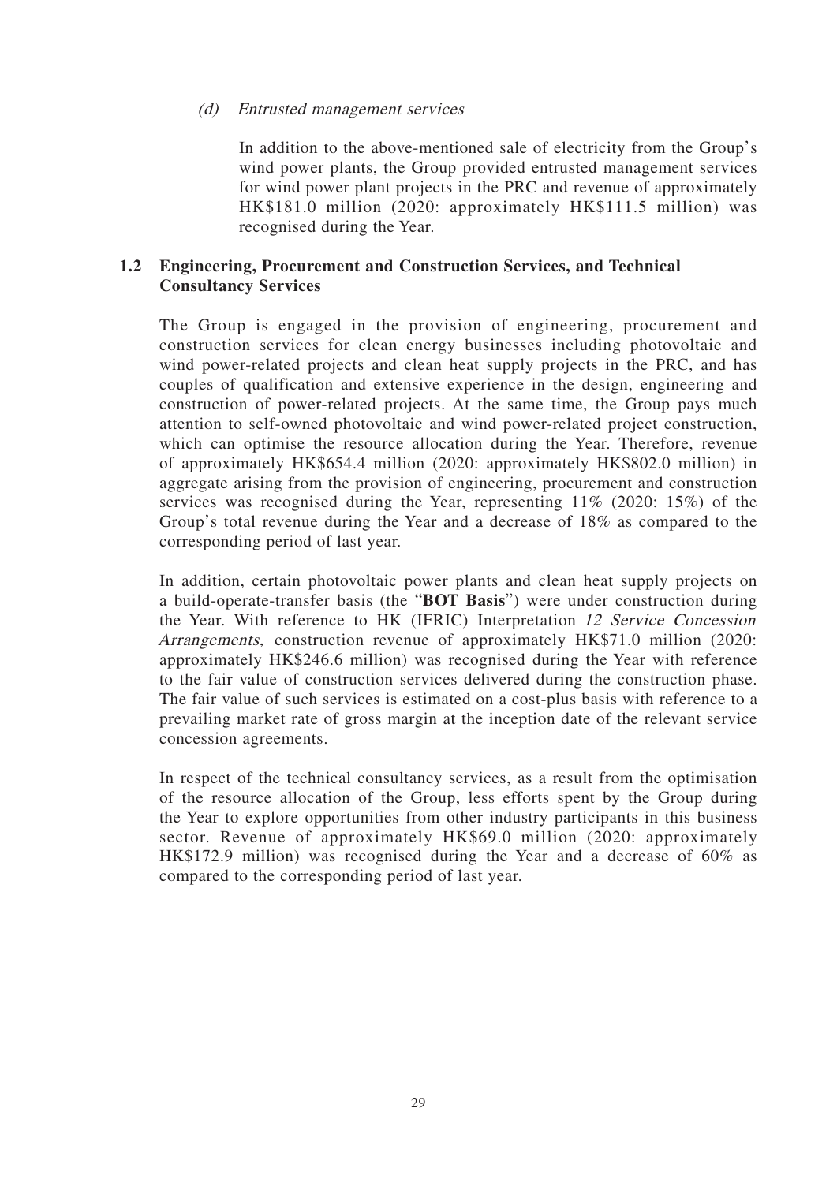(d) *Entrusted management services*

In addition to the above-mentioned sale of electricity from the Group's wind power plants, the Group provided entrusted management services for wind power plant projects in the PRC and revenue of approximately HK$181.0 million (2020: approximately HK$111.5 million) was recognised during the Year.

### 1.2 Engineering, Procurement and Construction Services, and Technical Consultancy Services

The Group is engaged in the provision of engineering, procurement and construction services for clean energy businesses including photovoltaic and wind power-related projects and clean heat supply projects in the PRC, and has couples of qualification and extensive experience in the design, engineering and construction of power-related projects. At the same time, the Group pays much attention to self-owned photovoltaic and wind power-related project construction, which can optimise the resource allocation during the Year. Therefore, revenue of approximately HK$654.4 million (2020: approximately HK$802.0 million) in aggregate arising from the provision of engineering, procurement and construction services was recognised during the Year, representing 11% (2020: 15%) of the Group's total revenue during the Year and a decrease of 18% as compared to the corresponding period of last year.

In addition, certain photovoltaic power plants and clean heat supply projects on a build-operate-transfer basis (the "**BOT Basis**") were under construction during the Year. With reference to HK (IFRIC) Interpretation *12 Service Concession Arrangements,* construction revenue of approximately HK$71.0 million (2020: approximately HK$246.6 million) was recognised during the Year with reference to the fair value of construction services delivered during the construction phase. The fair value of such services is estimated on a cost-plus basis with reference to a prevailing market rate of gross margin at the inception date of the relevant service concession agreements.

In respect of the technical consultancy services, as a result from the optimisation of the resource allocation of the Group, less efforts spent by the Group during the Year to explore opportunities from other industry participants in this business sector. Revenue of approximately HK$69.0 million (2020: approximately HK$172.9 million) was recognised during the Year and a decrease of 60% as compared to the corresponding period of last year.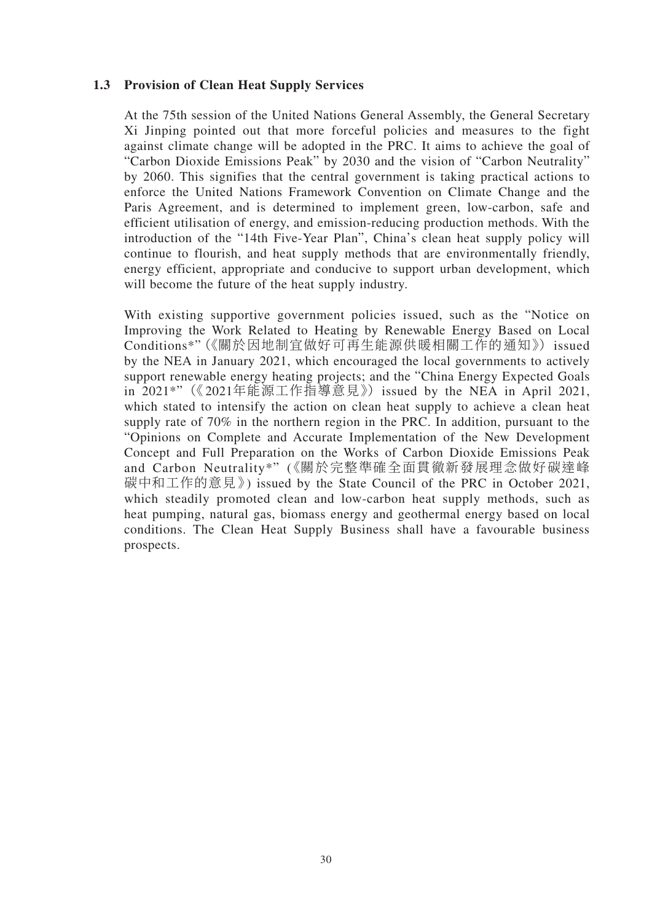### 1.3 Provision of Clean Heat Supply Services

At the 75th session of the United Nations General Assembly, the General Secretary Xi Jinping pointed out that more forceful policies and measures to the fight against climate change will be adopted in the PRC. It aims to achieve the goal of "Carbon Dioxide Emissions Peak" by 2030 and the vision of "Carbon Neutrality" by 2060. This signifies that the central government is taking practical actions to enforce the United Nations Framework Convention on Climate Change and the Paris Agreement, and is determined to implement green, low-carbon, safe and efficient utilisation of energy, and emission-reducing production methods. With the introduction of the "14th Five-Year Plan", China's clean heat supply policy will continue to flourish, and heat supply methods that are environmentally friendly, energy efficient, appropriate and conducive to support urban development, which will become the future of the heat supply industry.

With existing supportive government policies issued, such as the "Notice on Improving the Work Related to Heating by Renewable Energy Based on Local Conditions*"(《關於因地制宜做好可再生能源供暖相關工作的通知》) issued by the NEA in January 2021, which encouraged the local governments to actively support renewable energy heating projects; and the "China Energy Expected Goals in 2021*"(《2021年能源工作指導意見》) issued by the NEA in April 2021, which stated to intensify the action on clean heat supply to achieve a clean heat supply rate of 70% in the northern region in the PRC. In addition, pursuant to the "Opinions on Complete and Accurate Implementation of the New Development Concept and Full Preparation on the Works of Carbon Dioxide Emissions Peak and Carbon Neutrality*" (《關於完整準確全面貫徹新發展理念做好碳達峰碳中和工作的意見》) issued by the State Council of the PRC in October 2021, which steadily promoted clean and low-carbon heat supply methods, such as heat pumping, natural gas, biomass energy and geothermal energy based on local conditions. The Clean Heat Supply Business shall have a favourable business prospects.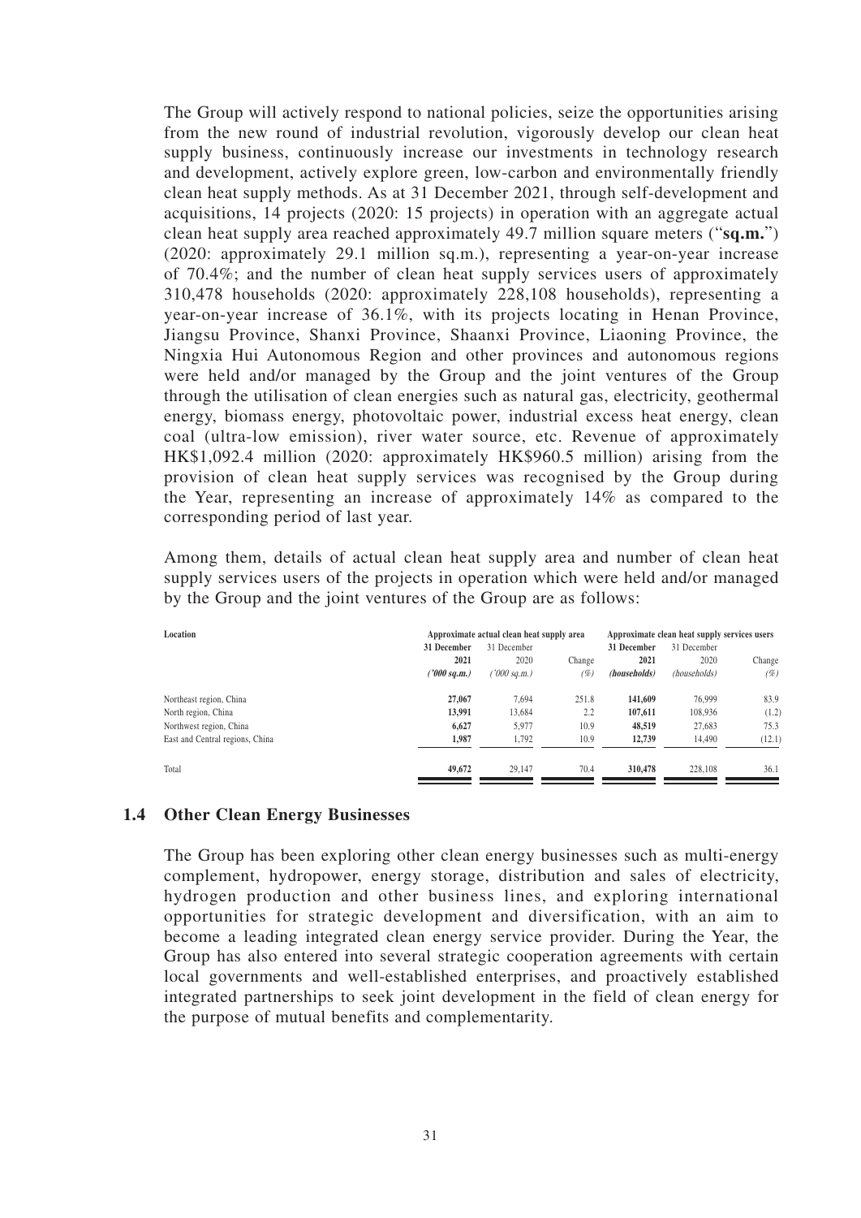The Group will actively respond to national policies, seize the opportunities arising from the new round of industrial revolution, vigorously develop our clean heat supply business, continuously increase our investments in technology research and development, actively explore green, low-carbon and environmentally friendly clean heat supply methods. As at 31 December 2021, through self-development and acquisitions, 14 projects (2020: 15 projects) in operation with an aggregate actual clean heat supply area reached approximately 49.7 million square meters ("**sq.m.**") (2020: approximately 29.1 million sq.m.), representing a year-on-year increase of 70.4%; and the number of clean heat supply services users of approximately 310,478 households (2020: approximately 228,108 households), representing a year-on-year increase of 36.1%, with its projects locating in Henan Province, Jiangsu Province, Shanxi Province, Shaanxi Province, Liaoning Province, the Ningxia Hui Autonomous Region and other provinces and autonomous regions were held and/or managed by the Group and the joint ventures of the Group through the utilisation of clean energies such as natural gas, electricity, geothermal energy, biomass energy, photovoltaic power, industrial excess heat energy, clean coal (ultra-low emission), river water source, etc. Revenue of approximately HK$1,092.4 million (2020: approximately HK$960.5 million) arising from the provision of clean heat supply services was recognised by the Group during the Year, representing an increase of approximately 14% as compared to the corresponding period of last year.

Among them, details of actual clean heat supply area and number of clean heat supply services users of the projects in operation which were held and/or managed by the Group and the joint ventures of the Group are as follows:

| Location | Approximate actual clean heat supply area | | | Approximate clean heat supply services users | | |
|---|---|---|---|---|---|---|
| | **31 December 2021** | 31 December 2020 | Change | **31 December 2021** | 31 December 2020 | Change |
| | ***('000 sq.m.)*** | *('000 sq.m.)* | *(%)* | ***(households)*** | *(households)* | *(%)* |
| Northeast region, China | **27,067** | 7,694 | 251.8 | **141,609** | 76,999 | 83.9 |
| North region, China | **13,991** | 13,684 | 2.2 | **107,611** | 108,936 | (1.2) |
| Northwest region, China | **6,627** | 5,977 | 10.9 | **48,519** | 27,683 | 75.3 |
| East and Central regions, China | **1,987** | 1,792 | 10.9 | **12,739** | 14,490 | (12.1) |
| Total | **49,672** | 29,147 | 70.4 | **310,478** | 228,108 | 36.1 |

### 1.4 Other Clean Energy Businesses

The Group has been exploring other clean energy businesses such as multi-energy complement, hydropower, energy storage, distribution and sales of electricity, hydrogen production and other business lines, and exploring international opportunities for strategic development and diversification, with an aim to become a leading integrated clean energy service provider. During the Year, the Group has also entered into several strategic cooperation agreements with certain local governments and well-established enterprises, and proactively established integrated partnerships to seek joint development in the field of clean energy for the purpose of mutual benefits and complementarity.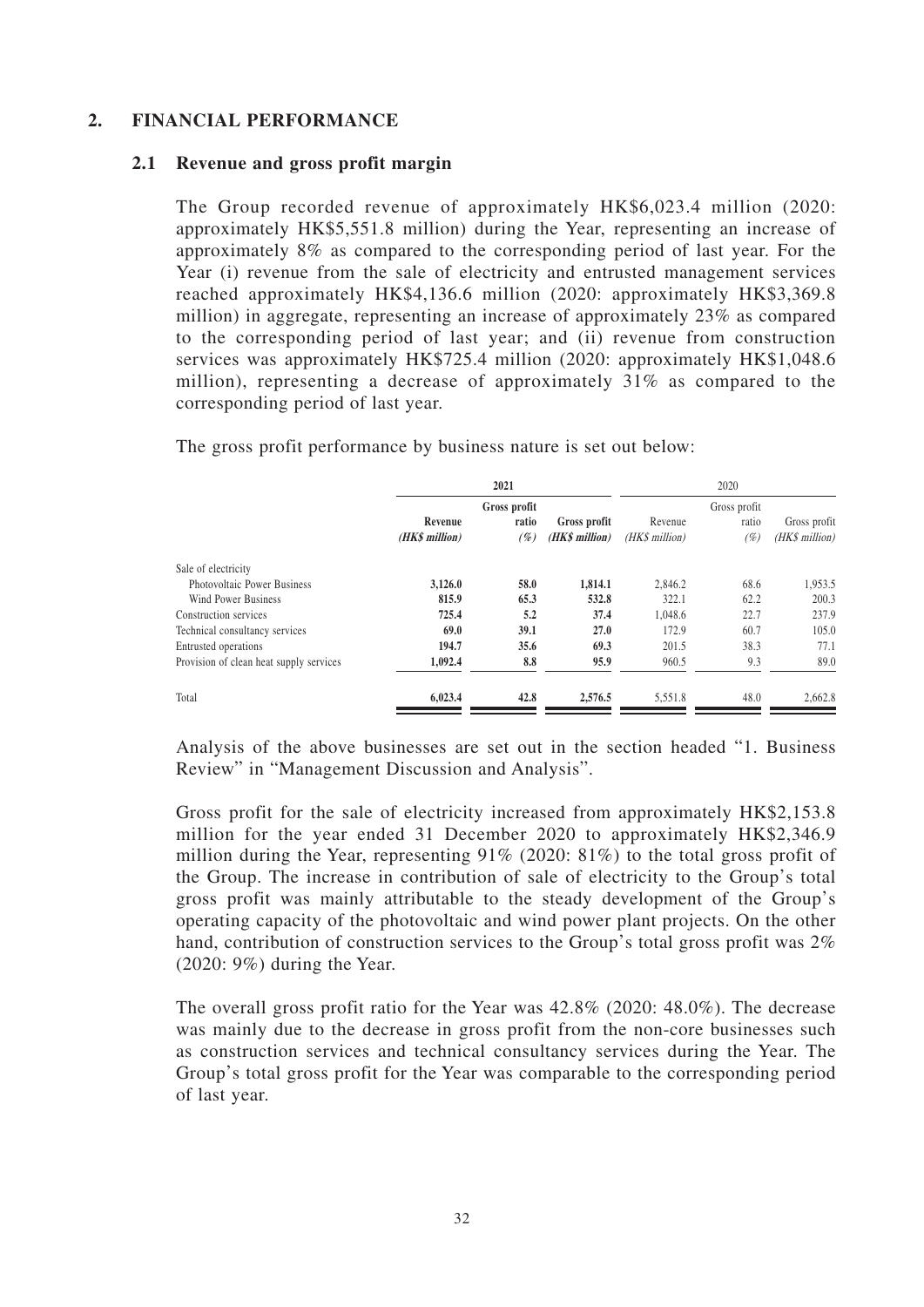## 2. FINANCIAL PERFORMANCE

### 2.1 Revenue and gross profit margin

The Group recorded revenue of approximately HK$6,023.4 million (2020: approximately HK$5,551.8 million) during the Year, representing an increase of approximately 8% as compared to the corresponding period of last year. For the Year (i) revenue from the sale of electricity and entrusted management services reached approximately HK$4,136.6 million (2020: approximately HK$3,369.8 million) in aggregate, representing an increase of approximately 23% as compared to the corresponding period of last year; and (ii) revenue from construction services was approximately HK$725.4 million (2020: approximately HK$1,048.6 million), representing a decrease of approximately 31% as compared to the corresponding period of last year.

The gross profit performance by business nature is set out below:

| | **2021** | | | 2020 | | |
|---|---|---|---|---|---|---|
| | **Revenue** *(HK$ million)* | **Gross profit ratio** *(%)* | **Gross profit** *(HK$ million)* | Revenue *(HK$ million)* | Gross profit ratio *(%)* | Gross profit *(HK$ million)* |
| Sale of electricity | | | | | | |
| Photovoltaic Power Business | **3,126.0** | **58.0** | **1,814.1** | 2,846.2 | 68.6 | 1,953.5 |
| Wind Power Business | **815.9** | **65.3** | **532.8** | 322.1 | 62.2 | 200.3 |
| Construction services | **725.4** | **5.2** | **37.4** | 1,048.6 | 22.7 | 237.9 |
| Technical consultancy services | **69.0** | **39.1** | **27.0** | 172.9 | 60.7 | 105.0 |
| Entrusted operations | **194.7** | **35.6** | **69.3** | 201.5 | 38.3 | 77.1 |
| Provision of clean heat supply services | **1,092.4** | **8.8** | **95.9** | 960.5 | 9.3 | 89.0 |
| Total | **6,023.4** | **42.8** | **2,576.5** | 5,551.8 | 48.0 | 2,662.8 |

Analysis of the above businesses are set out in the section headed "1. Business Review" in "Management Discussion and Analysis".

Gross profit for the sale of electricity increased from approximately HK$2,153.8 million for the year ended 31 December 2020 to approximately HK$2,346.9 million during the Year, representing 91% (2020: 81%) to the total gross profit of the Group. The increase in contribution of sale of electricity to the Group's total gross profit was mainly attributable to the steady development of the Group's operating capacity of the photovoltaic and wind power plant projects. On the other hand, contribution of construction services to the Group's total gross profit was 2% (2020: 9%) during the Year.

The overall gross profit ratio for the Year was 42.8% (2020: 48.0%). The decrease was mainly due to the decrease in gross profit from the non-core businesses such as construction services and technical consultancy services during the Year. The Group's total gross profit for the Year was comparable to the corresponding period of last year.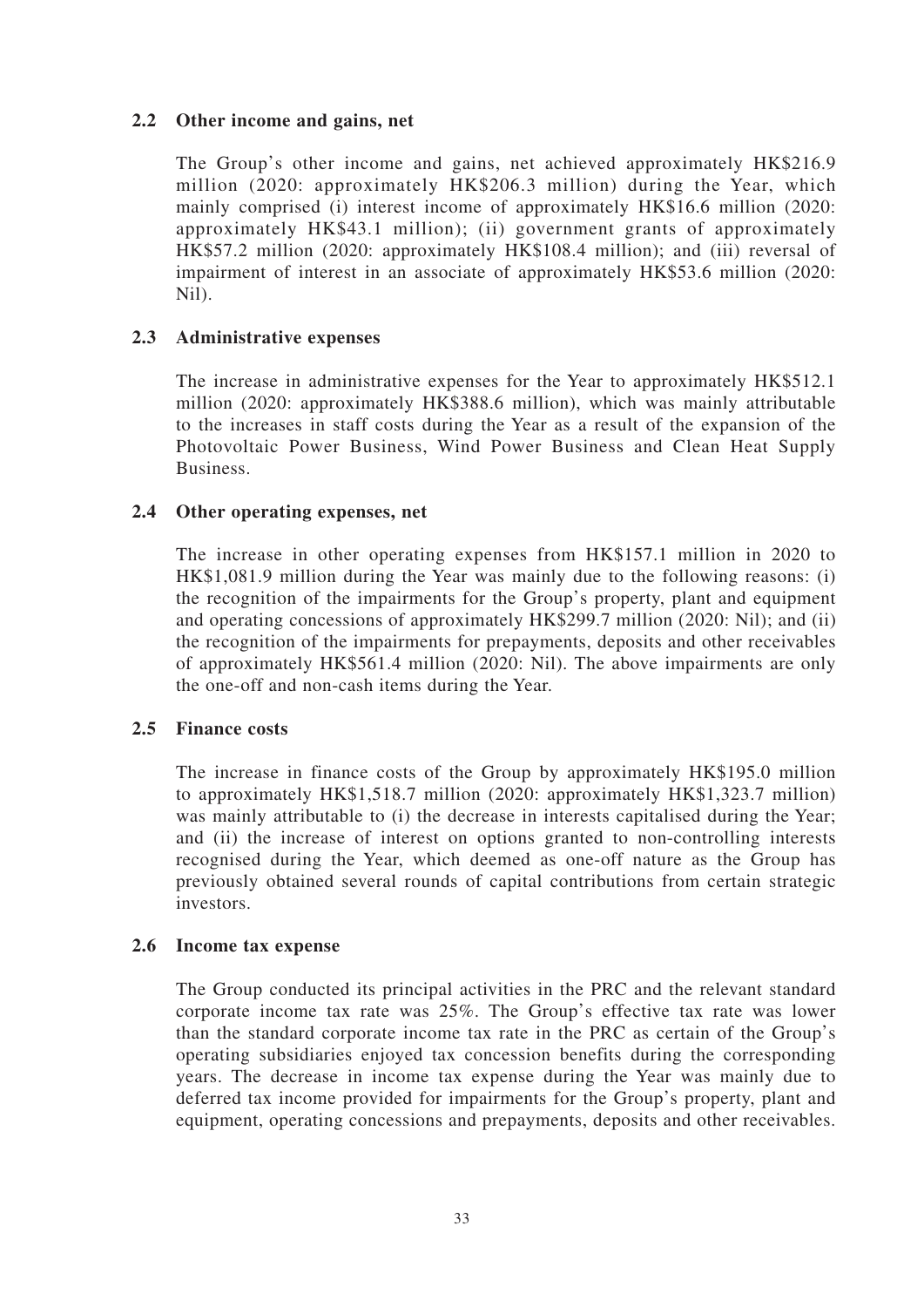### 2.2 Other income and gains, net

The Group's other income and gains, net achieved approximately HK$216.9 million (2020: approximately HK$206.3 million) during the Year, which mainly comprised (i) interest income of approximately HK$16.6 million (2020: approximately HK$43.1 million); (ii) government grants of approximately HK$57.2 million (2020: approximately HK$108.4 million); and (iii) reversal of impairment of interest in an associate of approximately HK$53.6 million (2020: Nil).

### 2.3 Administrative expenses

The increase in administrative expenses for the Year to approximately HK$512.1 million (2020: approximately HK$388.6 million), which was mainly attributable to the increases in staff costs during the Year as a result of the expansion of the Photovoltaic Power Business, Wind Power Business and Clean Heat Supply Business.

### 2.4 Other operating expenses, net

The increase in other operating expenses from HK$157.1 million in 2020 to HK$1,081.9 million during the Year was mainly due to the following reasons: (i) the recognition of the impairments for the Group's property, plant and equipment and operating concessions of approximately HK$299.7 million (2020: Nil); and (ii) the recognition of the impairments for prepayments, deposits and other receivables of approximately HK$561.4 million (2020: Nil). The above impairments are only the one-off and non-cash items during the Year.

### 2.5 Finance costs

The increase in finance costs of the Group by approximately HK$195.0 million to approximately HK$1,518.7 million (2020: approximately HK$1,323.7 million) was mainly attributable to (i) the decrease in interests capitalised during the Year; and (ii) the increase of interest on options granted to non-controlling interests recognised during the Year, which deemed as one-off nature as the Group has previously obtained several rounds of capital contributions from certain strategic investors.

### 2.6 Income tax expense

The Group conducted its principal activities in the PRC and the relevant standard corporate income tax rate was 25%. The Group's effective tax rate was lower than the standard corporate income tax rate in the PRC as certain of the Group's operating subsidiaries enjoyed tax concession benefits during the corresponding years. The decrease in income tax expense during the Year was mainly due to deferred tax income provided for impairments for the Group's property, plant and equipment, operating concessions and prepayments, deposits and other receivables.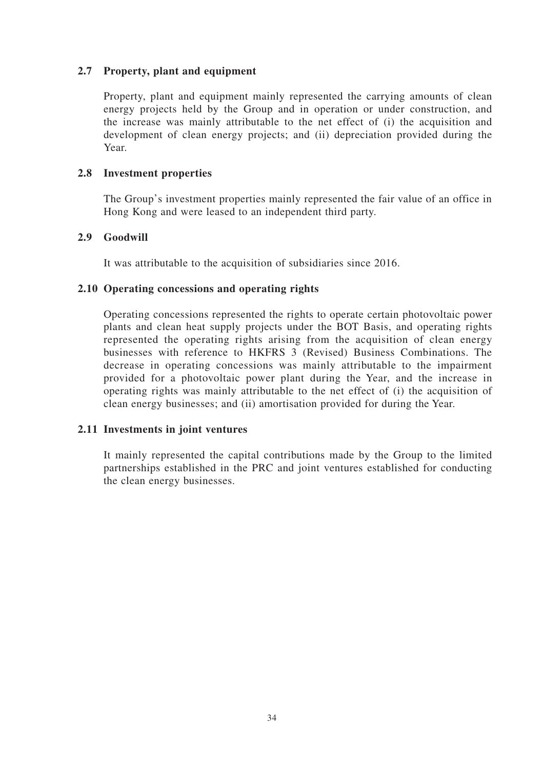### 2.7 Property, plant and equipment

Property, plant and equipment mainly represented the carrying amounts of clean energy projects held by the Group and in operation or under construction, and the increase was mainly attributable to the net effect of (i) the acquisition and development of clean energy projects; and (ii) depreciation provided during the Year.

### 2.8 Investment properties

The Group's investment properties mainly represented the fair value of an office in Hong Kong and were leased to an independent third party.

### 2.9 Goodwill

It was attributable to the acquisition of subsidiaries since 2016.

### 2.10 Operating concessions and operating rights

Operating concessions represented the rights to operate certain photovoltaic power plants and clean heat supply projects under the BOT Basis, and operating rights represented the operating rights arising from the acquisition of clean energy businesses with reference to HKFRS 3 (Revised) Business Combinations. The decrease in operating concessions was mainly attributable to the impairment provided for a photovoltaic power plant during the Year, and the increase in operating rights was mainly attributable to the net effect of (i) the acquisition of clean energy businesses; and (ii) amortisation provided for during the Year.

### 2.11 Investments in joint ventures

It mainly represented the capital contributions made by the Group to the limited partnerships established in the PRC and joint ventures established for conducting the clean energy businesses.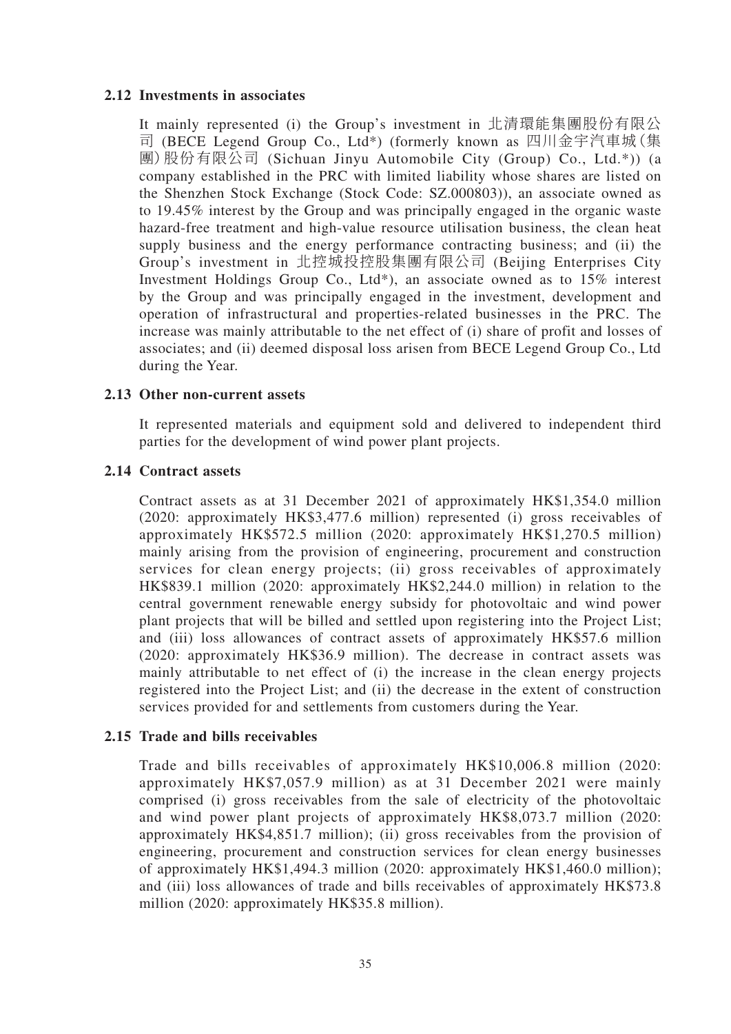### 2.12 Investments in associates

It mainly represented (i) the Group's investment in 北清環能集團股份有限公司 (BECE Legend Group Co., Ltd*) (formerly known as 四川金宇汽車城(集團)股份有限公司 (Sichuan Jinyu Automobile City (Group) Co., Ltd.*)) (a company established in the PRC with limited liability whose shares are listed on the Shenzhen Stock Exchange (Stock Code: SZ.000803)), an associate owned as to 19.45% interest by the Group and was principally engaged in the organic waste hazard-free treatment and high-value resource utilisation business, the clean heat supply business and the energy performance contracting business; and (ii) the Group's investment in 北控城投控股集團有限公司 (Beijing Enterprises City Investment Holdings Group Co., Ltd*), an associate owned as to 15% interest by the Group and was principally engaged in the investment, development and operation of infrastructural and properties-related businesses in the PRC. The increase was mainly attributable to the net effect of (i) share of profit and losses of associates; and (ii) deemed disposal loss arisen from BECE Legend Group Co., Ltd during the Year.

### 2.13 Other non-current assets

It represented materials and equipment sold and delivered to independent third parties for the development of wind power plant projects.

### 2.14 Contract assets

Contract assets as at 31 December 2021 of approximately HK$1,354.0 million (2020: approximately HK$3,477.6 million) represented (i) gross receivables of approximately HK$572.5 million (2020: approximately HK$1,270.5 million) mainly arising from the provision of engineering, procurement and construction services for clean energy projects; (ii) gross receivables of approximately HK$839.1 million (2020: approximately HK$2,244.0 million) in relation to the central government renewable energy subsidy for photovoltaic and wind power plant projects that will be billed and settled upon registering into the Project List; and (iii) loss allowances of contract assets of approximately HK$57.6 million (2020: approximately HK$36.9 million). The decrease in contract assets was mainly attributable to net effect of (i) the increase in the clean energy projects registered into the Project List; and (ii) the decrease in the extent of construction services provided for and settlements from customers during the Year.

### 2.15 Trade and bills receivables

Trade and bills receivables of approximately HK$10,006.8 million (2020: approximately HK$7,057.9 million) as at 31 December 2021 were mainly comprised (i) gross receivables from the sale of electricity of the photovoltaic and wind power plant projects of approximately HK$8,073.7 million (2020: approximately HK$4,851.7 million); (ii) gross receivables from the provision of engineering, procurement and construction services for clean energy businesses of approximately HK$1,494.3 million (2020: approximately HK$1,460.0 million); and (iii) loss allowances of trade and bills receivables of approximately HK$73.8 million (2020: approximately HK$35.8 million).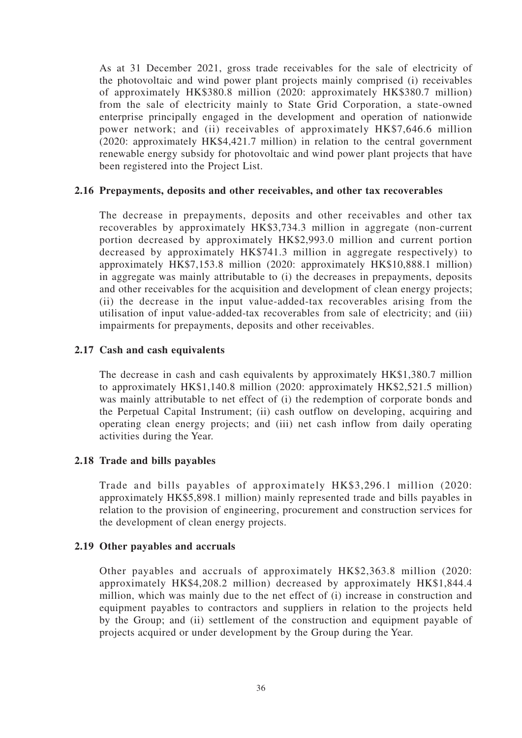As at 31 December 2021, gross trade receivables for the sale of electricity of the photovoltaic and wind power plant projects mainly comprised (i) receivables of approximately HK$380.8 million (2020: approximately HK$380.7 million) from the sale of electricity mainly to State Grid Corporation, a state-owned enterprise principally engaged in the development and operation of nationwide power network; and (ii) receivables of approximately HK$7,646.6 million (2020: approximately HK$4,421.7 million) in relation to the central government renewable energy subsidy for photovoltaic and wind power plant projects that have been registered into the Project List.

### 2.16 Prepayments, deposits and other receivables, and other tax recoverables

The decrease in prepayments, deposits and other receivables and other tax recoverables by approximately HK$3,734.3 million in aggregate (non-current portion decreased by approximately HK$2,993.0 million and current portion decreased by approximately HK$741.3 million in aggregate respectively) to approximately HK$7,153.8 million (2020: approximately HK$10,888.1 million) in aggregate was mainly attributable to (i) the decreases in prepayments, deposits and other receivables for the acquisition and development of clean energy projects; (ii) the decrease in the input value-added-tax recoverables arising from the utilisation of input value-added-tax recoverables from sale of electricity; and (iii) impairments for prepayments, deposits and other receivables.

### 2.17 Cash and cash equivalents

The decrease in cash and cash equivalents by approximately HK$1,380.7 million to approximately HK$1,140.8 million (2020: approximately HK$2,521.5 million) was mainly attributable to net effect of (i) the redemption of corporate bonds and the Perpetual Capital Instrument; (ii) cash outflow on developing, acquiring and operating clean energy projects; and (iii) net cash inflow from daily operating activities during the Year.

### 2.18 Trade and bills payables

Trade and bills payables of approximately HK$3,296.1 million (2020: approximately HK$5,898.1 million) mainly represented trade and bills payables in relation to the provision of engineering, procurement and construction services for the development of clean energy projects.

### 2.19 Other payables and accruals

Other payables and accruals of approximately HK$2,363.8 million (2020: approximately HK$4,208.2 million) decreased by approximately HK$1,844.4 million, which was mainly due to the net effect of (i) increase in construction and equipment payables to contractors and suppliers in relation to the projects held by the Group; and (ii) settlement of the construction and equipment payable of projects acquired or under development by the Group during the Year.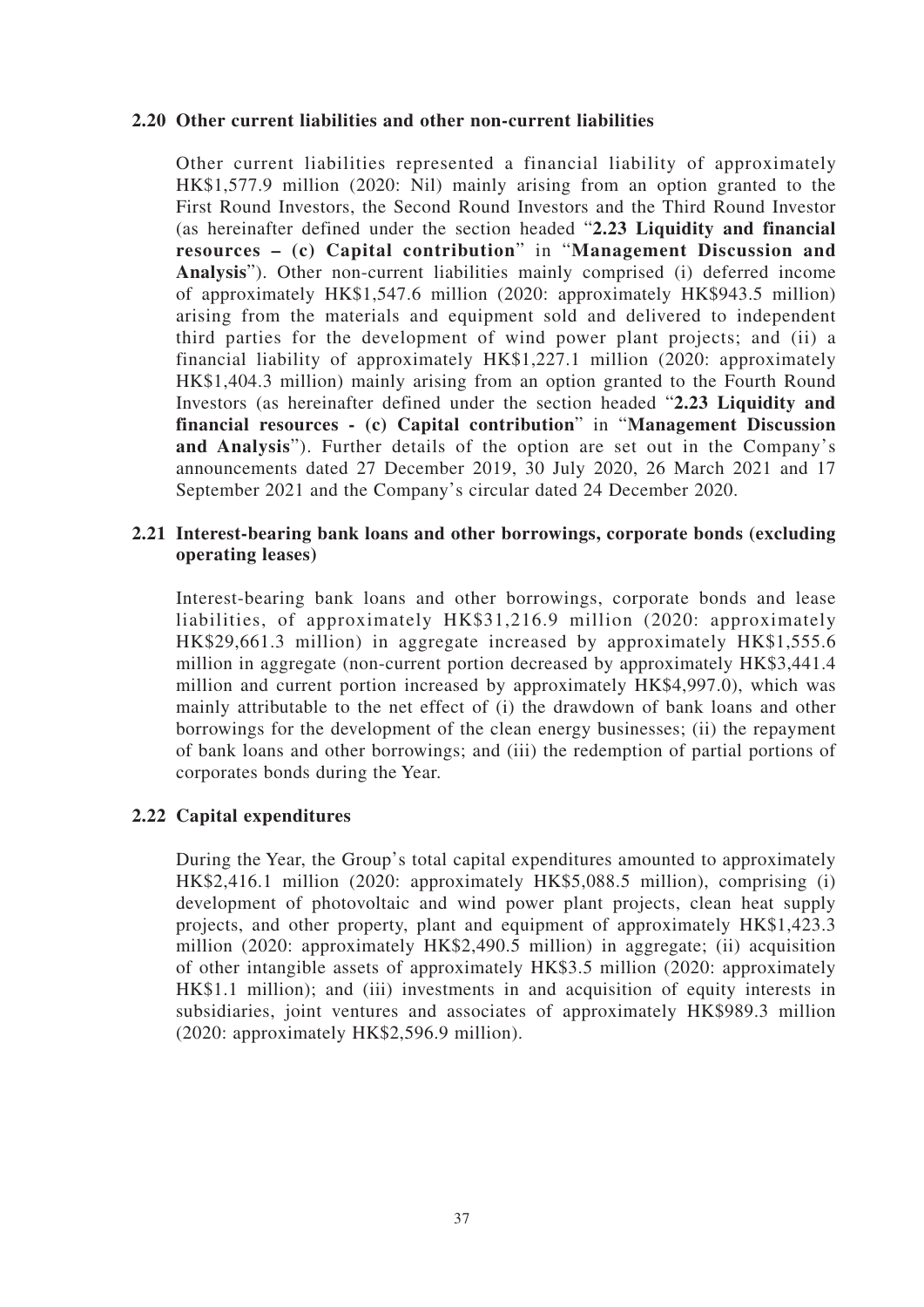### 2.20 Other current liabilities and other non-current liabilities

Other current liabilities represented a financial liability of approximately HK$1,577.9 million (2020: Nil) mainly arising from an option granted to the First Round Investors, the Second Round Investors and the Third Round Investor (as hereinafter defined under the section headed "**2.23 Liquidity and financial resources – (c) Capital contribution**" in "**Management Discussion and Analysis**"). Other non-current liabilities mainly comprised (i) deferred income of approximately HK$1,547.6 million (2020: approximately HK$943.5 million) arising from the materials and equipment sold and delivered to independent third parties for the development of wind power plant projects; and (ii) a financial liability of approximately HK$1,227.1 million (2020: approximately HK$1,404.3 million) mainly arising from an option granted to the Fourth Round Investors (as hereinafter defined under the section headed "**2.23 Liquidity and financial resources - (c) Capital contribution**" in "**Management Discussion and Analysis**"). Further details of the option are set out in the Company's announcements dated 27 December 2019, 30 July 2020, 26 March 2021 and 17 September 2021 and the Company's circular dated 24 December 2020.

### 2.21 Interest-bearing bank loans and other borrowings, corporate bonds (excluding operating leases)

Interest-bearing bank loans and other borrowings, corporate bonds and lease liabilities, of approximately HK$31,216.9 million (2020: approximately HK$29,661.3 million) in aggregate increased by approximately HK$1,555.6 million in aggregate (non-current portion decreased by approximately HK$3,441.4 million and current portion increased by approximately HK$4,997.0), which was mainly attributable to the net effect of (i) the drawdown of bank loans and other borrowings for the development of the clean energy businesses; (ii) the repayment of bank loans and other borrowings; and (iii) the redemption of partial portions of corporates bonds during the Year.

### 2.22 Capital expenditures

During the Year, the Group's total capital expenditures amounted to approximately HK$2,416.1 million (2020: approximately HK$5,088.5 million), comprising (i) development of photovoltaic and wind power plant projects, clean heat supply projects, and other property, plant and equipment of approximately HK$1,423.3 million (2020: approximately HK$2,490.5 million) in aggregate; (ii) acquisition of other intangible assets of approximately HK$3.5 million (2020: approximately HK$1.1 million); and (iii) investments in and acquisition of equity interests in subsidiaries, joint ventures and associates of approximately HK$989.3 million (2020: approximately HK$2,596.9 million).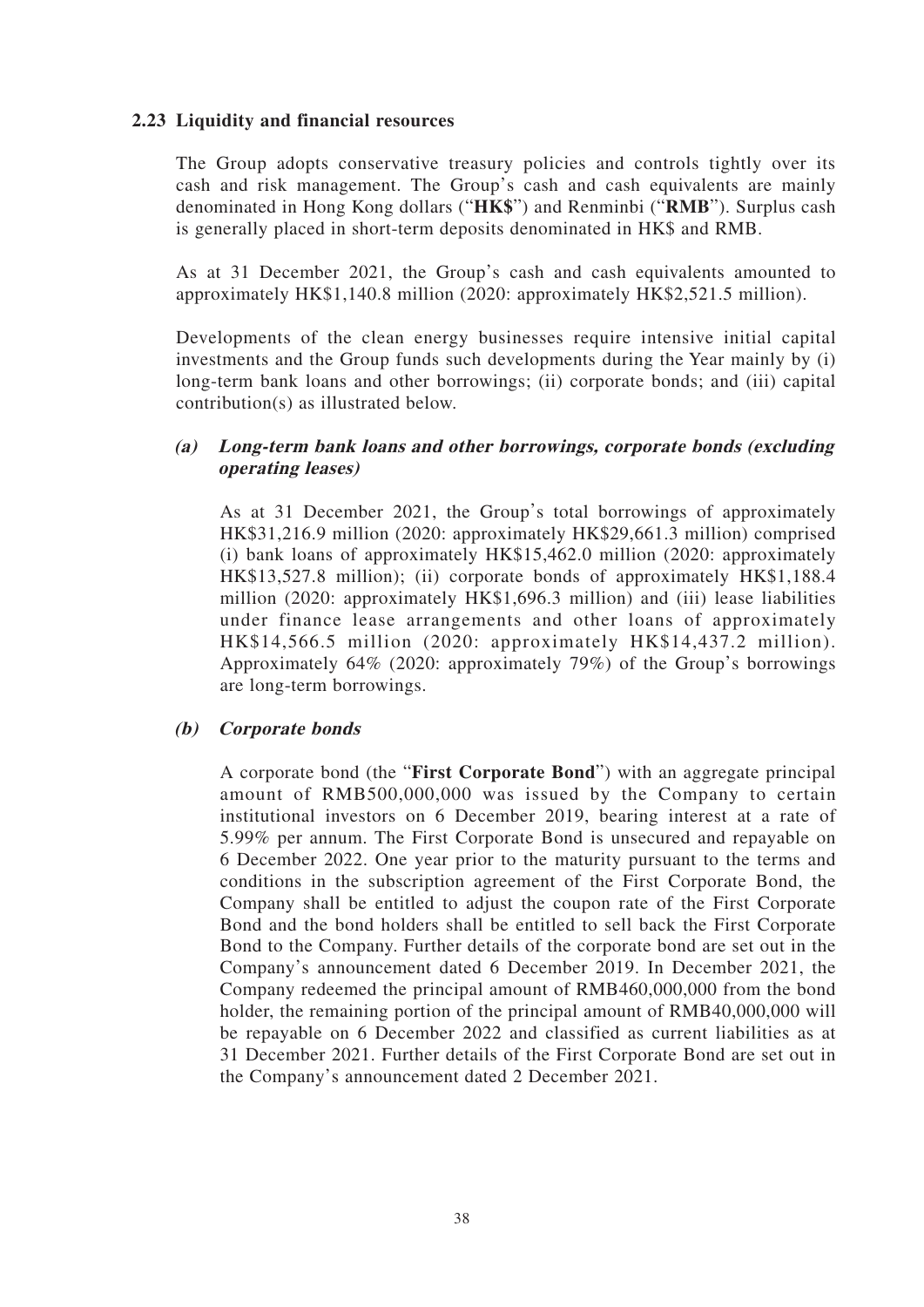### 2.23 Liquidity and financial resources

The Group adopts conservative treasury policies and controls tightly over its cash and risk management. The Group's cash and cash equivalents are mainly denominated in Hong Kong dollars ("**HK$**") and Renminbi ("**RMB**"). Surplus cash is generally placed in short-term deposits denominated in HK$ and RMB.

As at 31 December 2021, the Group's cash and cash equivalents amounted to approximately HK$1,140.8 million (2020: approximately HK$2,521.5 million).

Developments of the clean energy businesses require intensive initial capital investments and the Group funds such developments during the Year mainly by (i) long-term bank loans and other borrowings; (ii) corporate bonds; and (iii) capital contribution(s) as illustrated below.

#### *(a) Long-term bank loans and other borrowings, corporate bonds (excluding operating leases)*

As at 31 December 2021, the Group's total borrowings of approximately HK$31,216.9 million (2020: approximately HK$29,661.3 million) comprised (i) bank loans of approximately HK$15,462.0 million (2020: approximately HK$13,527.8 million); (ii) corporate bonds of approximately HK$1,188.4 million (2020: approximately HK$1,696.3 million) and (iii) lease liabilities under finance lease arrangements and other loans of approximately HK$14,566.5 million (2020: approximately HK$14,437.2 million). Approximately 64% (2020: approximately 79%) of the Group's borrowings are long-term borrowings.

#### *(b) Corporate bonds*

A corporate bond (the "**First Corporate Bond**") with an aggregate principal amount of RMB500,000,000 was issued by the Company to certain institutional investors on 6 December 2019, bearing interest at a rate of 5.99% per annum. The First Corporate Bond is unsecured and repayable on 6 December 2022. One year prior to the maturity pursuant to the terms and conditions in the subscription agreement of the First Corporate Bond, the Company shall be entitled to adjust the coupon rate of the First Corporate Bond and the bond holders shall be entitled to sell back the First Corporate Bond to the Company. Further details of the corporate bond are set out in the Company's announcement dated 6 December 2019. In December 2021, the Company redeemed the principal amount of RMB460,000,000 from the bond holder, the remaining portion of the principal amount of RMB40,000,000 will be repayable on 6 December 2022 and classified as current liabilities as at 31 December 2021. Further details of the First Corporate Bond are set out in the Company's announcement dated 2 December 2021.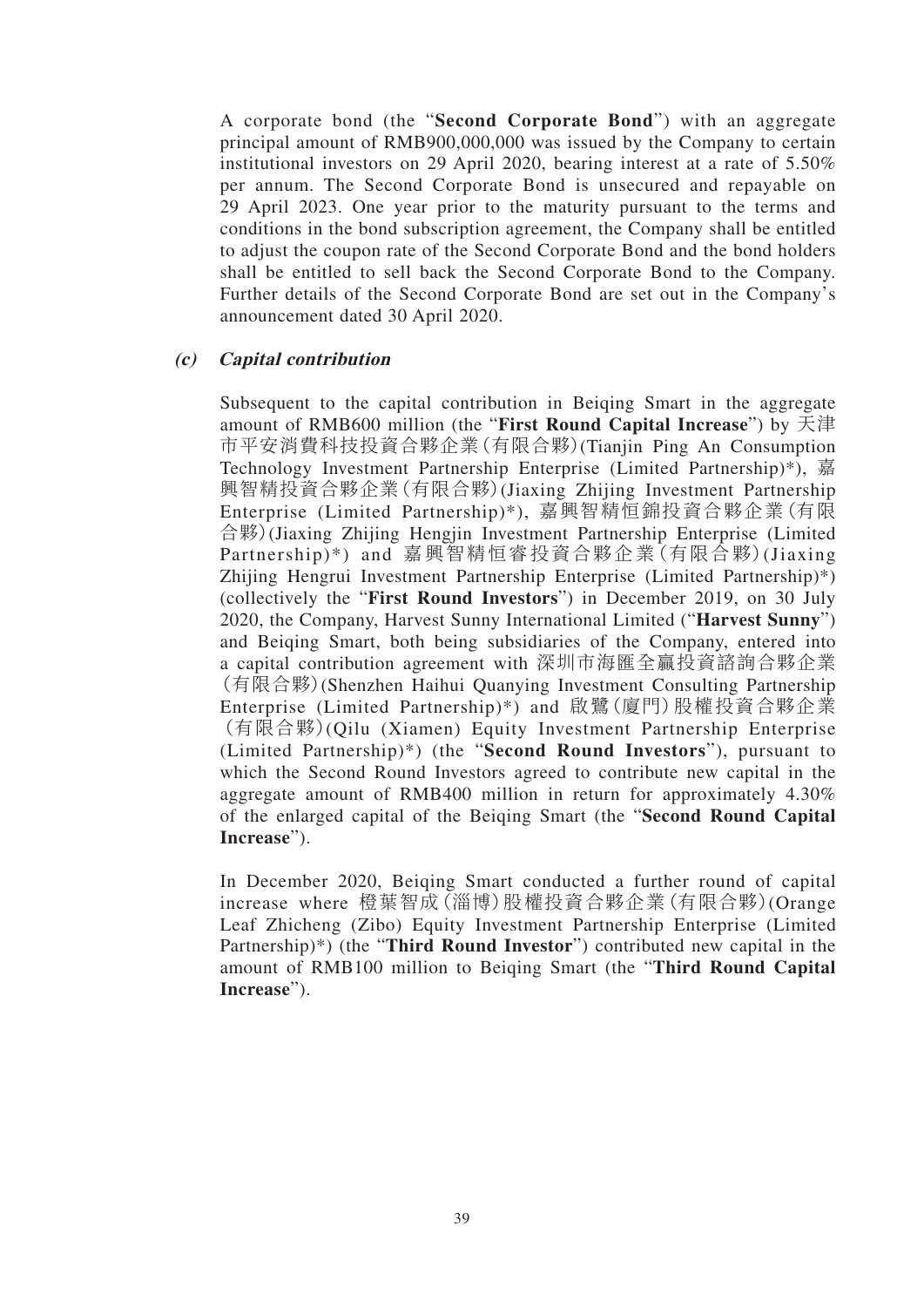A corporate bond (the "**Second Corporate Bond**") with an aggregate principal amount of RMB900,000,000 was issued by the Company to certain institutional investors on 29 April 2020, bearing interest at a rate of 5.50% per annum. The Second Corporate Bond is unsecured and repayable on 29 April 2023. One year prior to the maturity pursuant to the terms and conditions in the bond subscription agreement, the Company shall be entitled to adjust the coupon rate of the Second Corporate Bond and the bond holders shall be entitled to sell back the Second Corporate Bond to the Company. Further details of the Second Corporate Bond are set out in the Company's announcement dated 30 April 2020.

***(c) Capital contribution***

Subsequent to the capital contribution in Beiqing Smart in the aggregate amount of RMB600 million (the "**First Round Capital Increase**") by 天津市平安消費科技投資合夥企業(有限合夥)(Tianjin Ping An Consumption Technology Investment Partnership Enterprise (Limited Partnership)*), 嘉興智精投資合夥企業(有限合夥)(Jiaxing Zhijing Investment Partnership Enterprise (Limited Partnership)*), 嘉興智精恒錦投資合夥企業(有限合夥)(Jiaxing Zhijing Hengjin Investment Partnership Enterprise (Limited Partnership)*) and 嘉興智精恒睿投資合夥企業(有限合夥)(Jiaxing Zhijing Hengrui Investment Partnership Enterprise (Limited Partnership)*) (collectively the "**First Round Investors**") in December 2019, on 30 July 2020, the Company, Harvest Sunny International Limited ("**Harvest Sunny**") and Beiqing Smart, both being subsidiaries of the Company, entered into a capital contribution agreement with 深圳市海匯全贏投資諮詢合夥企業(有限合夥)(Shenzhen Haihui Quanying Investment Consulting Partnership Enterprise (Limited Partnership)*) and 啟鷺(廈門)股權投資合夥企業(有限合夥)(Qilu (Xiamen) Equity Investment Partnership Enterprise (Limited Partnership)*) (the "**Second Round Investors**"), pursuant to which the Second Round Investors agreed to contribute new capital in the aggregate amount of RMB400 million in return for approximately 4.30% of the enlarged capital of the Beiqing Smart (the "**Second Round Capital Increase**").

In December 2020, Beiqing Smart conducted a further round of capital increase where 橙葉智成(淄博)股權投資合夥企業(有限合夥)(Orange Leaf Zhicheng (Zibo) Equity Investment Partnership Enterprise (Limited Partnership)*) (the "**Third Round Investor**") contributed new capital in the amount of RMB100 million to Beiqing Smart (the "**Third Round Capital Increase**").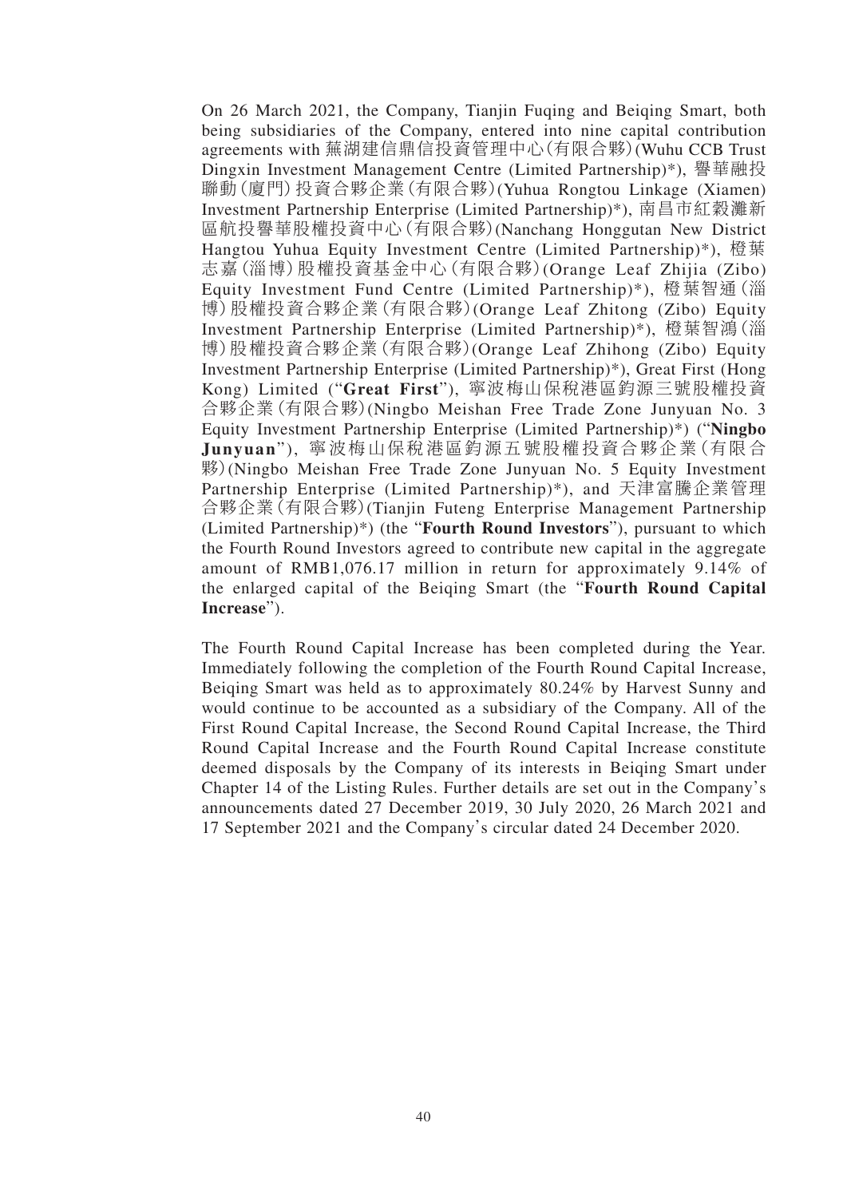On 26 March 2021, the Company, Tianjin Fuqing and Beiqing Smart, both being subsidiaries of the Company, entered into nine capital contribution agreements with 蕪湖建信鼎信投資管理中心(有限合夥)(Wuhu CCB Trust Dingxin Investment Management Centre (Limited Partnership)*), 譽華融投聯動(廈門)投資合夥企業(有限合夥)(Yuhua Rongtou Linkage (Xiamen) Investment Partnership Enterprise (Limited Partnership)*), 南昌市紅穀灘新區航投譽華股權投資中心(有限合夥)(Nanchang Honggutan New District Hangtou Yuhua Equity Investment Centre (Limited Partnership)*), 橙葉志嘉(淄博)股權投資基金中心(有限合夥)(Orange Leaf Zhijia (Zibo) Equity Investment Fund Centre (Limited Partnership)*), 橙葉智通(淄博)股權投資合夥企業(有限合夥)(Orange Leaf Zhitong (Zibo) Equity Investment Partnership Enterprise (Limited Partnership)*), 橙葉智鴻(淄博)股權投資合夥企業(有限合夥)(Orange Leaf Zhihong (Zibo) Equity Investment Partnership Enterprise (Limited Partnership)*), Great First (Hong Kong) Limited ("**Great First**"), 寧波梅山保稅港區鈞源三號股權投資合夥企業(有限合夥)(Ningbo Meishan Free Trade Zone Junyuan No. 3 Equity Investment Partnership Enterprise (Limited Partnership)*) ("**Ningbo Junyuan**"), 寧波梅山保稅港區鈞源五號股權投資合夥企業(有限合夥)(Ningbo Meishan Free Trade Zone Junyuan No. 5 Equity Investment Partnership Enterprise (Limited Partnership)*), and 天津富騰企業管理合夥企業(有限合夥)(Tianjin Futeng Enterprise Management Partnership (Limited Partnership)*) (the "**Fourth Round Investors**"), pursuant to which the Fourth Round Investors agreed to contribute new capital in the aggregate amount of RMB1,076.17 million in return for approximately 9.14% of the enlarged capital of the Beiqing Smart (the "**Fourth Round Capital Increase**").

The Fourth Round Capital Increase has been completed during the Year. Immediately following the completion of the Fourth Round Capital Increase, Beiqing Smart was held as to approximately 80.24% by Harvest Sunny and would continue to be accounted as a subsidiary of the Company. All of the First Round Capital Increase, the Second Round Capital Increase, the Third Round Capital Increase and the Fourth Round Capital Increase constitute deemed disposals by the Company of its interests in Beiqing Smart under Chapter 14 of the Listing Rules. Further details are set out in the Company's announcements dated 27 December 2019, 30 July 2020, 26 March 2021 and 17 September 2021 and the Company's circular dated 24 December 2020.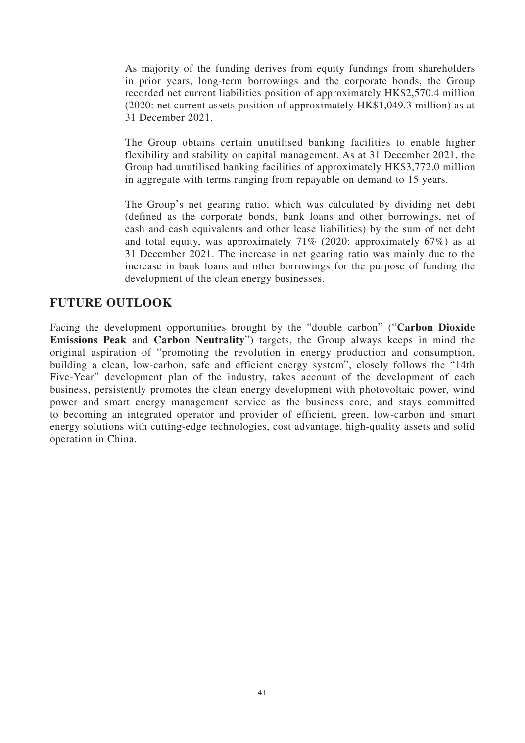As majority of the funding derives from equity fundings from shareholders in prior years, long-term borrowings and the corporate bonds, the Group recorded net current liabilities position of approximately HK$2,570.4 million (2020: net current assets position of approximately HK$1,049.3 million) as at 31 December 2021.

The Group obtains certain unutilised banking facilities to enable higher flexibility and stability on capital management. As at 31 December 2021, the Group had unutilised banking facilities of approximately HK$3,772.0 million in aggregate with terms ranging from repayable on demand to 15 years.

The Group's net gearing ratio, which was calculated by dividing net debt (defined as the corporate bonds, bank loans and other borrowings, net of cash and cash equivalents and other lease liabilities) by the sum of net debt and total equity, was approximately 71% (2020: approximately 67%) as at 31 December 2021. The increase in net gearing ratio was mainly due to the increase in bank loans and other borrowings for the purpose of funding the development of the clean energy businesses.

## FUTURE OUTLOOK

Facing the development opportunities brought by the "double carbon" ("**Carbon Dioxide Emissions Peak** and **Carbon Neutrality**") targets, the Group always keeps in mind the original aspiration of "promoting the revolution in energy production and consumption, building a clean, low-carbon, safe and efficient energy system", closely follows the "14th Five-Year" development plan of the industry, takes account of the development of each business, persistently promotes the clean energy development with photovoltaic power, wind power and smart energy management service as the business core, and stays committed to becoming an integrated operator and provider of efficient, green, low-carbon and smart energy solutions with cutting-edge technologies, cost advantage, high-quality assets and solid operation in China.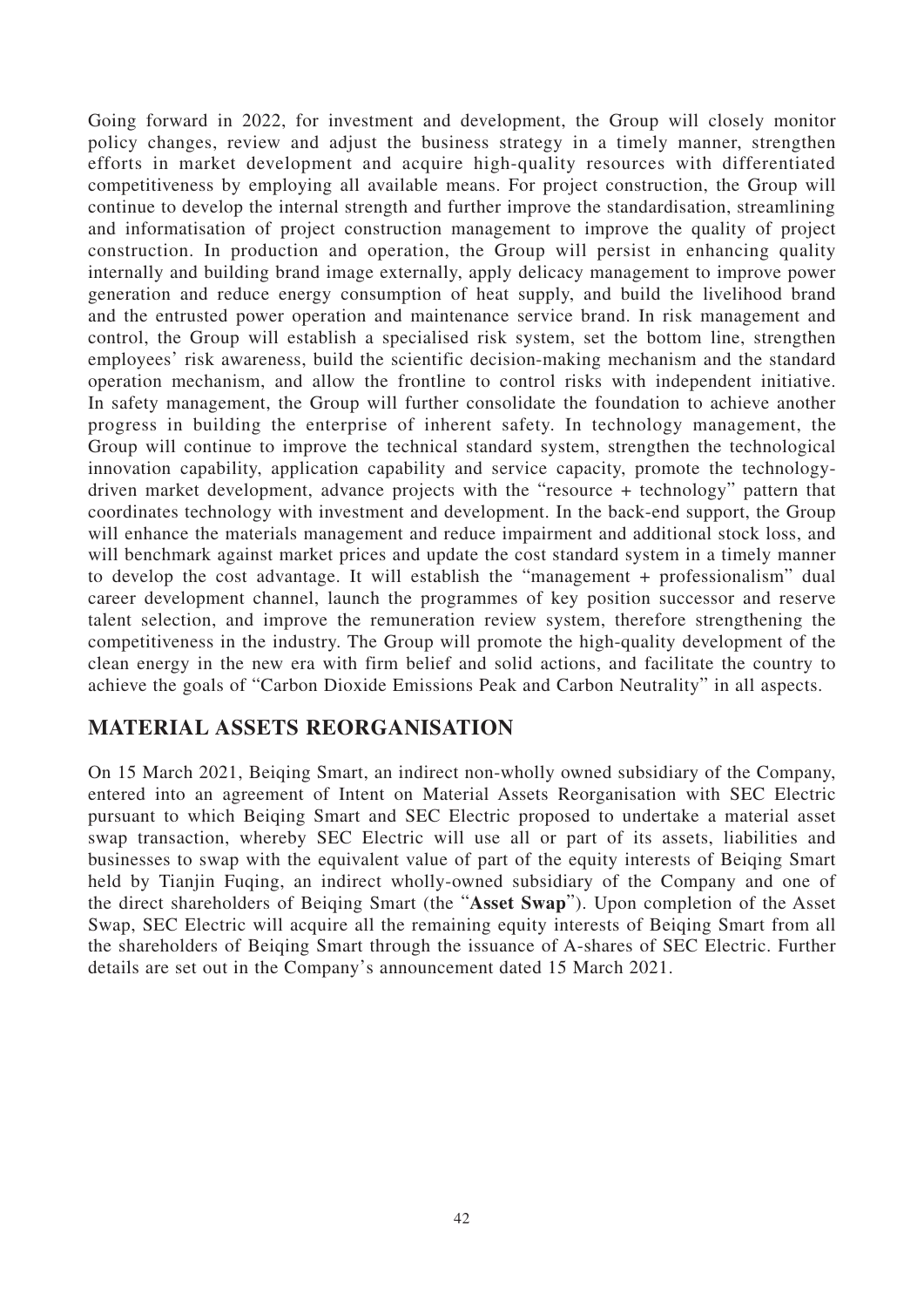Going forward in 2022, for investment and development, the Group will closely monitor policy changes, review and adjust the business strategy in a timely manner, strengthen efforts in market development and acquire high-quality resources with differentiated competitiveness by employing all available means. For project construction, the Group will continue to develop the internal strength and further improve the standardisation, streamlining and informatisation of project construction management to improve the quality of project construction. In production and operation, the Group will persist in enhancing quality internally and building brand image externally, apply delicacy management to improve power generation and reduce energy consumption of heat supply, and build the livelihood brand and the entrusted power operation and maintenance service brand. In risk management and control, the Group will establish a specialised risk system, set the bottom line, strengthen employees' risk awareness, build the scientific decision-making mechanism and the standard operation mechanism, and allow the frontline to control risks with independent initiative. In safety management, the Group will further consolidate the foundation to achieve another progress in building the enterprise of inherent safety. In technology management, the Group will continue to improve the technical standard system, strengthen the technological innovation capability, application capability and service capacity, promote the technology-driven market development, advance projects with the "resource + technology" pattern that coordinates technology with investment and development. In the back-end support, the Group will enhance the materials management and reduce impairment and additional stock loss, and will benchmark against market prices and update the cost standard system in a timely manner to develop the cost advantage. It will establish the "management + professionalism" dual career development channel, launch the programmes of key position successor and reserve talent selection, and improve the remuneration review system, therefore strengthening the competitiveness in the industry. The Group will promote the high-quality development of the clean energy in the new era with firm belief and solid actions, and facilitate the country to achieve the goals of "Carbon Dioxide Emissions Peak and Carbon Neutrality" in all aspects.

## MATERIAL ASSETS REORGANISATION

On 15 March 2021, Beiqing Smart, an indirect non-wholly owned subsidiary of the Company, entered into an agreement of Intent on Material Assets Reorganisation with SEC Electric pursuant to which Beiqing Smart and SEC Electric proposed to undertake a material asset swap transaction, whereby SEC Electric will use all or part of its assets, liabilities and businesses to swap with the equivalent value of part of the equity interests of Beiqing Smart held by Tianjin Fuqing, an indirect wholly-owned subsidiary of the Company and one of the direct shareholders of Beiqing Smart (the "**Asset Swap**"). Upon completion of the Asset Swap, SEC Electric will acquire all the remaining equity interests of Beiqing Smart from all the shareholders of Beiqing Smart through the issuance of A-shares of SEC Electric. Further details are set out in the Company's announcement dated 15 March 2021.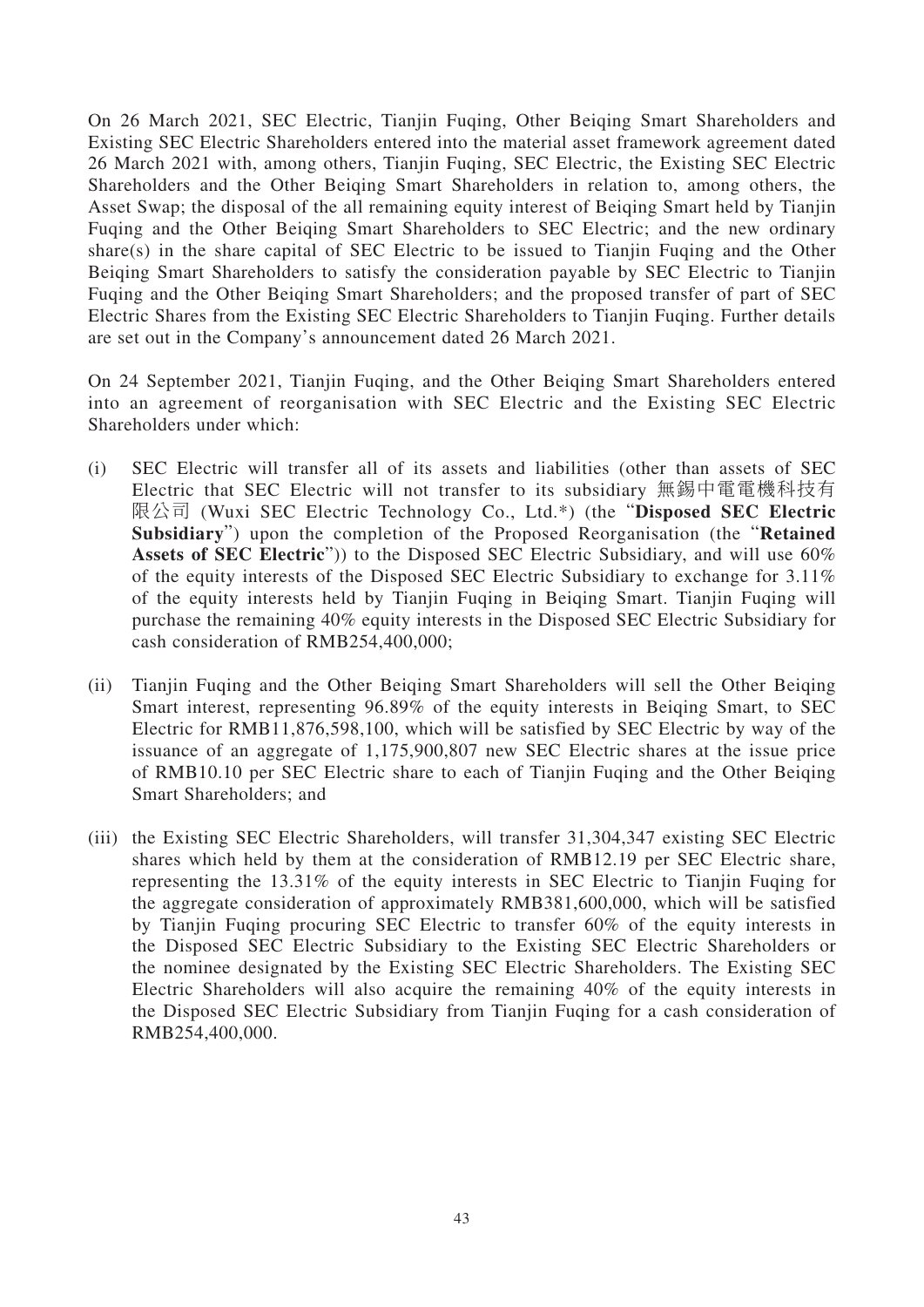On 26 March 2021, SEC Electric, Tianjin Fuqing, Other Beiqing Smart Shareholders and Existing SEC Electric Shareholders entered into the material asset framework agreement dated 26 March 2021 with, among others, Tianjin Fuqing, SEC Electric, the Existing SEC Electric Shareholders and the Other Beiqing Smart Shareholders in relation to, among others, the Asset Swap; the disposal of the all remaining equity interest of Beiqing Smart held by Tianjin Fuqing and the Other Beiqing Smart Shareholders to SEC Electric; and the new ordinary share(s) in the share capital of SEC Electric to be issued to Tianjin Fuqing and the Other Beiqing Smart Shareholders to satisfy the consideration payable by SEC Electric to Tianjin Fuqing and the Other Beiqing Smart Shareholders; and the proposed transfer of part of SEC Electric Shares from the Existing SEC Electric Shareholders to Tianjin Fuqing. Further details are set out in the Company's announcement dated 26 March 2021.

On 24 September 2021, Tianjin Fuqing, and the Other Beiqing Smart Shareholders entered into an agreement of reorganisation with SEC Electric and the Existing SEC Electric Shareholders under which:

(i) SEC Electric will transfer all of its assets and liabilities (other than assets of SEC Electric that SEC Electric will not transfer to its subsidiary 無錫中電電機科技有限公司 (Wuxi SEC Electric Technology Co., Ltd.*) (the "**Disposed SEC Electric Subsidiary**") upon the completion of the Proposed Reorganisation (the "**Retained Assets of SEC Electric**")) to the Disposed SEC Electric Subsidiary, and will use 60% of the equity interests of the Disposed SEC Electric Subsidiary to exchange for 3.11% of the equity interests held by Tianjin Fuqing in Beiqing Smart. Tianjin Fuqing will purchase the remaining 40% equity interests in the Disposed SEC Electric Subsidiary for cash consideration of RMB254,400,000;

(ii) Tianjin Fuqing and the Other Beiqing Smart Shareholders will sell the Other Beiqing Smart interest, representing 96.89% of the equity interests in Beiqing Smart, to SEC Electric for RMB11,876,598,100, which will be satisfied by SEC Electric by way of the issuance of an aggregate of 1,175,900,807 new SEC Electric shares at the issue price of RMB10.10 per SEC Electric share to each of Tianjin Fuqing and the Other Beiqing Smart Shareholders; and

(iii) the Existing SEC Electric Shareholders, will transfer 31,304,347 existing SEC Electric shares which held by them at the consideration of RMB12.19 per SEC Electric share, representing the 13.31% of the equity interests in SEC Electric to Tianjin Fuqing for the aggregate consideration of approximately RMB381,600,000, which will be satisfied by Tianjin Fuqing procuring SEC Electric to transfer 60% of the equity interests in the Disposed SEC Electric Subsidiary to the Existing SEC Electric Shareholders or the nominee designated by the Existing SEC Electric Shareholders. The Existing SEC Electric Shareholders will also acquire the remaining 40% of the equity interests in the Disposed SEC Electric Subsidiary from Tianjin Fuqing for a cash consideration of RMB254,400,000.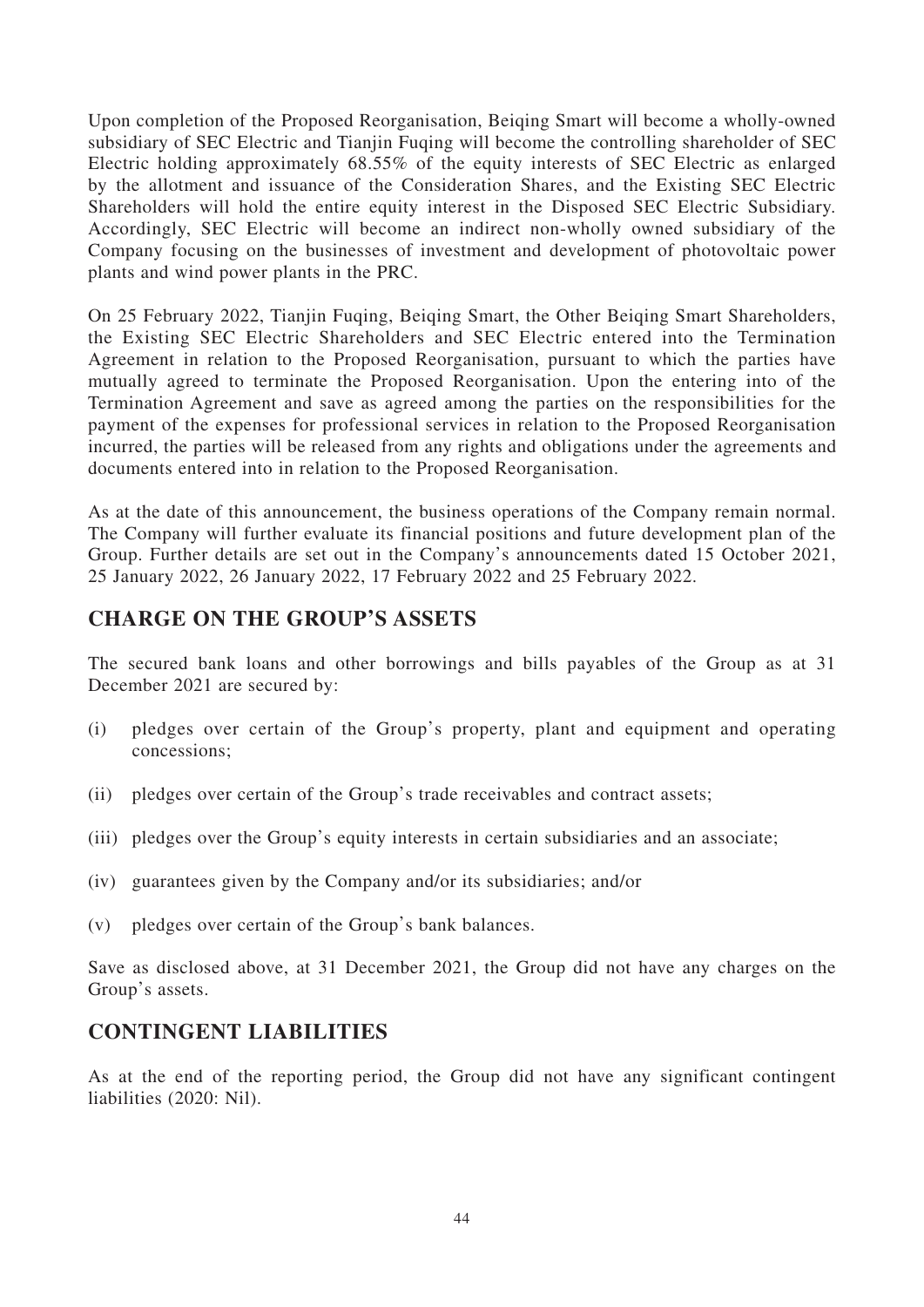Upon completion of the Proposed Reorganisation, Beiqing Smart will become a wholly-owned subsidiary of SEC Electric and Tianjin Fuqing will become the controlling shareholder of SEC Electric holding approximately 68.55% of the equity interests of SEC Electric as enlarged by the allotment and issuance of the Consideration Shares, and the Existing SEC Electric Shareholders will hold the entire equity interest in the Disposed SEC Electric Subsidiary. Accordingly, SEC Electric will become an indirect non-wholly owned subsidiary of the Company focusing on the businesses of investment and development of photovoltaic power plants and wind power plants in the PRC.

On 25 February 2022, Tianjin Fuqing, Beiqing Smart, the Other Beiqing Smart Shareholders, the Existing SEC Electric Shareholders and SEC Electric entered into the Termination Agreement in relation to the Proposed Reorganisation, pursuant to which the parties have mutually agreed to terminate the Proposed Reorganisation. Upon the entering into of the Termination Agreement and save as agreed among the parties on the responsibilities for the payment of the expenses for professional services in relation to the Proposed Reorganisation incurred, the parties will be released from any rights and obligations under the agreements and documents entered into in relation to the Proposed Reorganisation.

As at the date of this announcement, the business operations of the Company remain normal. The Company will further evaluate its financial positions and future development plan of the Group. Further details are set out in the Company's announcements dated 15 October 2021, 25 January 2022, 26 January 2022, 17 February 2022 and 25 February 2022.

## CHARGE ON THE GROUP'S ASSETS

The secured bank loans and other borrowings and bills payables of the Group as at 31 December 2021 are secured by:

(i) pledges over certain of the Group's property, plant and equipment and operating concessions;

(ii) pledges over certain of the Group's trade receivables and contract assets;

(iii) pledges over the Group's equity interests in certain subsidiaries and an associate;

(iv) guarantees given by the Company and/or its subsidiaries; and/or

(v) pledges over certain of the Group's bank balances.

Save as disclosed above, at 31 December 2021, the Group did not have any charges on the Group's assets.

## CONTINGENT LIABILITIES

As at the end of the reporting period, the Group did not have any significant contingent liabilities (2020: Nil).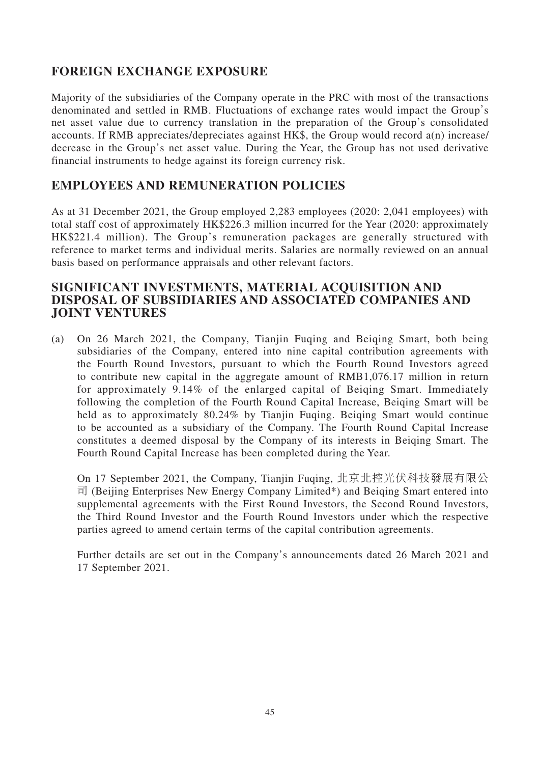## FOREIGN EXCHANGE EXPOSURE

Majority of the subsidiaries of the Company operate in the PRC with most of the transactions denominated and settled in RMB. Fluctuations of exchange rates would impact the Group's net asset value due to currency translation in the preparation of the Group's consolidated accounts. If RMB appreciates/depreciates against HK$, the Group would record a(n) increase/decrease in the Group's net asset value. During the Year, the Group has not used derivative financial instruments to hedge against its foreign currency risk.

## EMPLOYEES AND REMUNERATION POLICIES

As at 31 December 2021, the Group employed 2,283 employees (2020: 2,041 employees) with total staff cost of approximately HK$226.3 million incurred for the Year (2020: approximately HK$221.4 million). The Group's remuneration packages are generally structured with reference to market terms and individual merits. Salaries are normally reviewed on an annual basis based on performance appraisals and other relevant factors.

## SIGNIFICANT INVESTMENTS, MATERIAL ACQUISITION AND DISPOSAL OF SUBSIDIARIES AND ASSOCIATED COMPANIES AND JOINT VENTURES

(a) On 26 March 2021, the Company, Tianjin Fuqing and Beiqing Smart, both being subsidiaries of the Company, entered into nine capital contribution agreements with the Fourth Round Investors, pursuant to which the Fourth Round Investors agreed to contribute new capital in the aggregate amount of RMB1,076.17 million in return for approximately 9.14% of the enlarged capital of Beiqing Smart. Immediately following the completion of the Fourth Round Capital Increase, Beiqing Smart will be held as to approximately 80.24% by Tianjin Fuqing. Beiqing Smart would continue to be accounted as a subsidiary of the Company. The Fourth Round Capital Increase constitutes a deemed disposal by the Company of its interests in Beiqing Smart. The Fourth Round Capital Increase has been completed during the Year.

On 17 September 2021, the Company, Tianjin Fuqing, 北京北控光伏科技發展有限公司 (Beijing Enterprises New Energy Company Limited*) and Beiqing Smart entered into supplemental agreements with the First Round Investors, the Second Round Investors, the Third Round Investor and the Fourth Round Investors under which the respective parties agreed to amend certain terms of the capital contribution agreements.

Further details are set out in the Company's announcements dated 26 March 2021 and 17 September 2021.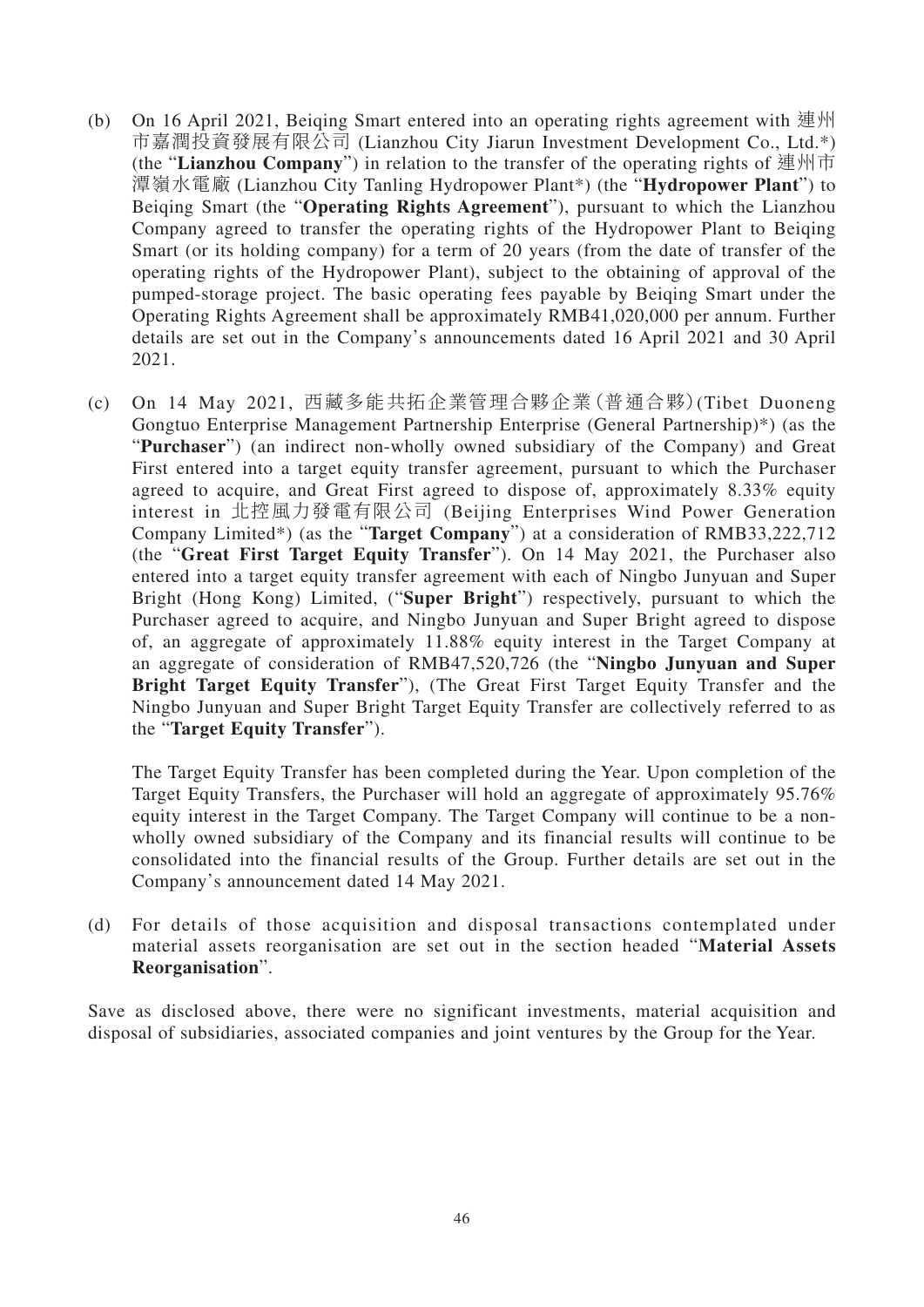(b) On 16 April 2021, Beiqing Smart entered into an operating rights agreement with 連州市嘉潤投資發展有限公司 (Lianzhou City Jiarun Investment Development Co., Ltd.*) (the "**Lianzhou Company**") in relation to the transfer of the operating rights of 連州市潭嶺水電廠 (Lianzhou City Tanling Hydropower Plant*) (the "**Hydropower Plant**") to Beiqing Smart (the "**Operating Rights Agreement**"), pursuant to which the Lianzhou Company agreed to transfer the operating rights of the Hydropower Plant to Beiqing Smart (or its holding company) for a term of 20 years (from the date of transfer of the operating rights of the Hydropower Plant), subject to the obtaining of approval of the pumped-storage project. The basic operating fees payable by Beiqing Smart under the Operating Rights Agreement shall be approximately RMB41,020,000 per annum. Further details are set out in the Company's announcements dated 16 April 2021 and 30 April 2021.

(c) On 14 May 2021, 西藏多能共拓企業管理合夥企業(普通合夥)(Tibet Duoneng Gongtuo Enterprise Management Partnership Enterprise (General Partnership)*) (as the "**Purchaser**") (an indirect non-wholly owned subsidiary of the Company) and Great First entered into a target equity transfer agreement, pursuant to which the Purchaser agreed to acquire, and Great First agreed to dispose of, approximately 8.33% equity interest in 北控風力發電有限公司 (Beijing Enterprises Wind Power Generation Company Limited*) (as the "**Target Company**") at a consideration of RMB33,222,712 (the "**Great First Target Equity Transfer**"). On 14 May 2021, the Purchaser also entered into a target equity transfer agreement with each of Ningbo Junyuan and Super Bright (Hong Kong) Limited, ("**Super Bright**") respectively, pursuant to which the Purchaser agreed to acquire, and Ningbo Junyuan and Super Bright agreed to dispose of, an aggregate of approximately 11.88% equity interest in the Target Company at an aggregate of consideration of RMB47,520,726 (the "**Ningbo Junyuan and Super Bright Target Equity Transfer**"), (The Great First Target Equity Transfer and the Ningbo Junyuan and Super Bright Target Equity Transfer are collectively referred to as the "**Target Equity Transfer**").

    The Target Equity Transfer has been completed during the Year. Upon completion of the Target Equity Transfers, the Purchaser will hold an aggregate of approximately 95.76% equity interest in the Target Company. The Target Company will continue to be a non-wholly owned subsidiary of the Company and its financial results will continue to be consolidated into the financial results of the Group. Further details are set out in the Company's announcement dated 14 May 2021.

(d) For details of those acquisition and disposal transactions contemplated under material assets reorganisation are set out in the section headed "**Material Assets Reorganisation**".

Save as disclosed above, there were no significant investments, material acquisition and disposal of subsidiaries, associated companies and joint ventures by the Group for the Year.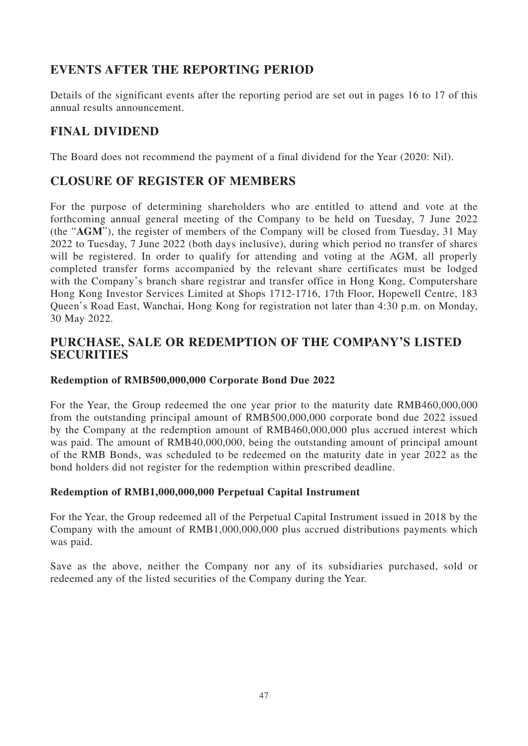## EVENTS AFTER THE REPORTING PERIOD

Details of the significant events after the reporting period are set out in pages 16 to 17 of this annual results announcement.

## FINAL DIVIDEND

The Board does not recommend the payment of a final dividend for the Year (2020: Nil).

## CLOSURE OF REGISTER OF MEMBERS

For the purpose of determining shareholders who are entitled to attend and vote at the forthcoming annual general meeting of the Company to be held on Tuesday, 7 June 2022 (the "**AGM**"), the register of members of the Company will be closed from Tuesday, 31 May 2022 to Tuesday, 7 June 2022 (both days inclusive), during which period no transfer of shares will be registered. In order to qualify for attending and voting at the AGM, all properly completed transfer forms accompanied by the relevant share certificates must be lodged with the Company's branch share registrar and transfer office in Hong Kong, Computershare Hong Kong Investor Services Limited at Shops 1712-1716, 17th Floor, Hopewell Centre, 183 Queen's Road East, Wanchai, Hong Kong for registration not later than 4:30 p.m. on Monday, 30 May 2022.

## PURCHASE, SALE OR REDEMPTION OF THE COMPANY'S LISTED SECURITIES

**Redemption of RMB500,000,000 Corporate Bond Due 2022**

For the Year, the Group redeemed the one year prior to the maturity date RMB460,000,000 from the outstanding principal amount of RMB500,000,000 corporate bond due 2022 issued by the Company at the redemption amount of RMB460,000,000 plus accrued interest which was paid. The amount of RMB40,000,000, being the outstanding amount of principal amount of the RMB Bonds, was scheduled to be redeemed on the maturity date in year 2022 as the bond holders did not register for the redemption within prescribed deadline.

**Redemption of RMB1,000,000,000 Perpetual Capital Instrument**

For the Year, the Group redeemed all of the Perpetual Capital Instrument issued in 2018 by the Company with the amount of RMB1,000,000,000 plus accrued distributions payments which was paid.

Save as the above, neither the Company nor any of its subsidiaries purchased, sold or redeemed any of the listed securities of the Company during the Year.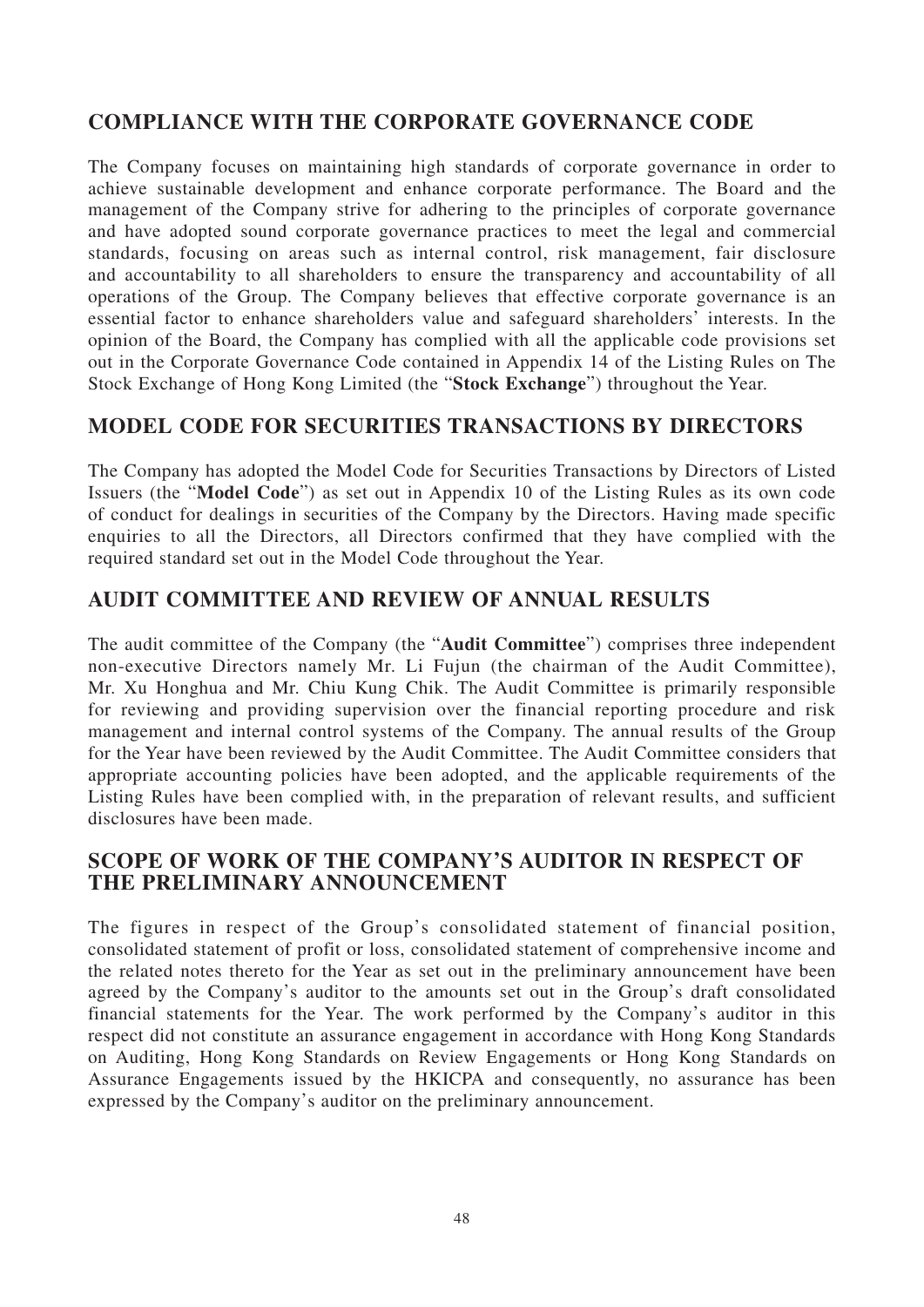## COMPLIANCE WITH THE CORPORATE GOVERNANCE CODE

The Company focuses on maintaining high standards of corporate governance in order to achieve sustainable development and enhance corporate performance. The Board and the management of the Company strive for adhering to the principles of corporate governance and have adopted sound corporate governance practices to meet the legal and commercial standards, focusing on areas such as internal control, risk management, fair disclosure and accountability to all shareholders to ensure the transparency and accountability of all operations of the Group. The Company believes that effective corporate governance is an essential factor to enhance shareholders value and safeguard shareholders' interests. In the opinion of the Board, the Company has complied with all the applicable code provisions set out in the Corporate Governance Code contained in Appendix 14 of the Listing Rules on The Stock Exchange of Hong Kong Limited (the "**Stock Exchange**") throughout the Year.

## MODEL CODE FOR SECURITIES TRANSACTIONS BY DIRECTORS

The Company has adopted the Model Code for Securities Transactions by Directors of Listed Issuers (the "**Model Code**") as set out in Appendix 10 of the Listing Rules as its own code of conduct for dealings in securities of the Company by the Directors. Having made specific enquiries to all the Directors, all Directors confirmed that they have complied with the required standard set out in the Model Code throughout the Year.

## AUDIT COMMITTEE AND REVIEW OF ANNUAL RESULTS

The audit committee of the Company (the "**Audit Committee**") comprises three independent non-executive Directors namely Mr. Li Fujun (the chairman of the Audit Committee), Mr. Xu Honghua and Mr. Chiu Kung Chik. The Audit Committee is primarily responsible for reviewing and providing supervision over the financial reporting procedure and risk management and internal control systems of the Company. The annual results of the Group for the Year have been reviewed by the Audit Committee. The Audit Committee considers that appropriate accounting policies have been adopted, and the applicable requirements of the Listing Rules have been complied with, in the preparation of relevant results, and sufficient disclosures have been made.

## SCOPE OF WORK OF THE COMPANY'S AUDITOR IN RESPECT OF THE PRELIMINARY ANNOUNCEMENT

The figures in respect of the Group's consolidated statement of financial position, consolidated statement of profit or loss, consolidated statement of comprehensive income and the related notes thereto for the Year as set out in the preliminary announcement have been agreed by the Company's auditor to the amounts set out in the Group's draft consolidated financial statements for the Year. The work performed by the Company's auditor in this respect did not constitute an assurance engagement in accordance with Hong Kong Standards on Auditing, Hong Kong Standards on Review Engagements or Hong Kong Standards on Assurance Engagements issued by the HKICPA and consequently, no assurance has been expressed by the Company's auditor on the preliminary announcement.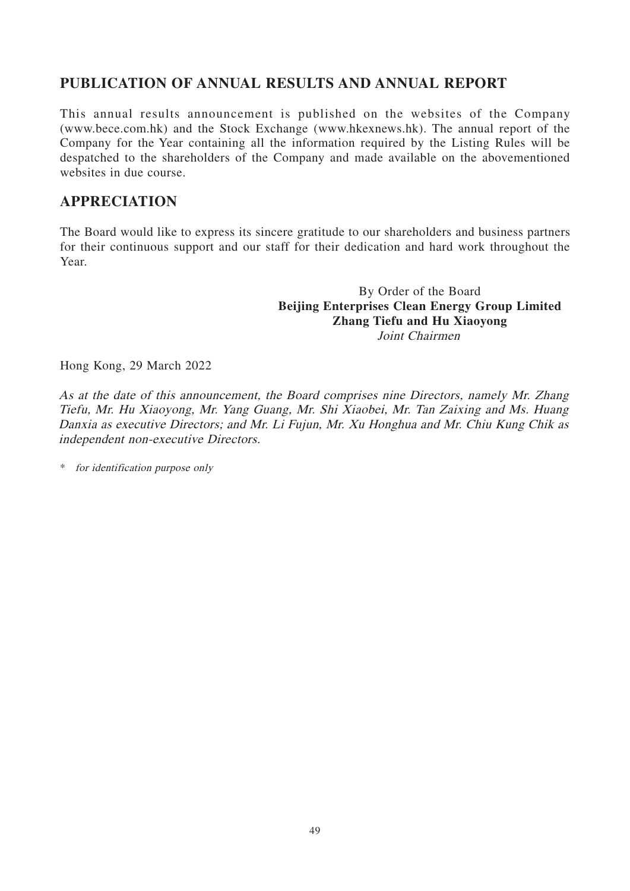## PUBLICATION OF ANNUAL RESULTS AND ANNUAL REPORT

This annual results announcement is published on the websites of the Company (www.bece.com.hk) and the Stock Exchange (www.hkexnews.hk). The annual report of the Company for the Year containing all the information required by the Listing Rules will be despatched to the shareholders of the Company and made available on the abovementioned websites in due course.

## APPRECIATION

The Board would like to express its sincere gratitude to our shareholders and business partners for their continuous support and our staff for their dedication and hard work throughout the Year.

By Order of the Board
**Beijing Enterprises Clean Energy Group Limited**
**Zhang Tiefu and Hu Xiaoyong**
*Joint Chairmen*

Hong Kong, 29 March 2022

*As at the date of this announcement, the Board comprises nine Directors, namely Mr. Zhang Tiefu, Mr. Hu Xiaoyong, Mr. Yang Guang, Mr. Shi Xiaobei, Mr. Tan Zaixing and Ms. Huang Danxia as executive Directors; and Mr. Li Fujun, Mr. Xu Honghua and Mr. Chiu Kung Chik as independent non-executive Directors.*

\* *for identification purpose only*